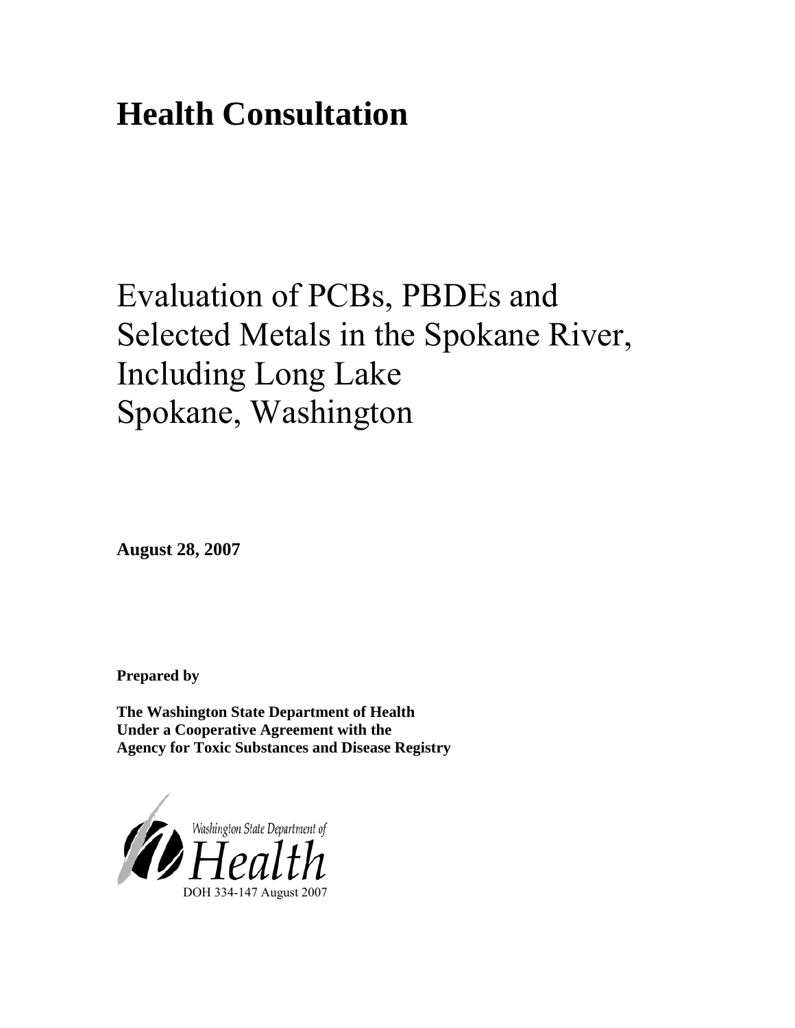# Health Consultation

## Evaluation of PCBs, PBDEs and Selected Metals in the Spokane River, Including Long Lake Spokane, Washington

**August 28, 2007**

**Prepared by**

**The Washington State Department of Health Under a Cooperative Agreement with the Agency for Toxic Substances and Disease Registry**

Washington State Department of Health

DOH 334-147 August 2007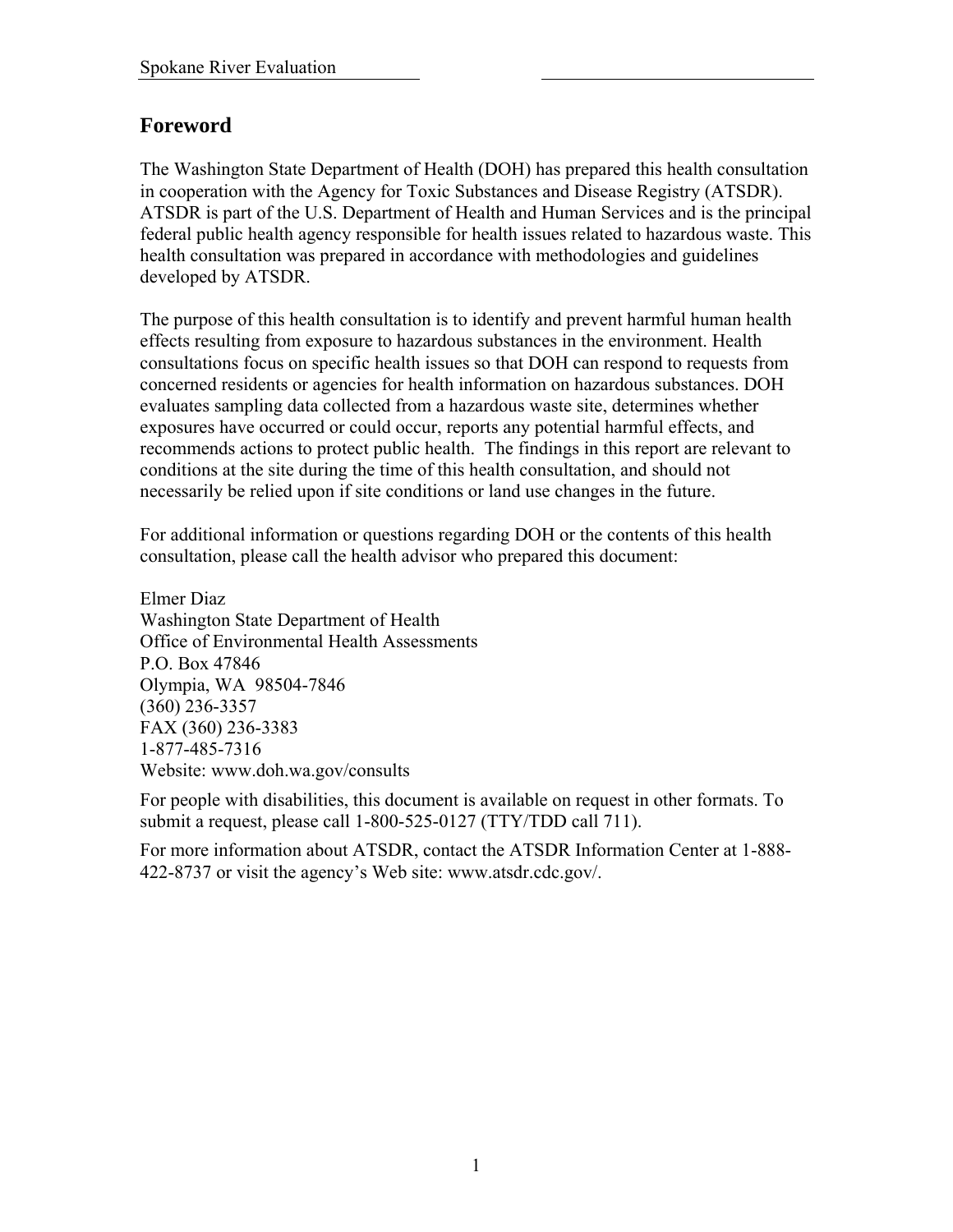## Foreword

The Washington State Department of Health (DOH) has prepared this health consultation in cooperation with the Agency for Toxic Substances and Disease Registry (ATSDR). ATSDR is part of the U.S. Department of Health and Human Services and is the principal federal public health agency responsible for health issues related to hazardous waste. This health consultation was prepared in accordance with methodologies and guidelines developed by ATSDR.

The purpose of this health consultation is to identify and prevent harmful human health effects resulting from exposure to hazardous substances in the environment. Health consultations focus on specific health issues so that DOH can respond to requests from concerned residents or agencies for health information on hazardous substances. DOH evaluates sampling data collected from a hazardous waste site, determines whether exposures have occurred or could occur, reports any potential harmful effects, and recommends actions to protect public health. The findings in this report are relevant to conditions at the site during the time of this health consultation, and should not necessarily be relied upon if site conditions or land use changes in the future.

For additional information or questions regarding DOH or the contents of this health consultation, please call the health advisor who prepared this document:

Elmer Diaz
Washington State Department of Health
Office of Environmental Health Assessments
P.O. Box 47846
Olympia, WA 98504-7846
(360) 236-3357
FAX (360) 236-3383
1-877-485-7316
Website: www.doh.wa.gov/consults

For people with disabilities, this document is available on request in other formats. To submit a request, please call 1-800-525-0127 (TTY/TDD call 711).

For more information about ATSDR, contact the ATSDR Information Center at 1-888-422-8737 or visit the agency's Web site: www.atsdr.cdc.gov/.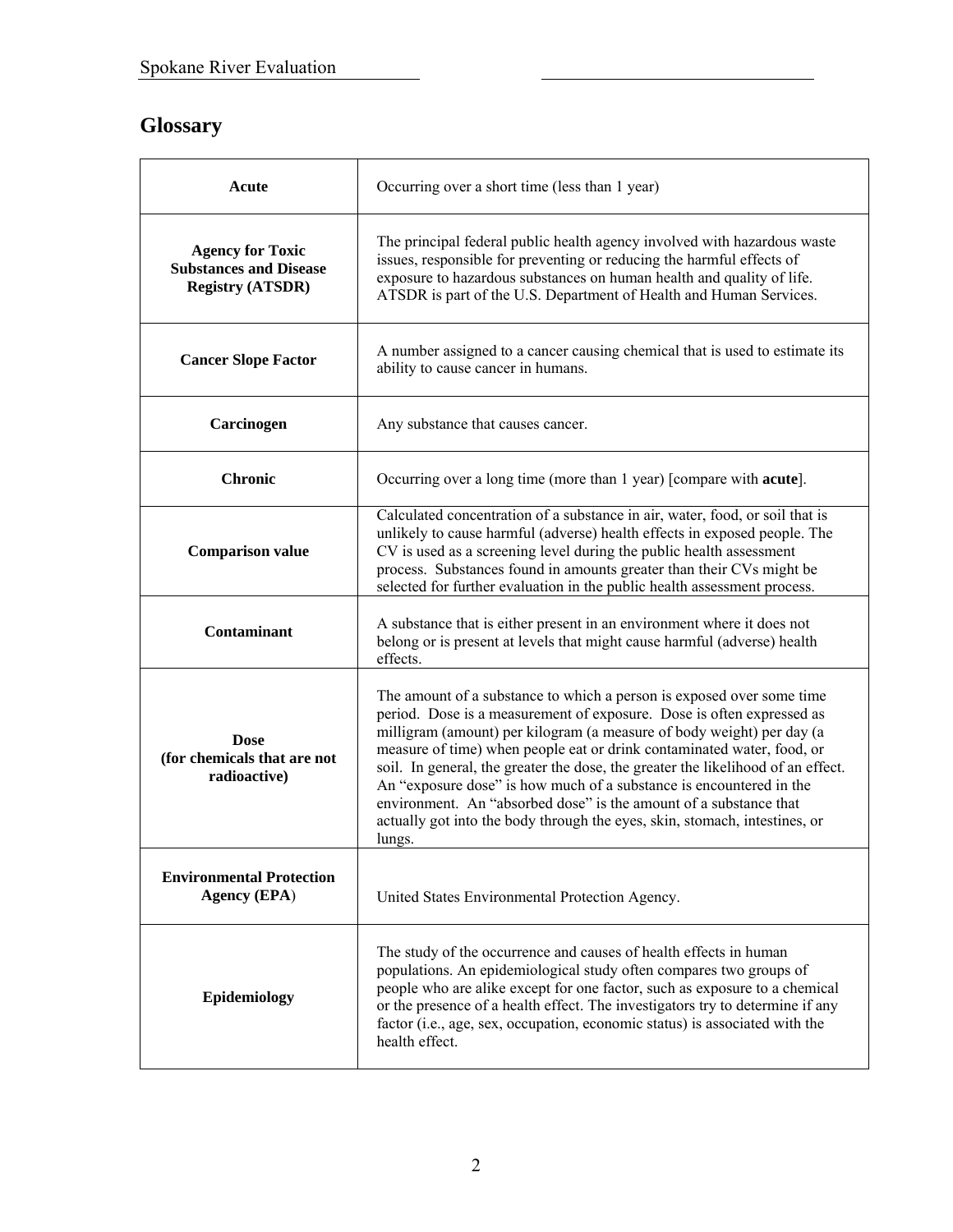## Glossary

| Term | Definition |
| --- | --- |
| **Acute** | Occurring over a short time (less than 1 year) |
| **Agency for Toxic Substances and Disease Registry (ATSDR)** | The principal federal public health agency involved with hazardous waste issues, responsible for preventing or reducing the harmful effects of exposure to hazardous substances on human health and quality of life. ATSDR is part of the U.S. Department of Health and Human Services. |
| **Cancer Slope Factor** | A number assigned to a cancer causing chemical that is used to estimate its ability to cause cancer in humans. |
| **Carcinogen** | Any substance that causes cancer. |
| **Chronic** | Occurring over a long time (more than 1 year) [compare with **acute**]. |
| **Comparison value** | Calculated concentration of a substance in air, water, food, or soil that is unlikely to cause harmful (adverse) health effects in exposed people. The CV is used as a screening level during the public health assessment process. Substances found in amounts greater than their CVs might be selected for further evaluation in the public health assessment process. |
| **Contaminant** | A substance that is either present in an environment where it does not belong or is present at levels that might cause harmful (adverse) health effects. |
| **Dose (for chemicals that are not radioactive)** | The amount of a substance to which a person is exposed over some time period. Dose is a measurement of exposure. Dose is often expressed as milligram (amount) per kilogram (a measure of body weight) per day (a measure of time) when people eat or drink contaminated water, food, or soil. In general, the greater the dose, the greater the likelihood of an effect. An "exposure dose" is how much of a substance is encountered in the environment. An "absorbed dose" is the amount of a substance that actually got into the body through the eyes, skin, stomach, intestines, or lungs. |
| **Environmental Protection Agency (EPA)** | United States Environmental Protection Agency. |
| **Epidemiology** | The study of the occurrence and causes of health effects in human populations. An epidemiological study often compares two groups of people who are alike except for one factor, such as exposure to a chemical or the presence of a health effect. The investigators try to determine if any factor (i.e., age, sex, occupation, economic status) is associated with the health effect. |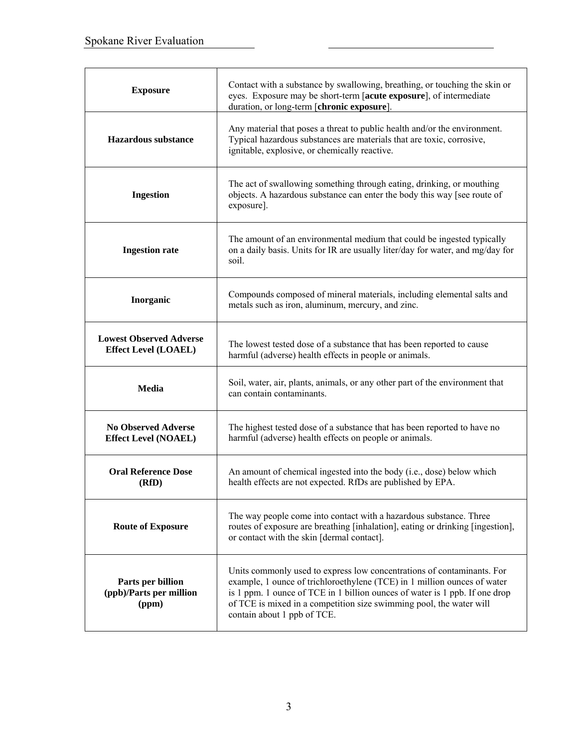| | |
|---|---|
| **Exposure** | Contact with a substance by swallowing, breathing, or touching the skin or eyes. Exposure may be short-term [**acute exposure**], of intermediate duration, or long-term [**chronic exposure**]. |
| **Hazardous substance** | Any material that poses a threat to public health and/or the environment. Typical hazardous substances are materials that are toxic, corrosive, ignitable, explosive, or chemically reactive. |
| **Ingestion** | The act of swallowing something through eating, drinking, or mouthing objects. A hazardous substance can enter the body this way [see route of exposure]. |
| **Ingestion rate** | The amount of an environmental medium that could be ingested typically on a daily basis. Units for IR are usually liter/day for water, and mg/day for soil. |
| **Inorganic** | Compounds composed of mineral materials, including elemental salts and metals such as iron, aluminum, mercury, and zinc. |
| **Lowest Observed Adverse Effect Level (LOAEL)** | The lowest tested dose of a substance that has been reported to cause harmful (adverse) health effects in people or animals. |
| **Media** | Soil, water, air, plants, animals, or any other part of the environment that can contain contaminants. |
| **No Observed Adverse Effect Level (NOAEL)** | The highest tested dose of a substance that has been reported to have no harmful (adverse) health effects on people or animals. |
| **Oral Reference Dose (RfD)** | An amount of chemical ingested into the body (i.e., dose) below which health effects are not expected. RfDs are published by EPA. |
| **Route of Exposure** | The way people come into contact with a hazardous substance. Three routes of exposure are breathing [inhalation], eating or drinking [ingestion], or contact with the skin [dermal contact]. |
| **Parts per billion (ppb)/Parts per million (ppm)** | Units commonly used to express low concentrations of contaminants. For example, 1 ounce of trichloroethylene (TCE) in 1 million ounces of water is 1 ppm. 1 ounce of TCE in 1 billion ounces of water is 1 ppb. If one drop of TCE is mixed in a competition size swimming pool, the water will contain about 1 ppb of TCE. |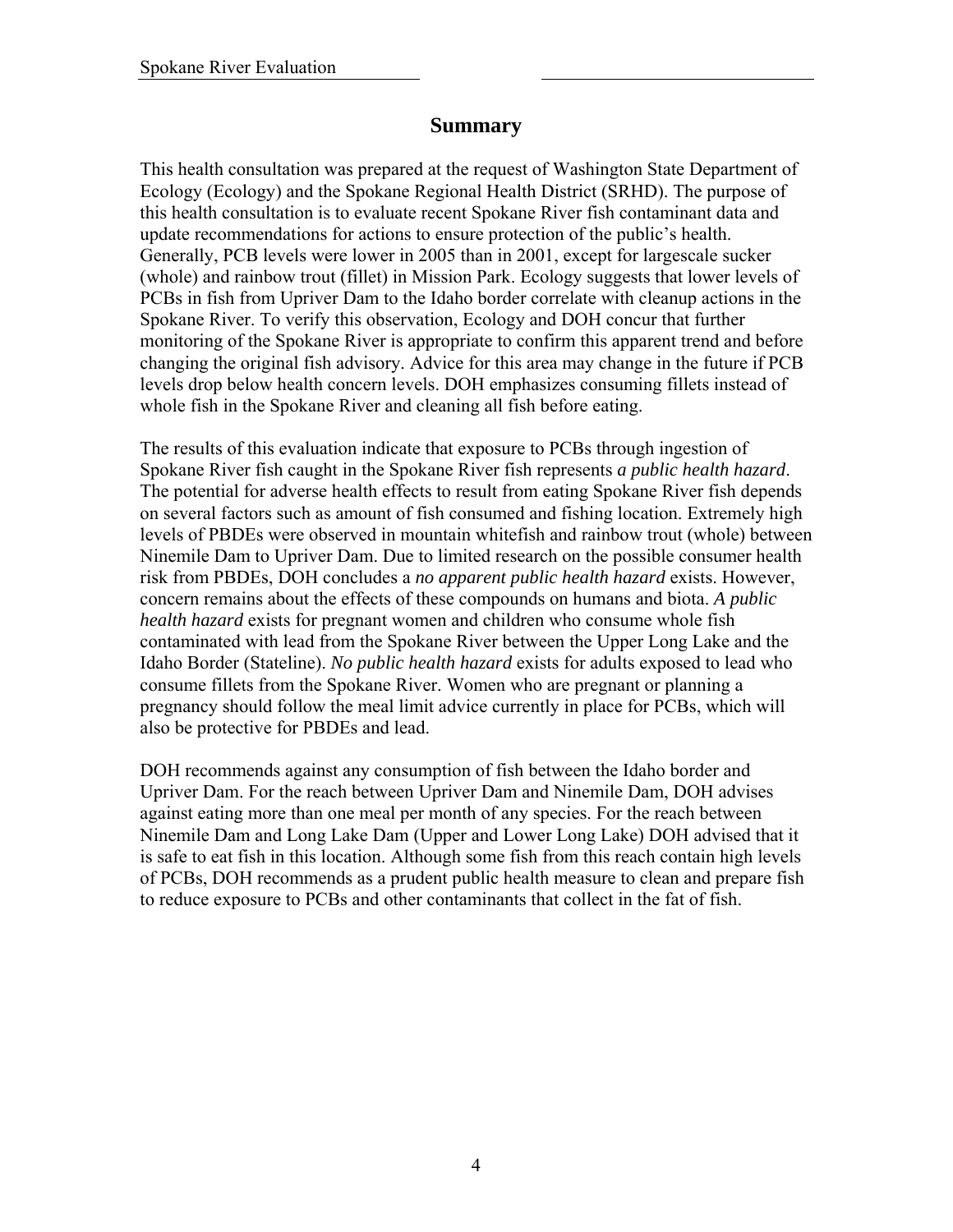## Summary

This health consultation was prepared at the request of Washington State Department of Ecology (Ecology) and the Spokane Regional Health District (SRHD). The purpose of this health consultation is to evaluate recent Spokane River fish contaminant data and update recommendations for actions to ensure protection of the public's health. Generally, PCB levels were lower in 2005 than in 2001, except for largescale sucker (whole) and rainbow trout (fillet) in Mission Park. Ecology suggests that lower levels of PCBs in fish from Upriver Dam to the Idaho border correlate with cleanup actions in the Spokane River. To verify this observation, Ecology and DOH concur that further monitoring of the Spokane River is appropriate to confirm this apparent trend and before changing the original fish advisory. Advice for this area may change in the future if PCB levels drop below health concern levels. DOH emphasizes consuming fillets instead of whole fish in the Spokane River and cleaning all fish before eating.

The results of this evaluation indicate that exposure to PCBs through ingestion of Spokane River fish caught in the Spokane River fish represents *a public health hazard*. The potential for adverse health effects to result from eating Spokane River fish depends on several factors such as amount of fish consumed and fishing location. Extremely high levels of PBDEs were observed in mountain whitefish and rainbow trout (whole) between Ninemile Dam to Upriver Dam. Due to limited research on the possible consumer health risk from PBDEs, DOH concludes a *no apparent public health hazard* exists. However, concern remains about the effects of these compounds on humans and biota. *A public health hazard* exists for pregnant women and children who consume whole fish contaminated with lead from the Spokane River between the Upper Long Lake and the Idaho Border (Stateline). *No public health hazard* exists for adults exposed to lead who consume fillets from the Spokane River. Women who are pregnant or planning a pregnancy should follow the meal limit advice currently in place for PCBs, which will also be protective for PBDEs and lead.

DOH recommends against any consumption of fish between the Idaho border and Upriver Dam. For the reach between Upriver Dam and Ninemile Dam, DOH advises against eating more than one meal per month of any species. For the reach between Ninemile Dam and Long Lake Dam (Upper and Lower Long Lake) DOH advised that it is safe to eat fish in this location. Although some fish from this reach contain high levels of PCBs, DOH recommends as a prudent public health measure to clean and prepare fish to reduce exposure to PCBs and other contaminants that collect in the fat of fish.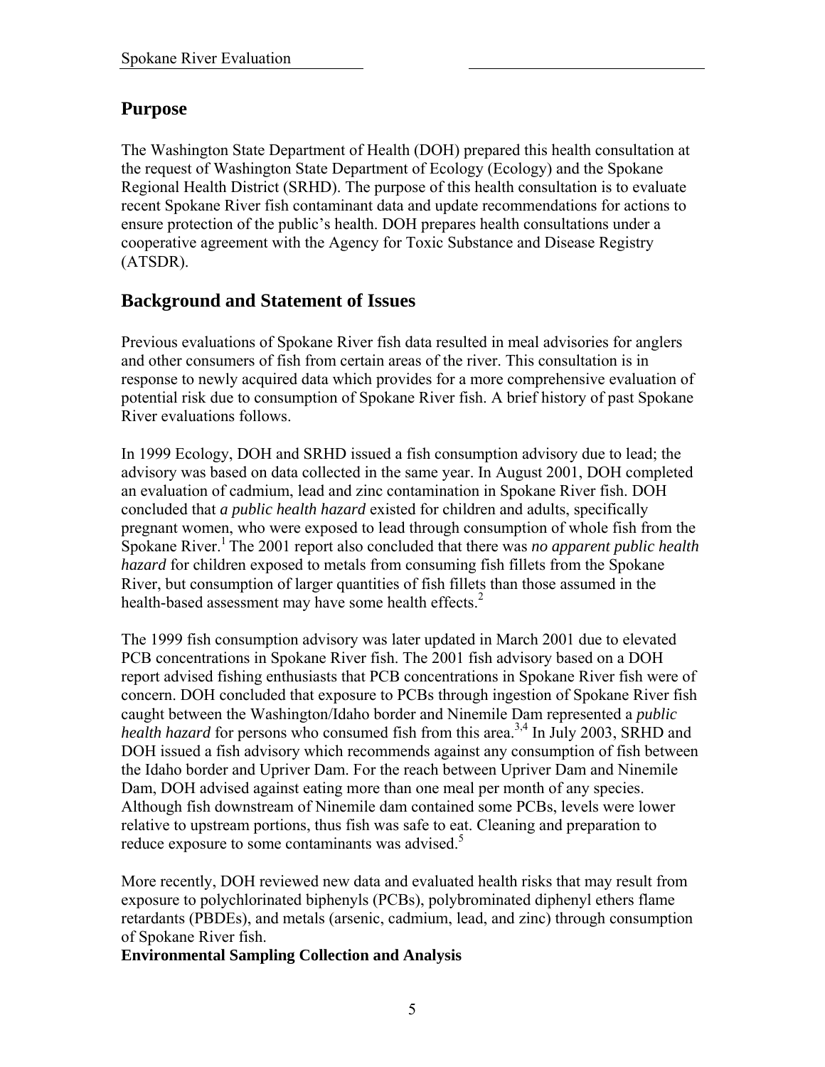## Purpose

The Washington State Department of Health (DOH) prepared this health consultation at the request of Washington State Department of Ecology (Ecology) and the Spokane Regional Health District (SRHD). The purpose of this health consultation is to evaluate recent Spokane River fish contaminant data and update recommendations for actions to ensure protection of the public's health. DOH prepares health consultations under a cooperative agreement with the Agency for Toxic Substance and Disease Registry (ATSDR).

## Background and Statement of Issues

Previous evaluations of Spokane River fish data resulted in meal advisories for anglers and other consumers of fish from certain areas of the river. This consultation is in response to newly acquired data which provides for a more comprehensive evaluation of potential risk due to consumption of Spokane River fish. A brief history of past Spokane River evaluations follows.

In 1999 Ecology, DOH and SRHD issued a fish consumption advisory due to lead; the advisory was based on data collected in the same year. In August 2001, DOH completed an evaluation of cadmium, lead and zinc contamination in Spokane River fish. DOH concluded that *a public health hazard* existed for children and adults, specifically pregnant women, who were exposed to lead through consumption of whole fish from the Spokane River.[1] The 2001 report also concluded that there was *no apparent public health hazard* for children exposed to metals from consuming fish fillets from the Spokane River, but consumption of larger quantities of fish fillets than those assumed in the health-based assessment may have some health effects.[2]

The 1999 fish consumption advisory was later updated in March 2001 due to elevated PCB concentrations in Spokane River fish. The 2001 fish advisory based on a DOH report advised fishing enthusiasts that PCB concentrations in Spokane River fish were of concern. DOH concluded that exposure to PCBs through ingestion of Spokane River fish caught between the Washington/Idaho border and Ninemile Dam represented a *public health hazard* for persons who consumed fish from this area.[3,4] In July 2003, SRHD and DOH issued a fish advisory which recommends against any consumption of fish between the Idaho border and Upriver Dam. For the reach between Upriver Dam and Ninemile Dam, DOH advised against eating more than one meal per month of any species. Although fish downstream of Ninemile dam contained some PCBs, levels were lower relative to upstream portions, thus fish was safe to eat. Cleaning and preparation to reduce exposure to some contaminants was advised.[5]

More recently, DOH reviewed new data and evaluated health risks that may result from exposure to polychlorinated biphenyls (PCBs), polybrominated diphenyl ethers flame retardants (PBDEs), and metals (arsenic, cadmium, lead, and zinc) through consumption of Spokane River fish.

**Environmental Sampling Collection and Analysis**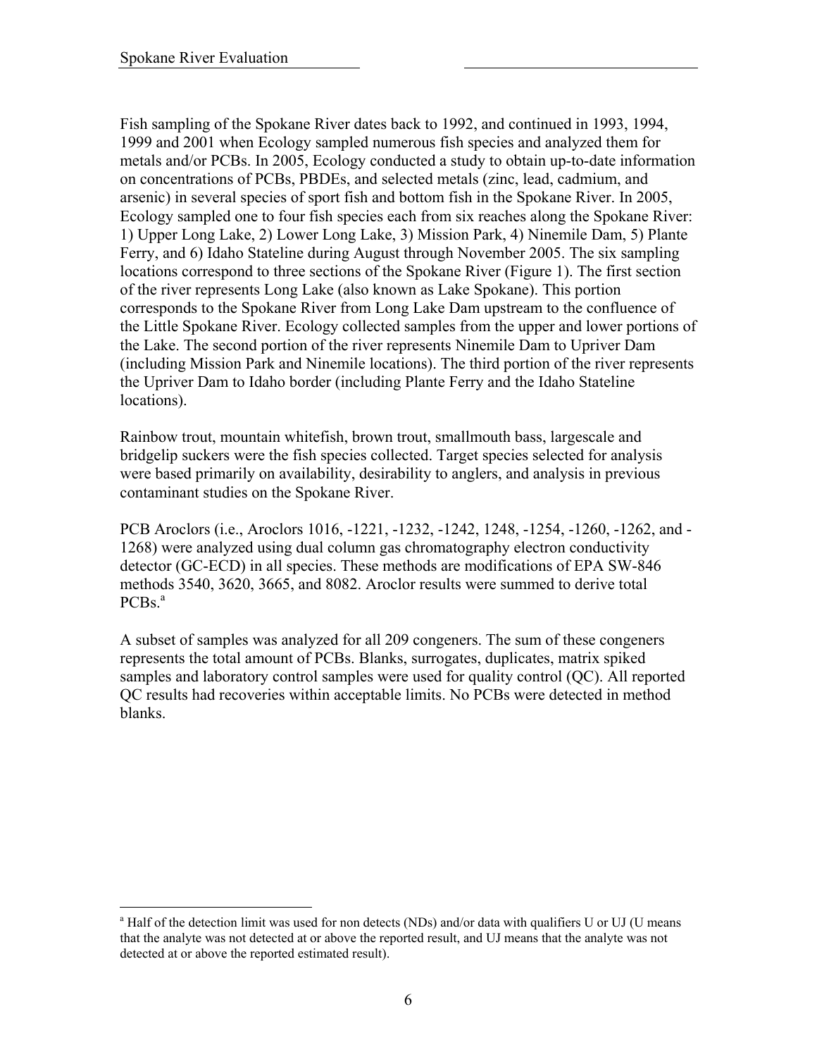Fish sampling of the Spokane River dates back to 1992, and continued in 1993, 1994, 1999 and 2001 when Ecology sampled numerous fish species and analyzed them for metals and/or PCBs. In 2005, Ecology conducted a study to obtain up-to-date information on concentrations of PCBs, PBDEs, and selected metals (zinc, lead, cadmium, and arsenic) in several species of sport fish and bottom fish in the Spokane River. In 2005, Ecology sampled one to four fish species each from six reaches along the Spokane River: 1) Upper Long Lake, 2) Lower Long Lake, 3) Mission Park, 4) Ninemile Dam, 5) Plante Ferry, and 6) Idaho Stateline during August through November 2005. The six sampling locations correspond to three sections of the Spokane River (Figure 1). The first section of the river represents Long Lake (also known as Lake Spokane). This portion corresponds to the Spokane River from Long Lake Dam upstream to the confluence of the Little Spokane River. Ecology collected samples from the upper and lower portions of the Lake. The second portion of the river represents Ninemile Dam to Upriver Dam (including Mission Park and Ninemile locations). The third portion of the river represents the Upriver Dam to Idaho border (including Plante Ferry and the Idaho Stateline locations).

Rainbow trout, mountain whitefish, brown trout, smallmouth bass, largescale and bridgelip suckers were the fish species collected. Target species selected for analysis were based primarily on availability, desirability to anglers, and analysis in previous contaminant studies on the Spokane River.

PCB Aroclors (i.e., Aroclors 1016, -1221, -1232, -1242, 1248, -1254, -1260, -1262, and -1268) were analyzed using dual column gas chromatography electron conductivity detector (GC-ECD) in all species. These methods are modifications of EPA SW-846 methods 3540, 3620, 3665, and 8082. Aroclor results were summed to derive total PCBs.[a]

A subset of samples was analyzed for all 209 congeners. The sum of these congeners represents the total amount of PCBs. Blanks, surrogates, duplicates, matrix spiked samples and laboratory control samples were used for quality control (QC). All reported QC results had recoveries within acceptable limits. No PCBs were detected in method blanks.

[a] Half of the detection limit was used for non detects (NDs) and/or data with qualifiers U or UJ (U means that the analyte was not detected at or above the reported result, and UJ means that the analyte was not detected at or above the reported estimated result).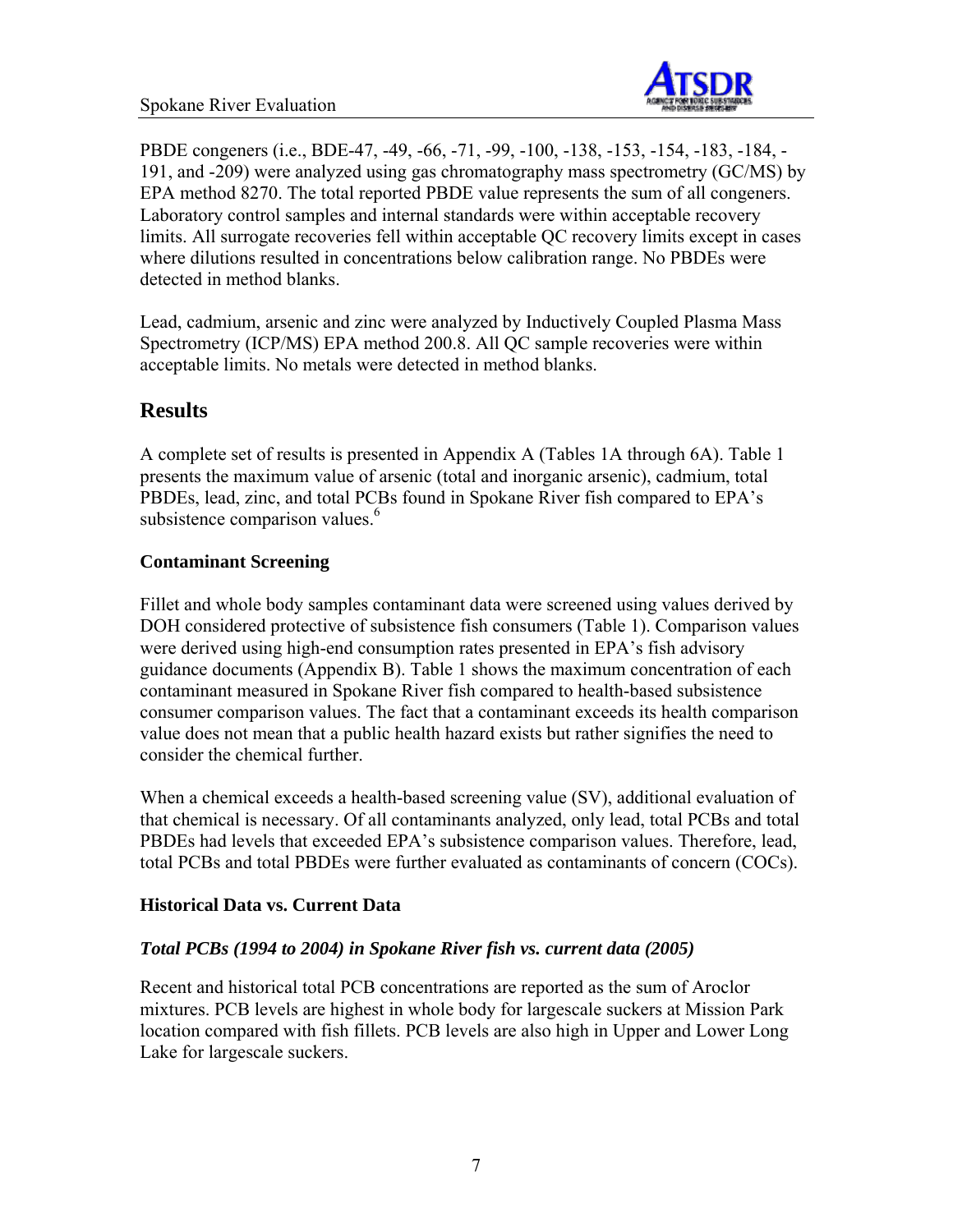PBDE congeners (i.e., BDE-47, -49, -66, -71, -99, -100, -138, -153, -154, -183, -184, -191, and -209) were analyzed using gas chromatography mass spectrometry (GC/MS) by EPA method 8270. The total reported PBDE value represents the sum of all congeners. Laboratory control samples and internal standards were within acceptable recovery limits. All surrogate recoveries fell within acceptable QC recovery limits except in cases where dilutions resulted in concentrations below calibration range. No PBDEs were detected in method blanks.

Lead, cadmium, arsenic and zinc were analyzed by Inductively Coupled Plasma Mass Spectrometry (ICP/MS) EPA method 200.8. All QC sample recoveries were within acceptable limits. No metals were detected in method blanks.

## Results

A complete set of results is presented in Appendix A (Tables 1A through 6A). Table 1 presents the maximum value of arsenic (total and inorganic arsenic), cadmium, total PBDEs, lead, zinc, and total PCBs found in Spokane River fish compared to EPA's subsistence comparison values.[6]

### Contaminant Screening

Fillet and whole body samples contaminant data were screened using values derived by DOH considered protective of subsistence fish consumers (Table 1). Comparison values were derived using high-end consumption rates presented in EPA's fish advisory guidance documents (Appendix B). Table 1 shows the maximum concentration of each contaminant measured in Spokane River fish compared to health-based subsistence consumer comparison values. The fact that a contaminant exceeds its health comparison value does not mean that a public health hazard exists but rather signifies the need to consider the chemical further.

When a chemical exceeds a health-based screening value (SV), additional evaluation of that chemical is necessary. Of all contaminants analyzed, only lead, total PCBs and total PBDEs had levels that exceeded EPA's subsistence comparison values. Therefore, lead, total PCBs and total PBDEs were further evaluated as contaminants of concern (COCs).

### Historical Data vs. Current Data

#### *Total PCBs (1994 to 2004) in Spokane River fish vs. current data (2005)*

Recent and historical total PCB concentrations are reported as the sum of Aroclor mixtures. PCB levels are highest in whole body for largescale suckers at Mission Park location compared with fish fillets. PCB levels are also high in Upper and Lower Long Lake for largescale suckers.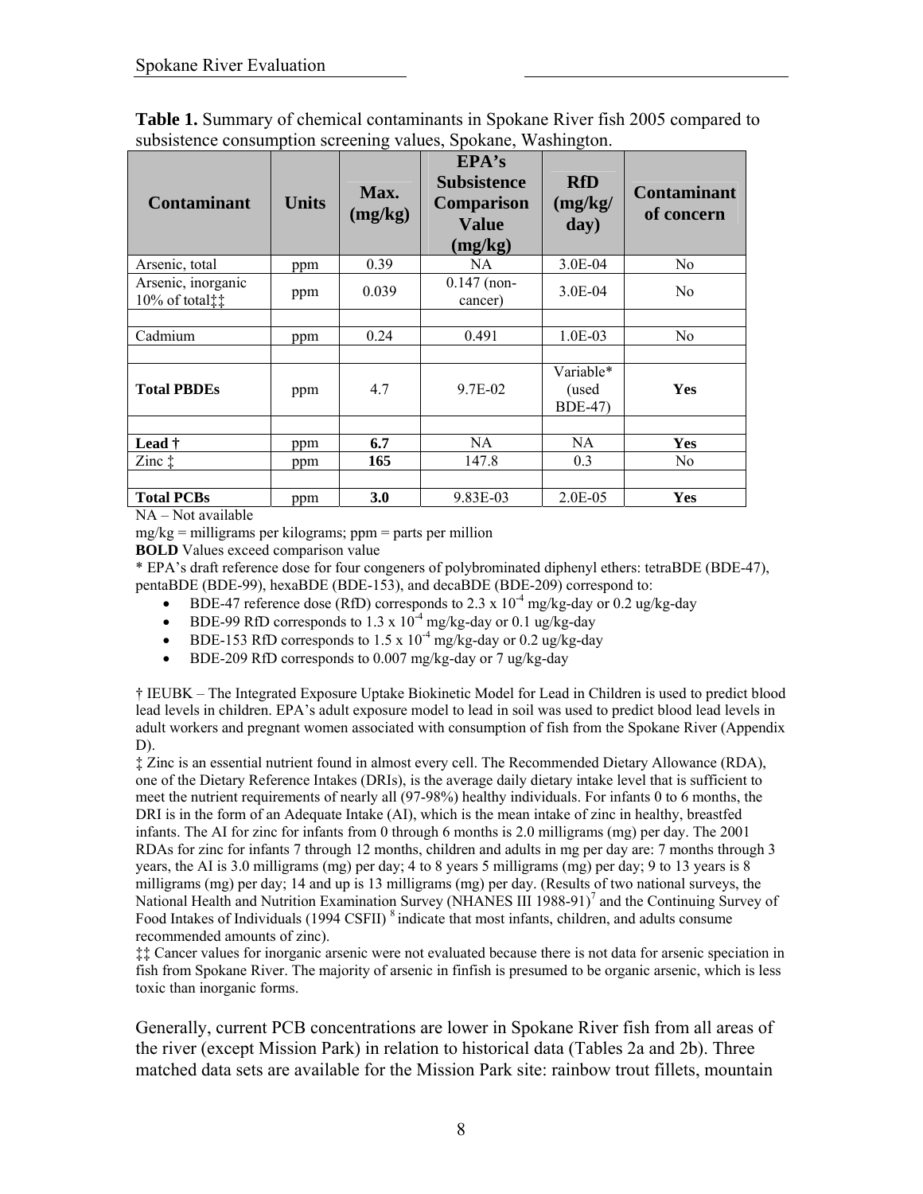**Table 1.** Summary of chemical contaminants in Spokane River fish 2005 compared to subsistence consumption screening values, Spokane, Washington.

| Contaminant | Units | Max. (mg/kg) | EPA's Subsistence Comparison Value (mg/kg) | RfD (mg/kg/ day) | Contaminant of concern |
|---|---|---|---|---|---|
| Arsenic, total | ppm | 0.39 | NA | 3.0E-04 | No |
| Arsenic, inorganic 10% of total‡‡ | ppm | 0.039 | 0.147 (non-cancer) | 3.0E-04 | No |
| | | | | | |
| Cadmium | ppm | 0.24 | 0.491 | 1.0E-03 | No |
| | | | | | |
| **Total PBDEs** | ppm | 4.7 | 9.7E-02 | Variable* (used BDE-47) | **Yes** |
| | | | | | |
| **Lead †** | ppm | **6.7** | NA | NA | **Yes** |
| Zinc ‡ | ppm | **165** | 147.8 | 0.3 | No |
| | | | | | |
| **Total PCBs** | ppm | **3.0** | 9.83E-03 | 2.0E-05 | **Yes** |

NA – Not available

mg/kg = milligrams per kilograms; ppm = parts per million

**BOLD** Values exceed comparison value

* EPA's draft reference dose for four congeners of polybrominated diphenyl ethers: tetraBDE (BDE-47), pentaBDE (BDE-99), hexaBDE (BDE-153), and decaBDE (BDE-209) correspond to:

- BDE-47 reference dose (RfD) corresponds to $2.3 \times 10^{-4}$ mg/kg-day or 0.2 ug/kg-day
- BDE-99 RfD corresponds to $1.3 \times 10^{-4}$ mg/kg-day or 0.1 ug/kg-day
- BDE-153 RfD corresponds to $1.5 \times 10^{-4}$ mg/kg-day or 0.2 ug/kg-day
- BDE-209 RfD corresponds to 0.007 mg/kg-day or 7 ug/kg-day

† IEUBK – The Integrated Exposure Uptake Biokinetic Model for Lead in Children is used to predict blood lead levels in children. EPA's adult exposure model to lead in soil was used to predict blood lead levels in adult workers and pregnant women associated with consumption of fish from the Spokane River (Appendix D).

‡ Zinc is an essential nutrient found in almost every cell. The Recommended Dietary Allowance (RDA), one of the Dietary Reference Intakes (DRIs), is the average daily dietary intake level that is sufficient to meet the nutrient requirements of nearly all (97-98%) healthy individuals. For infants 0 to 6 months, the DRI is in the form of an Adequate Intake (AI), which is the mean intake of zinc in healthy, breastfed infants. The AI for zinc for infants from 0 through 6 months is 2.0 milligrams (mg) per day. The 2001 RDAs for zinc for infants 7 through 12 months, children and adults in mg per day are: 7 months through 3 years, the AI is 3.0 milligrams (mg) per day; 4 to 8 years 5 milligrams (mg) per day; 9 to 13 years is 8 milligrams (mg) per day; 14 and up is 13 milligrams (mg) per day. (Results of two national surveys, the National Health and Nutrition Examination Survey (NHANES III 1988-91)[7] and the Continuing Survey of Food Intakes of Individuals (1994 CSFII) [8] indicate that most infants, children, and adults consume recommended amounts of zinc).

‡‡ Cancer values for inorganic arsenic were not evaluated because there is not data for arsenic speciation in fish from Spokane River. The majority of arsenic in finfish is presumed to be organic arsenic, which is less toxic than inorganic forms.

Generally, current PCB concentrations are lower in Spokane River fish from all areas of the river (except Mission Park) in relation to historical data (Tables 2a and 2b). Three matched data sets are available for the Mission Park site: rainbow trout fillets, mountain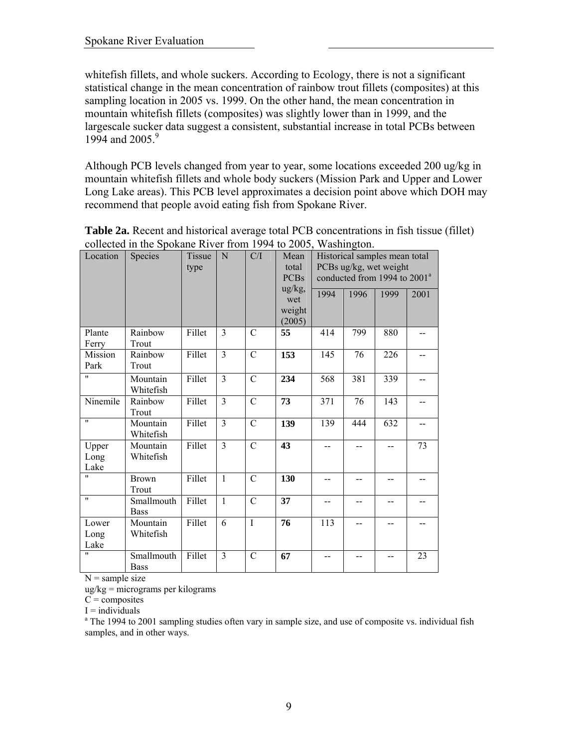whitefish fillets, and whole suckers. According to Ecology, there is not a significant statistical change in the mean concentration of rainbow trout fillets (composites) at this sampling location in 2005 vs. 1999. On the other hand, the mean concentration in mountain whitefish fillets (composites) was slightly lower than in 1999, and the largescale sucker data suggest a consistent, substantial increase in total PCBs between 1994 and 2005.[9]

Although PCB levels changed from year to year, some locations exceeded 200 ug/kg in mountain whitefish fillets and whole body suckers (Mission Park and Upper and Lower Long Lake areas). This PCB level approximates a decision point above which DOH may recommend that people avoid eating fish from Spokane River.

**Table 2a.** Recent and historical average total PCB concentrations in fish tissue (fillet) collected in the Spokane River from 1994 to 2005, Washington.

| Location | Species | Tissue type | N | C/I | Mean total PCBs ug/kg, wet weight (2005) | Historical samples mean total PCBs ug/kg, wet weight conducted from 1994 to 2001[a] | | | |
|---|---|---|---|---|---|---|---|---|---|
| | | | | | | 1994 | 1996 | 1999 | 2001 |
| Plante Ferry | Rainbow Trout | Fillet | 3 | C | **55** | 414 | 799 | 880 | -- |
| Mission Park | Rainbow Trout | Fillet | 3 | C | **153** | 145 | 76 | 226 | -- |
| " | Mountain Whitefish | Fillet | 3 | C | **234** | 568 | 381 | 339 | -- |
| Ninemile | Rainbow Trout | Fillet | 3 | C | **73** | 371 | 76 | 143 | -- |
| " | Mountain Whitefish | Fillet | 3 | C | **139** | 139 | 444 | 632 | -- |
| Upper Long Lake | Mountain Whitefish | Fillet | 3 | C | **43** | -- | -- | -- | 73 |
| " | Brown Trout | Fillet | 1 | C | **130** | -- | -- | -- | -- |
| " | Smallmouth Bass | Fillet | 1 | C | **37** | -- | -- | -- | -- |
| Lower Long Lake | Mountain Whitefish | Fillet | 6 | I | **76** | 113 | -- | -- | -- |
| " | Smallmouth Bass | Fillet | 3 | C | **67** | -- | -- | -- | 23 |

N = sample size
ug/kg = micrograms per kilograms
C = composites
I = individuals
[a] The 1994 to 2001 sampling studies often vary in sample size, and use of composite vs. individual fish samples, and in other ways.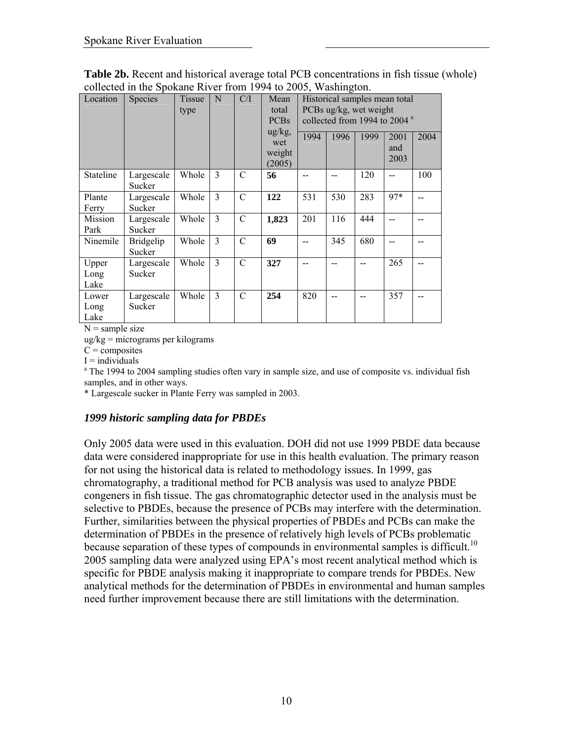**Table 2b.** Recent and historical average total PCB concentrations in fish tissue (whole) collected in the Spokane River from 1994 to 2005, Washington.

| Location | Species | Tissue type | N | C/I | Mean total PCBs ug/kg, wet weight (2005) | Historical samples mean total PCBs ug/kg, wet weight collected from 1994 to 2004 [a] | | | | |
|---|---|---|---|---|---|---|---|---|---|---|
| | | | | | | 1994 | 1996 | 1999 | 2001 and 2003 | 2004 |
| Stateline | Largescale Sucker | Whole | 3 | C | **56** | -- | -- | 120 | -- | 100 |
| Plante Ferry | Largescale Sucker | Whole | 3 | C | **122** | 531 | 530 | 283 | 97* | -- |
| Mission Park | Largescale Sucker | Whole | 3 | C | **1,823** | 201 | 116 | 444 | -- | -- |
| Ninemile | Bridgelip Sucker | Whole | 3 | C | **69** | -- | 345 | 680 | -- | -- |
| Upper Long Lake | Largescale Sucker | Whole | 3 | C | **327** | -- | -- | -- | 265 | -- |
| Lower Long Lake | Largescale Sucker | Whole | 3 | C | **254** | 820 | -- | -- | 357 | -- |

N = sample size
ug/kg = micrograms per kilograms
C = composites
I = individuals
[a] The 1994 to 2004 sampling studies often vary in sample size, and use of composite vs. individual fish samples, and in other ways.
* Largescale sucker in Plante Ferry was sampled in 2003.

### *1999 historic sampling data for PBDEs*

Only 2005 data were used in this evaluation. DOH did not use 1999 PBDE data because data were considered inappropriate for use in this health evaluation. The primary reason for not using the historical data is related to methodology issues. In 1999, gas chromatography, a traditional method for PCB analysis was used to analyze PBDE congeners in fish tissue. The gas chromatographic detector used in the analysis must be selective to PBDEs, because the presence of PCBs may interfere with the determination. Further, similarities between the physical properties of PBDEs and PCBs can make the determination of PBDEs in the presence of relatively high levels of PCBs problematic because separation of these types of compounds in environmental samples is difficult.[10] 2005 sampling data were analyzed using EPA's most recent analytical method which is specific for PBDE analysis making it inappropriate to compare trends for PBDEs. New analytical methods for the determination of PBDEs in environmental and human samples need further improvement because there are still limitations with the determination.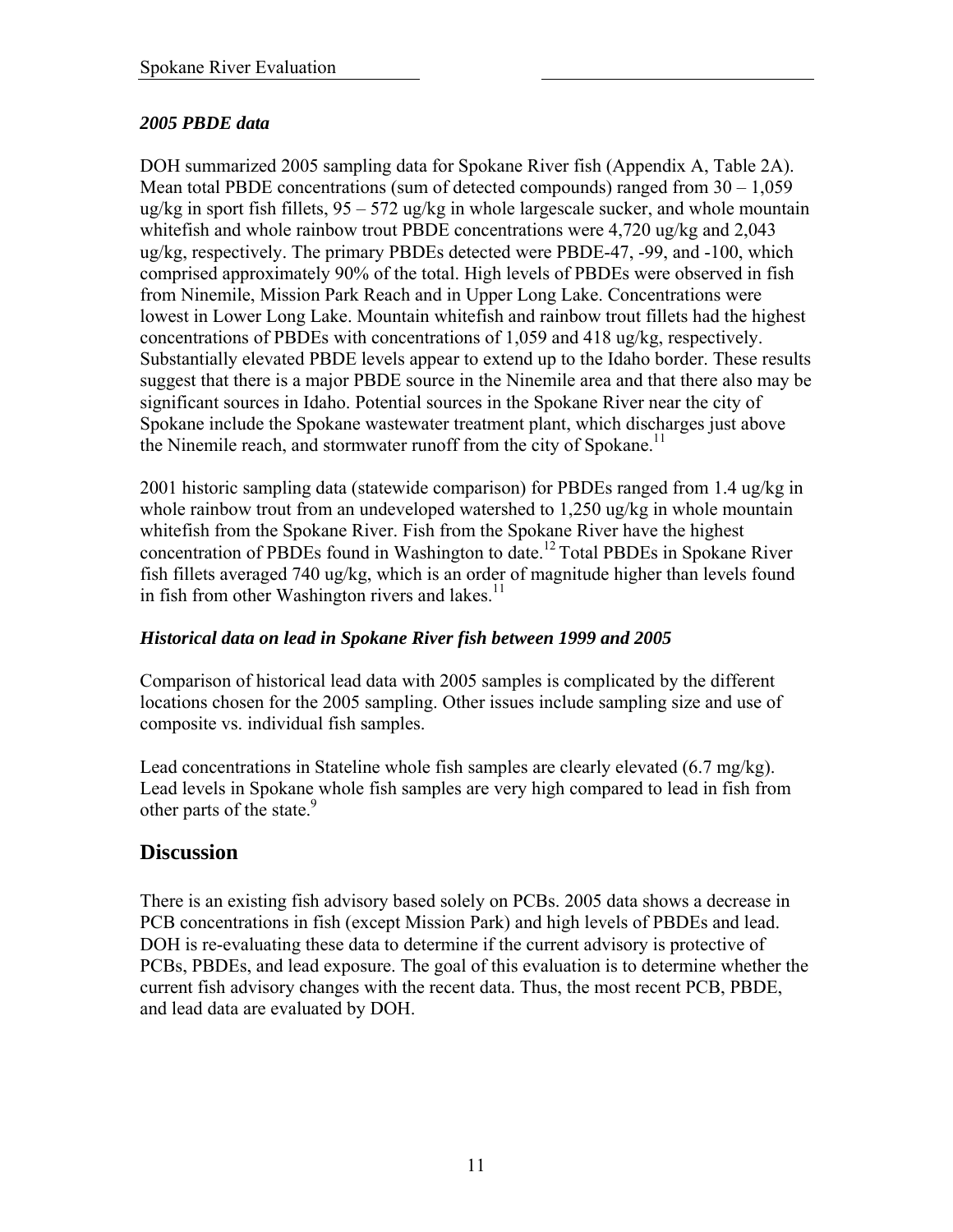### *2005 PBDE data*

DOH summarized 2005 sampling data for Spokane River fish (Appendix A, Table 2A). Mean total PBDE concentrations (sum of detected compounds) ranged from 30 – 1,059 ug/kg in sport fish fillets, 95 – 572 ug/kg in whole largescale sucker, and whole mountain whitefish and whole rainbow trout PBDE concentrations were 4,720 ug/kg and 2,043 ug/kg, respectively. The primary PBDEs detected were PBDE-47, -99, and -100, which comprised approximately 90% of the total. High levels of PBDEs were observed in fish from Ninemile, Mission Park Reach and in Upper Long Lake. Concentrations were lowest in Lower Long Lake. Mountain whitefish and rainbow trout fillets had the highest concentrations of PBDEs with concentrations of 1,059 and 418 ug/kg, respectively. Substantially elevated PBDE levels appear to extend up to the Idaho border. These results suggest that there is a major PBDE source in the Ninemile area and that there also may be significant sources in Idaho. Potential sources in the Spokane River near the city of Spokane include the Spokane wastewater treatment plant, which discharges just above the Ninemile reach, and stormwater runoff from the city of Spokane.[11]

2001 historic sampling data (statewide comparison) for PBDEs ranged from 1.4 ug/kg in whole rainbow trout from an undeveloped watershed to 1,250 ug/kg in whole mountain whitefish from the Spokane River. Fish from the Spokane River have the highest concentration of PBDEs found in Washington to date.[12] Total PBDEs in Spokane River fish fillets averaged 740 ug/kg, which is an order of magnitude higher than levels found in fish from other Washington rivers and lakes.[11]

### *Historical data on lead in Spokane River fish between 1999 and 2005*

Comparison of historical lead data with 2005 samples is complicated by the different locations chosen for the 2005 sampling. Other issues include sampling size and use of composite vs. individual fish samples.

Lead concentrations in Stateline whole fish samples are clearly elevated (6.7 mg/kg). Lead levels in Spokane whole fish samples are very high compared to lead in fish from other parts of the state.[9]

## Discussion

There is an existing fish advisory based solely on PCBs. 2005 data shows a decrease in PCB concentrations in fish (except Mission Park) and high levels of PBDEs and lead. DOH is re-evaluating these data to determine if the current advisory is protective of PCBs, PBDEs, and lead exposure. The goal of this evaluation is to determine whether the current fish advisory changes with the recent data. Thus, the most recent PCB, PBDE, and lead data are evaluated by DOH.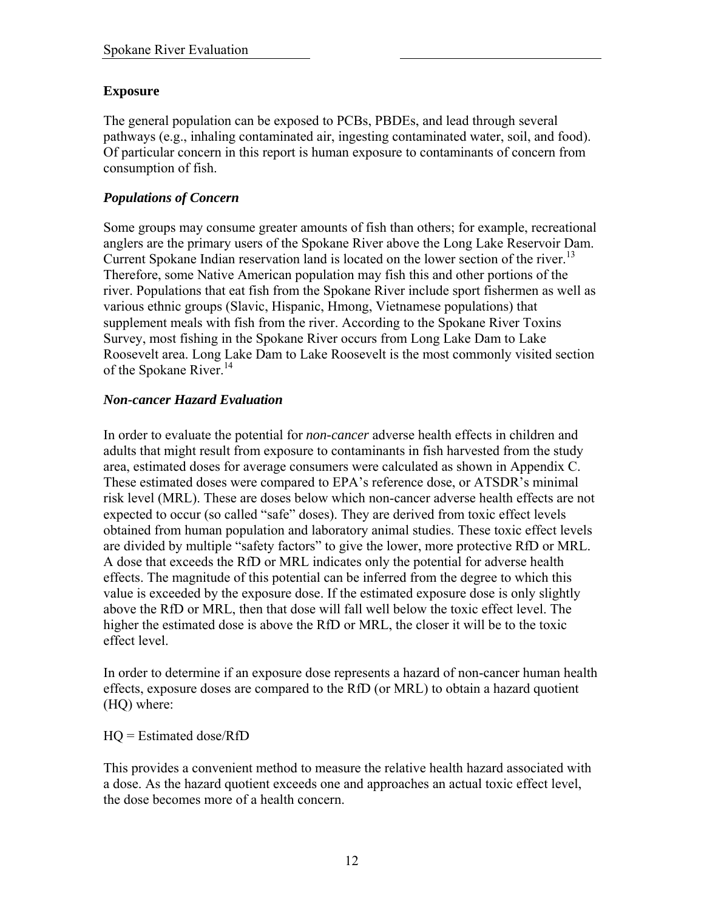## Exposure

The general population can be exposed to PCBs, PBDEs, and lead through several pathways (e.g., inhaling contaminated air, ingesting contaminated water, soil, and food). Of particular concern in this report is human exposure to contaminants of concern from consumption of fish.

### *Populations of Concern*

Some groups may consume greater amounts of fish than others; for example, recreational anglers are the primary users of the Spokane River above the Long Lake Reservoir Dam. Current Spokane Indian reservation land is located on the lower section of the river.[13] Therefore, some Native American population may fish this and other portions of the river. Populations that eat fish from the Spokane River include sport fishermen as well as various ethnic groups (Slavic, Hispanic, Hmong, Vietnamese populations) that supplement meals with fish from the river. According to the Spokane River Toxins Survey, most fishing in the Spokane River occurs from Long Lake Dam to Lake Roosevelt area. Long Lake Dam to Lake Roosevelt is the most commonly visited section of the Spokane River.[14]

### *Non-cancer Hazard Evaluation*

In order to evaluate the potential for *non-cancer* adverse health effects in children and adults that might result from exposure to contaminants in fish harvested from the study area, estimated doses for average consumers were calculated as shown in Appendix C. These estimated doses were compared to EPA's reference dose, or ATSDR's minimal risk level (MRL). These are doses below which non-cancer adverse health effects are not expected to occur (so called "safe" doses). They are derived from toxic effect levels obtained from human population and laboratory animal studies. These toxic effect levels are divided by multiple "safety factors" to give the lower, more protective RfD or MRL. A dose that exceeds the RfD or MRL indicates only the potential for adverse health effects. The magnitude of this potential can be inferred from the degree to which this value is exceeded by the exposure dose. If the estimated exposure dose is only slightly above the RfD or MRL, then that dose will fall well below the toxic effect level. The higher the estimated dose is above the RfD or MRL, the closer it will be to the toxic effect level.

In order to determine if an exposure dose represents a hazard of non-cancer human health effects, exposure doses are compared to the RfD (or MRL) to obtain a hazard quotient (HQ) where:

HQ = Estimated dose/RfD

This provides a convenient method to measure the relative health hazard associated with a dose. As the hazard quotient exceeds one and approaches an actual toxic effect level, the dose becomes more of a health concern.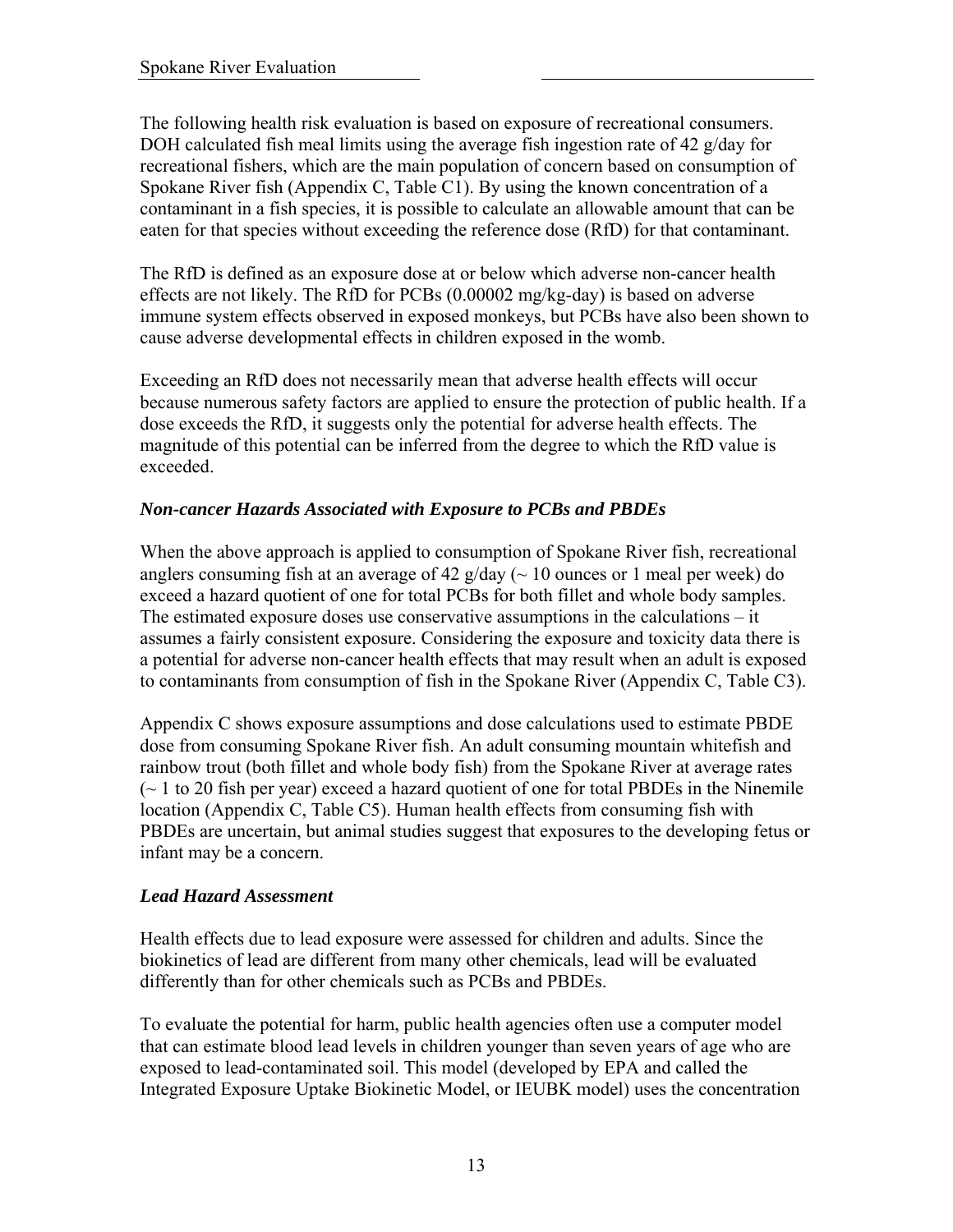The following health risk evaluation is based on exposure of recreational consumers. DOH calculated fish meal limits using the average fish ingestion rate of 42 g/day for recreational fishers, which are the main population of concern based on consumption of Spokane River fish (Appendix C, Table C1). By using the known concentration of a contaminant in a fish species, it is possible to calculate an allowable amount that can be eaten for that species without exceeding the reference dose (RfD) for that contaminant.

The RfD is defined as an exposure dose at or below which adverse non-cancer health effects are not likely. The RfD for PCBs (0.00002 mg/kg-day) is based on adverse immune system effects observed in exposed monkeys, but PCBs have also been shown to cause adverse developmental effects in children exposed in the womb.

Exceeding an RfD does not necessarily mean that adverse health effects will occur because numerous safety factors are applied to ensure the protection of public health. If a dose exceeds the RfD, it suggests only the potential for adverse health effects. The magnitude of this potential can be inferred from the degree to which the RfD value is exceeded.

### *Non-cancer Hazards Associated with Exposure to PCBs and PBDEs*

When the above approach is applied to consumption of Spokane River fish, recreational anglers consuming fish at an average of 42 g/day (~ 10 ounces or 1 meal per week) do exceed a hazard quotient of one for total PCBs for both fillet and whole body samples. The estimated exposure doses use conservative assumptions in the calculations – it assumes a fairly consistent exposure. Considering the exposure and toxicity data there is a potential for adverse non-cancer health effects that may result when an adult is exposed to contaminants from consumption of fish in the Spokane River (Appendix C, Table C3).

Appendix C shows exposure assumptions and dose calculations used to estimate PBDE dose from consuming Spokane River fish. An adult consuming mountain whitefish and rainbow trout (both fillet and whole body fish) from the Spokane River at average rates (~ 1 to 20 fish per year) exceed a hazard quotient of one for total PBDEs in the Ninemile location (Appendix C, Table C5). Human health effects from consuming fish with PBDEs are uncertain, but animal studies suggest that exposures to the developing fetus or infant may be a concern.

### *Lead Hazard Assessment*

Health effects due to lead exposure were assessed for children and adults. Since the biokinetics of lead are different from many other chemicals, lead will be evaluated differently than for other chemicals such as PCBs and PBDEs.

To evaluate the potential for harm, public health agencies often use a computer model that can estimate blood lead levels in children younger than seven years of age who are exposed to lead-contaminated soil. This model (developed by EPA and called the Integrated Exposure Uptake Biokinetic Model, or IEUBK model) uses the concentration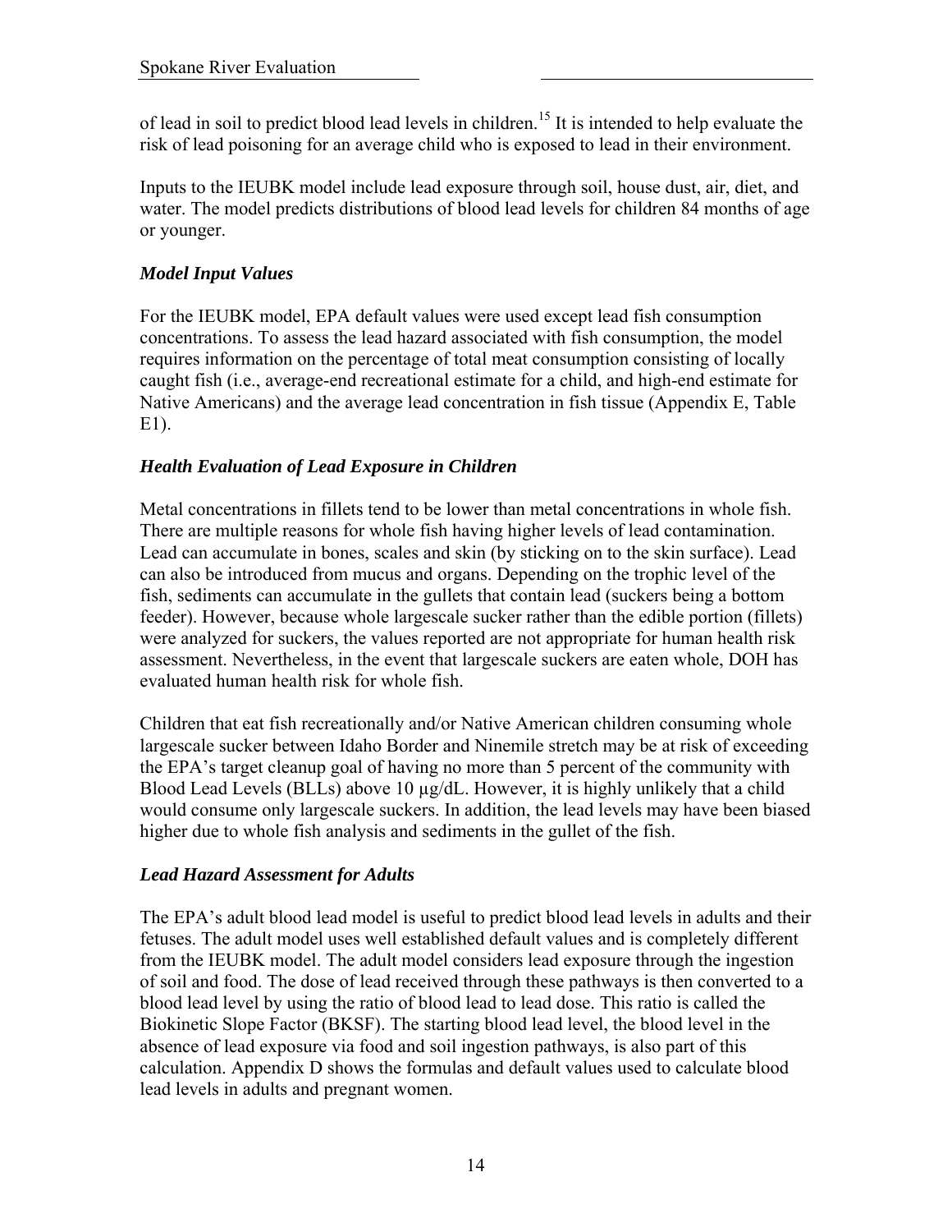of lead in soil to predict blood lead levels in children.[15] It is intended to help evaluate the risk of lead poisoning for an average child who is exposed to lead in their environment.

Inputs to the IEUBK model include lead exposure through soil, house dust, air, diet, and water. The model predicts distributions of blood lead levels for children 84 months of age or younger.

### *Model Input Values*

For the IEUBK model, EPA default values were used except lead fish consumption concentrations. To assess the lead hazard associated with fish consumption, the model requires information on the percentage of total meat consumption consisting of locally caught fish (i.e., average-end recreational estimate for a child, and high-end estimate for Native Americans) and the average lead concentration in fish tissue (Appendix E, Table E1).

### *Health Evaluation of Lead Exposure in Children*

Metal concentrations in fillets tend to be lower than metal concentrations in whole fish. There are multiple reasons for whole fish having higher levels of lead contamination. Lead can accumulate in bones, scales and skin (by sticking on to the skin surface). Lead can also be introduced from mucus and organs. Depending on the trophic level of the fish, sediments can accumulate in the gullets that contain lead (suckers being a bottom feeder). However, because whole largescale sucker rather than the edible portion (fillets) were analyzed for suckers, the values reported are not appropriate for human health risk assessment. Nevertheless, in the event that largescale suckers are eaten whole, DOH has evaluated human health risk for whole fish.

Children that eat fish recreationally and/or Native American children consuming whole largescale sucker between Idaho Border and Ninemile stretch may be at risk of exceeding the EPA's target cleanup goal of having no more than 5 percent of the community with Blood Lead Levels (BLLs) above 10 µg/dL. However, it is highly unlikely that a child would consume only largescale suckers. In addition, the lead levels may have been biased higher due to whole fish analysis and sediments in the gullet of the fish.

### *Lead Hazard Assessment for Adults*

The EPA's adult blood lead model is useful to predict blood lead levels in adults and their fetuses. The adult model uses well established default values and is completely different from the IEUBK model. The adult model considers lead exposure through the ingestion of soil and food. The dose of lead received through these pathways is then converted to a blood lead level by using the ratio of blood lead to lead dose. This ratio is called the Biokinetic Slope Factor (BKSF). The starting blood lead level, the blood level in the absence of lead exposure via food and soil ingestion pathways, is also part of this calculation. Appendix D shows the formulas and default values used to calculate blood lead levels in adults and pregnant women.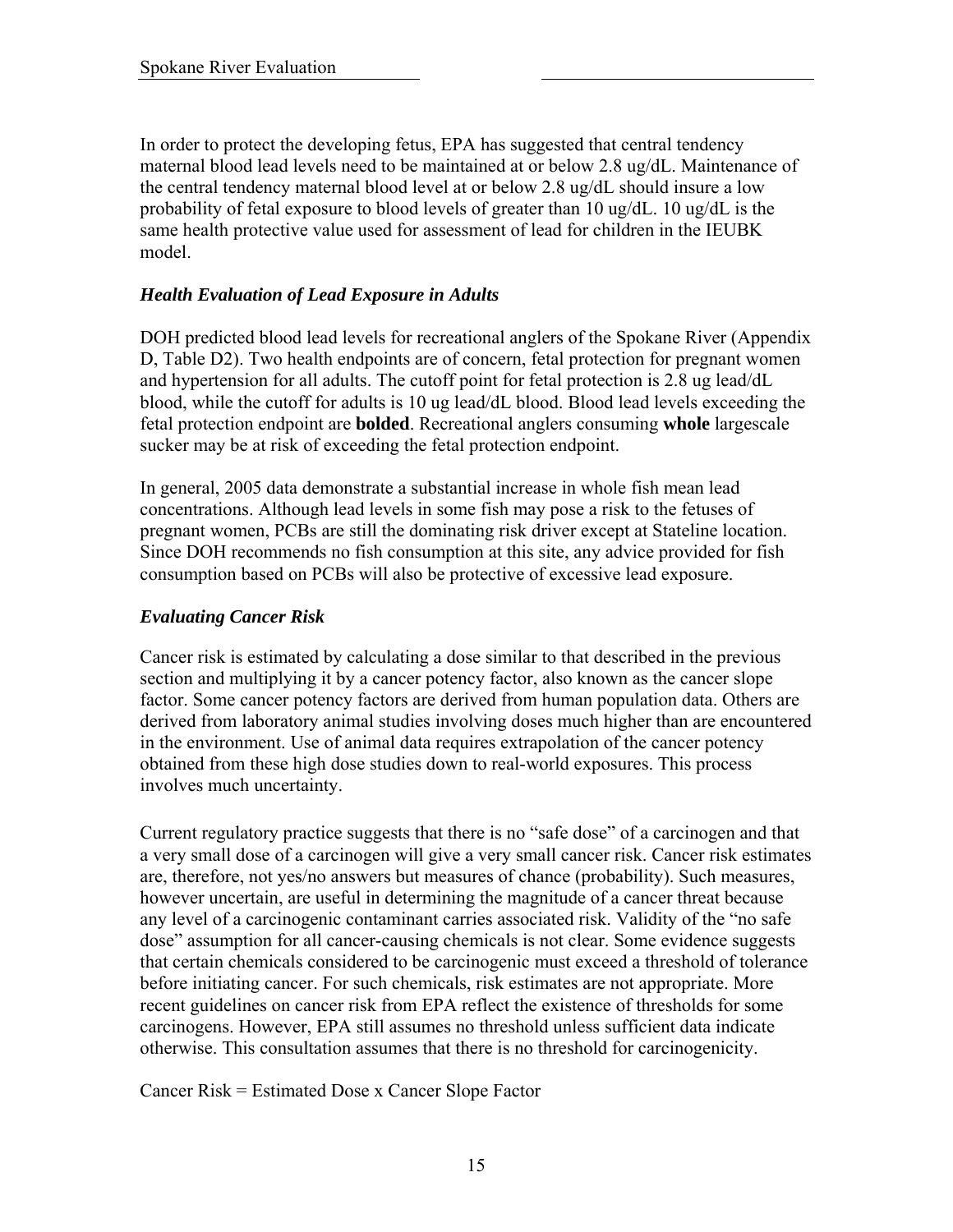In order to protect the developing fetus, EPA has suggested that central tendency maternal blood lead levels need to be maintained at or below 2.8 ug/dL. Maintenance of the central tendency maternal blood level at or below 2.8 ug/dL should insure a low probability of fetal exposure to blood levels of greater than 10 ug/dL. 10 ug/dL is the same health protective value used for assessment of lead for children in the IEUBK model.

### *Health Evaluation of Lead Exposure in Adults*

DOH predicted blood lead levels for recreational anglers of the Spokane River (Appendix D, Table D2). Two health endpoints are of concern, fetal protection for pregnant women and hypertension for all adults. The cutoff point for fetal protection is 2.8 ug lead/dL blood, while the cutoff for adults is 10 ug lead/dL blood. Blood lead levels exceeding the fetal protection endpoint are **bolded**. Recreational anglers consuming **whole** largescale sucker may be at risk of exceeding the fetal protection endpoint.

In general, 2005 data demonstrate a substantial increase in whole fish mean lead concentrations. Although lead levels in some fish may pose a risk to the fetuses of pregnant women, PCBs are still the dominating risk driver except at Stateline location. Since DOH recommends no fish consumption at this site, any advice provided for fish consumption based on PCBs will also be protective of excessive lead exposure.

### *Evaluating Cancer Risk*

Cancer risk is estimated by calculating a dose similar to that described in the previous section and multiplying it by a cancer potency factor, also known as the cancer slope factor. Some cancer potency factors are derived from human population data. Others are derived from laboratory animal studies involving doses much higher than are encountered in the environment. Use of animal data requires extrapolation of the cancer potency obtained from these high dose studies down to real-world exposures. This process involves much uncertainty.

Current regulatory practice suggests that there is no "safe dose" of a carcinogen and that a very small dose of a carcinogen will give a very small cancer risk. Cancer risk estimates are, therefore, not yes/no answers but measures of chance (probability). Such measures, however uncertain, are useful in determining the magnitude of a cancer threat because any level of a carcinogenic contaminant carries associated risk. Validity of the "no safe dose" assumption for all cancer-causing chemicals is not clear. Some evidence suggests that certain chemicals considered to be carcinogenic must exceed a threshold of tolerance before initiating cancer. For such chemicals, risk estimates are not appropriate. More recent guidelines on cancer risk from EPA reflect the existence of thresholds for some carcinogens. However, EPA still assumes no threshold unless sufficient data indicate otherwise. This consultation assumes that there is no threshold for carcinogenicity.

Cancer Risk = Estimated Dose x Cancer Slope Factor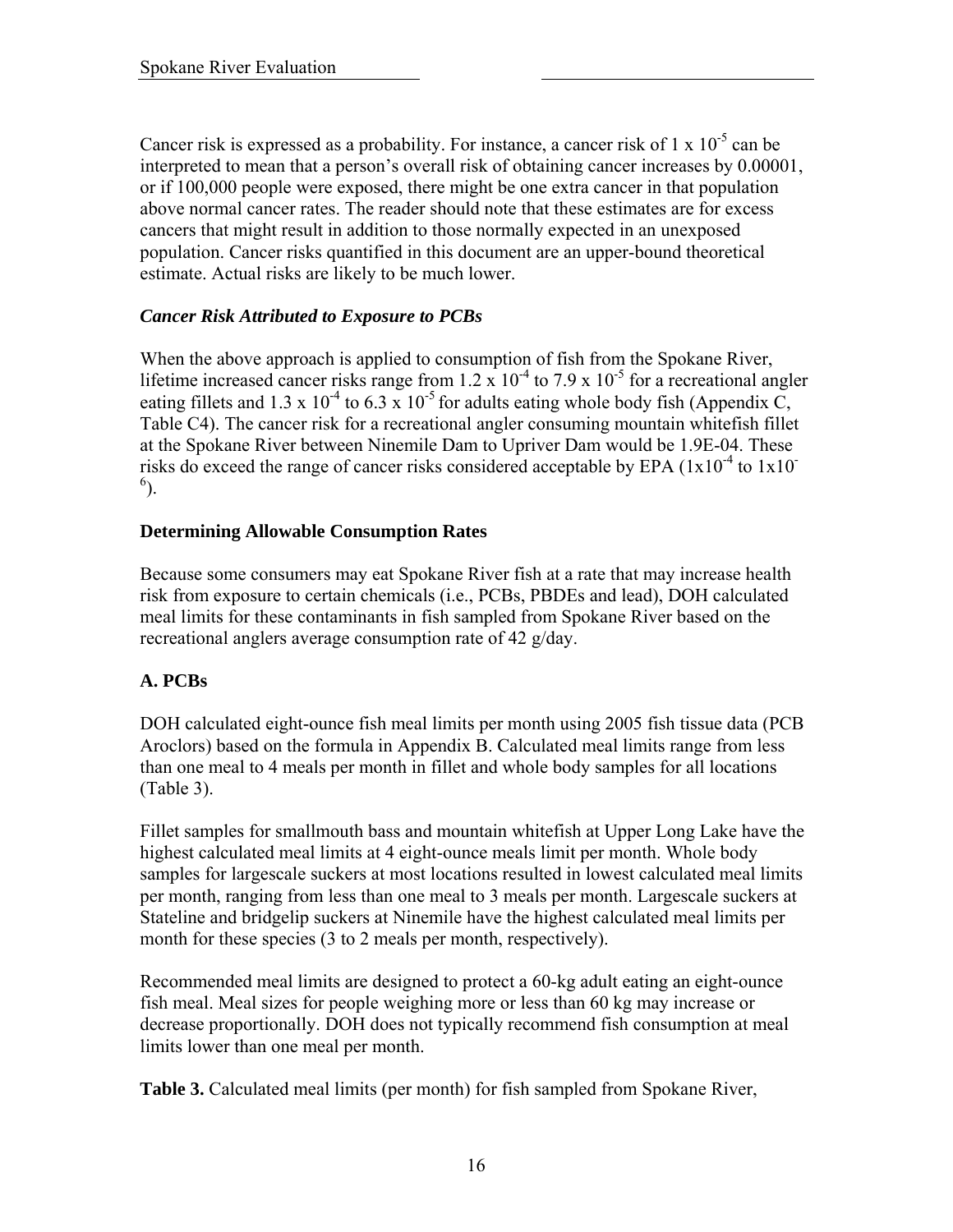Cancer risk is expressed as a probability. For instance, a cancer risk of 1 x $10^{-5}$ can be interpreted to mean that a person's overall risk of obtaining cancer increases by 0.00001, or if 100,000 people were exposed, there might be one extra cancer in that population above normal cancer rates. The reader should note that these estimates are for excess cancers that might result in addition to those normally expected in an unexposed population. Cancer risks quantified in this document are an upper-bound theoretical estimate. Actual risks are likely to be much lower.

### *Cancer Risk Attributed to Exposure to PCBs*

When the above approach is applied to consumption of fish from the Spokane River, lifetime increased cancer risks range from 1.2 x $10^{-4}$ to 7.9 x $10^{-5}$ for a recreational angler eating fillets and 1.3 x $10^{-4}$ to 6.3 x $10^{-5}$ for adults eating whole body fish (Appendix C, Table C4). The cancer risk for a recreational angler consuming mountain whitefish fillet at the Spokane River between Ninemile Dam to Upriver Dam would be 1.9E-04. These risks do exceed the range of cancer risks considered acceptable by EPA (1x$10^{-4}$ to 1x$10^{-6}$).

## Determining Allowable Consumption Rates

Because some consumers may eat Spokane River fish at a rate that may increase health risk from exposure to certain chemicals (i.e., PCBs, PBDEs and lead), DOH calculated meal limits for these contaminants in fish sampled from Spokane River based on the recreational anglers average consumption rate of 42 g/day.

### A. PCBs

DOH calculated eight-ounce fish meal limits per month using 2005 fish tissue data (PCB Aroclors) based on the formula in Appendix B. Calculated meal limits range from less than one meal to 4 meals per month in fillet and whole body samples for all locations (Table 3).

Fillet samples for smallmouth bass and mountain whitefish at Upper Long Lake have the highest calculated meal limits at 4 eight-ounce meals limit per month. Whole body samples for largescale suckers at most locations resulted in lowest calculated meal limits per month, ranging from less than one meal to 3 meals per month. Largescale suckers at Stateline and bridgelip suckers at Ninemile have the highest calculated meal limits per month for these species (3 to 2 meals per month, respectively).

Recommended meal limits are designed to protect a 60-kg adult eating an eight-ounce fish meal. Meal sizes for people weighing more or less than 60 kg may increase or decrease proportionally. DOH does not typically recommend fish consumption at meal limits lower than one meal per month.

**Table 3.** Calculated meal limits (per month) for fish sampled from Spokane River,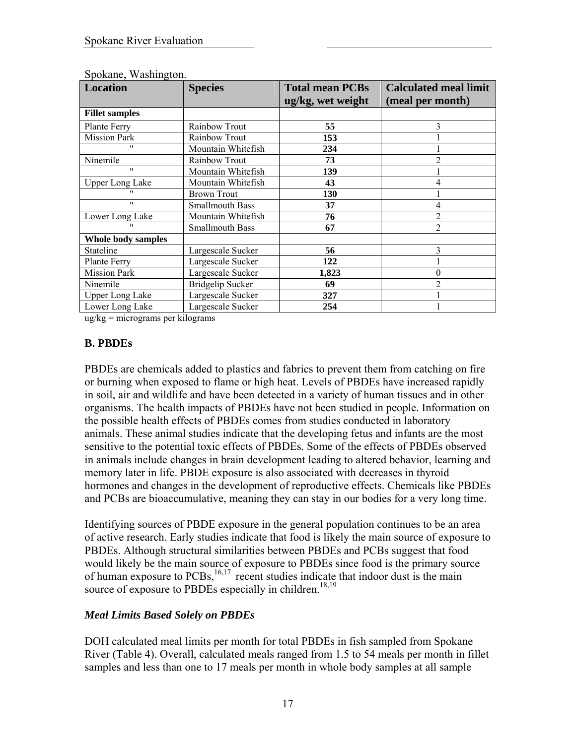Spokane, Washington.

| Location | Species | Total mean PCBs ug/kg, wet weight | Calculated meal limit (meal per month) |
|---|---|---|---|
| **Fillet samples** | | | |
| Plante Ferry | Rainbow Trout | **55** | 3 |
| Mission Park | Rainbow Trout | **153** | 1 |
| " | Mountain Whitefish | **234** | 1 |
| Ninemile | Rainbow Trout | **73** | 2 |
| " | Mountain Whitefish | **139** | 1 |
| Upper Long Lake | Mountain Whitefish | **43** | 4 |
| " | Brown Trout | **130** | 1 |
| " | Smallmouth Bass | **37** | 4 |
| Lower Long Lake | Mountain Whitefish | **76** | 2 |
| " | Smallmouth Bass | **67** | 2 |
| **Whole body samples** | | | |
| Stateline | Largescale Sucker | **56** | 3 |
| Plante Ferry | Largescale Sucker | **122** | 1 |
| Mission Park | Largescale Sucker | **1,823** | 0 |
| Ninemile | Bridgelip Sucker | **69** | 2 |
| Upper Long Lake | Largescale Sucker | **327** | 1 |
| Lower Long Lake | Largescale Sucker | **254** | 1 |

ug/kg = micrograms per kilograms

### B. PBDEs

PBDEs are chemicals added to plastics and fabrics to prevent them from catching on fire or burning when exposed to flame or high heat. Levels of PBDEs have increased rapidly in soil, air and wildlife and have been detected in a variety of human tissues and in other organisms. The health impacts of PBDEs have not been studied in people. Information on the possible health effects of PBDEs comes from studies conducted in laboratory animals. These animal studies indicate that the developing fetus and infants are the most sensitive to the potential toxic effects of PBDEs. Some of the effects of PBDEs observed in animals include changes in brain development leading to altered behavior, learning and memory later in life. PBDE exposure is also associated with decreases in thyroid hormones and changes in the development of reproductive effects. Chemicals like PBDEs and PCBs are bioaccumulative, meaning they can stay in our bodies for a very long time.

Identifying sources of PBDE exposure in the general population continues to be an area of active research. Early studies indicate that food is likely the main source of exposure to PBDEs. Although structural similarities between PBDEs and PCBs suggest that food would likely be the main source of exposure to PBDEs since food is the primary source of human exposure to PCBs,[16,17] recent studies indicate that indoor dust is the main source of exposure to PBDEs especially in children.[18,19]

#### *Meal Limits Based Solely on PBDEs*

DOH calculated meal limits per month for total PBDEs in fish sampled from Spokane River (Table 4). Overall, calculated meals ranged from 1.5 to 54 meals per month in fillet samples and less than one to 17 meals per month in whole body samples at all sample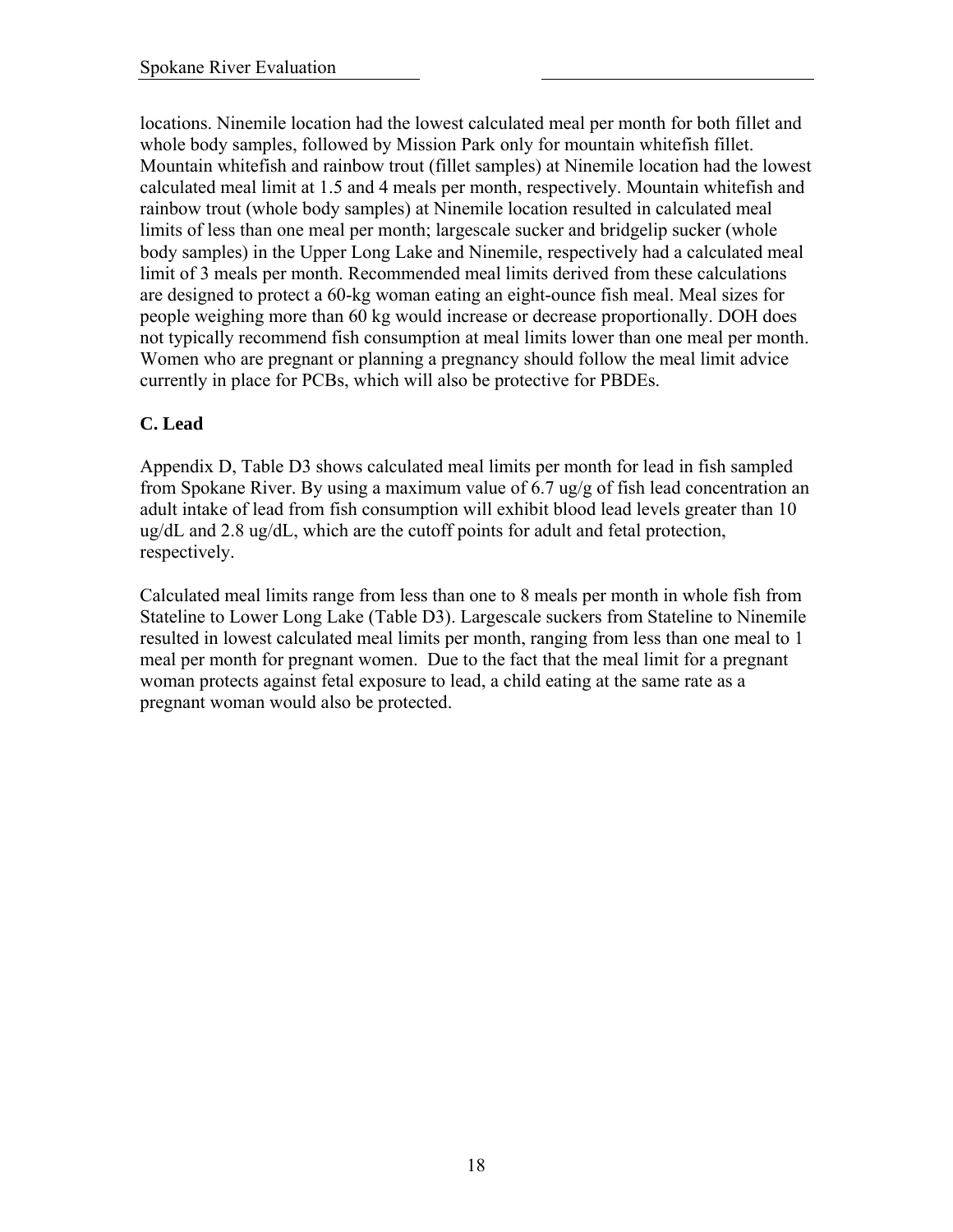locations. Ninemile location had the lowest calculated meal per month for both fillet and whole body samples, followed by Mission Park only for mountain whitefish fillet. Mountain whitefish and rainbow trout (fillet samples) at Ninemile location had the lowest calculated meal limit at 1.5 and 4 meals per month, respectively. Mountain whitefish and rainbow trout (whole body samples) at Ninemile location resulted in calculated meal limits of less than one meal per month; largescale sucker and bridgelip sucker (whole body samples) in the Upper Long Lake and Ninemile, respectively had a calculated meal limit of 3 meals per month. Recommended meal limits derived from these calculations are designed to protect a 60-kg woman eating an eight-ounce fish meal. Meal sizes for people weighing more than 60 kg would increase or decrease proportionally. DOH does not typically recommend fish consumption at meal limits lower than one meal per month. Women who are pregnant or planning a pregnancy should follow the meal limit advice currently in place for PCBs, which will also be protective for PBDEs.

### C. Lead

Appendix D, Table D3 shows calculated meal limits per month for lead in fish sampled from Spokane River. By using a maximum value of 6.7 ug/g of fish lead concentration an adult intake of lead from fish consumption will exhibit blood lead levels greater than 10 ug/dL and 2.8 ug/dL, which are the cutoff points for adult and fetal protection, respectively.

Calculated meal limits range from less than one to 8 meals per month in whole fish from Stateline to Lower Long Lake (Table D3). Largescale suckers from Stateline to Ninemile resulted in lowest calculated meal limits per month, ranging from less than one meal to 1 meal per month for pregnant women. Due to the fact that the meal limit for a pregnant woman protects against fetal exposure to lead, a child eating at the same rate as a pregnant woman would also be protected.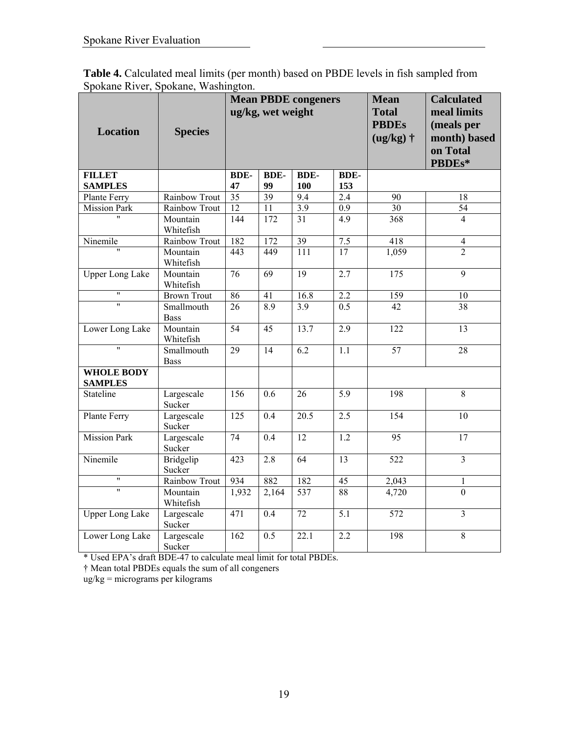**Table 4.** Calculated meal limits (per month) based on PBDE levels in fish sampled from Spokane River, Spokane, Washington.

| Location | Species | Mean PBDE congeners ug/kg, wet weight | | | | Mean Total PBDEs (ug/kg) † | Calculated meal limits (meals per month) based on Total PBDEs* |
|---|---|---|---|---|---|---|---|
| **FILLET SAMPLES** | | **BDE-47** | **BDE-99** | **BDE-100** | **BDE-153** | | |
| Plante Ferry | Rainbow Trout | 35 | 39 | 9.4 | 2.4 | 90 | 18 |
| Mission Park | Rainbow Trout | 12 | 11 | 3.9 | 0.9 | 30 | 54 |
| " | Mountain Whitefish | 144 | 172 | 31 | 4.9 | 368 | 4 |
| Ninemile | Rainbow Trout | 182 | 172 | 39 | 7.5 | 418 | 4 |
| " | Mountain Whitefish | 443 | 449 | 111 | 17 | 1,059 | 2 |
| Upper Long Lake | Mountain Whitefish | 76 | 69 | 19 | 2.7 | 175 | 9 |
| " | Brown Trout | 86 | 41 | 16.8 | 2.2 | 159 | 10 |
| " | Smallmouth Bass | 26 | 8.9 | 3.9 | 0.5 | 42 | 38 |
| Lower Long Lake | Mountain Whitefish | 54 | 45 | 13.7 | 2.9 | 122 | 13 |
| " | Smallmouth Bass | 29 | 14 | 6.2 | 1.1 | 57 | 28 |
| **WHOLE BODY SAMPLES** | | | | | | | |
| Stateline | Largescale Sucker | 156 | 0.6 | 26 | 5.9 | 198 | 8 |
| Plante Ferry | Largescale Sucker | 125 | 0.4 | 20.5 | 2.5 | 154 | 10 |
| Mission Park | Largescale Sucker | 74 | 0.4 | 12 | 1.2 | 95 | 17 |
| Ninemile | Bridgelip Sucker | 423 | 2.8 | 64 | 13 | 522 | 3 |
| " | Rainbow Trout | 934 | 882 | 182 | 45 | 2,043 | 1 |
| " | Mountain Whitefish | 1,932 | 2,164 | 537 | 88 | 4,720 | 0 |
| Upper Long Lake | Largescale Sucker | 471 | 0.4 | 72 | 5.1 | 572 | 3 |
| Lower Long Lake | Largescale Sucker | 162 | 0.5 | 22.1 | 2.2 | 198 | 8 |

* Used EPA's draft BDE-47 to calculate meal limit for total PBDEs.

† Mean total PBDEs equals the sum of all congeners

ug/kg = micrograms per kilograms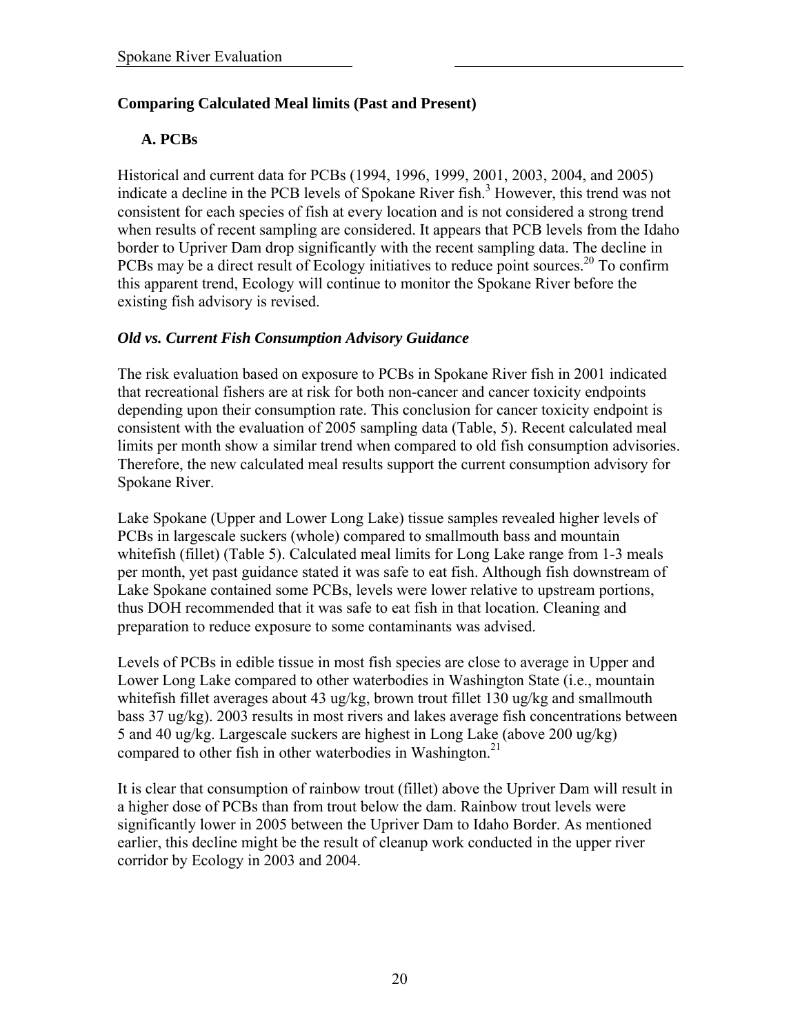## Comparing Calculated Meal limits (Past and Present)

### A. PCBs

Historical and current data for PCBs (1994, 1996, 1999, 2001, 2003, 2004, and 2005) indicate a decline in the PCB levels of Spokane River fish.[3] However, this trend was not consistent for each species of fish at every location and is not considered a strong trend when results of recent sampling are considered. It appears that PCB levels from the Idaho border to Upriver Dam drop significantly with the recent sampling data. The decline in PCBs may be a direct result of Ecology initiatives to reduce point sources.[20] To confirm this apparent trend, Ecology will continue to monitor the Spokane River before the existing fish advisory is revised.

### *Old vs. Current Fish Consumption Advisory Guidance*

The risk evaluation based on exposure to PCBs in Spokane River fish in 2001 indicated that recreational fishers are at risk for both non-cancer and cancer toxicity endpoints depending upon their consumption rate. This conclusion for cancer toxicity endpoint is consistent with the evaluation of 2005 sampling data (Table, 5). Recent calculated meal limits per month show a similar trend when compared to old fish consumption advisories. Therefore, the new calculated meal results support the current consumption advisory for Spokane River.

Lake Spokane (Upper and Lower Long Lake) tissue samples revealed higher levels of PCBs in largescale suckers (whole) compared to smallmouth bass and mountain whitefish (fillet) (Table 5). Calculated meal limits for Long Lake range from 1-3 meals per month, yet past guidance stated it was safe to eat fish. Although fish downstream of Lake Spokane contained some PCBs, levels were lower relative to upstream portions, thus DOH recommended that it was safe to eat fish in that location. Cleaning and preparation to reduce exposure to some contaminants was advised.

Levels of PCBs in edible tissue in most fish species are close to average in Upper and Lower Long Lake compared to other waterbodies in Washington State (i.e., mountain whitefish fillet averages about 43 ug/kg, brown trout fillet 130 ug/kg and smallmouth bass 37 ug/kg). 2003 results in most rivers and lakes average fish concentrations between 5 and 40 ug/kg. Largescale suckers are highest in Long Lake (above 200 ug/kg) compared to other fish in other waterbodies in Washington.[21]

It is clear that consumption of rainbow trout (fillet) above the Upriver Dam will result in a higher dose of PCBs than from trout below the dam. Rainbow trout levels were significantly lower in 2005 between the Upriver Dam to Idaho Border. As mentioned earlier, this decline might be the result of cleanup work conducted in the upper river corridor by Ecology in 2003 and 2004.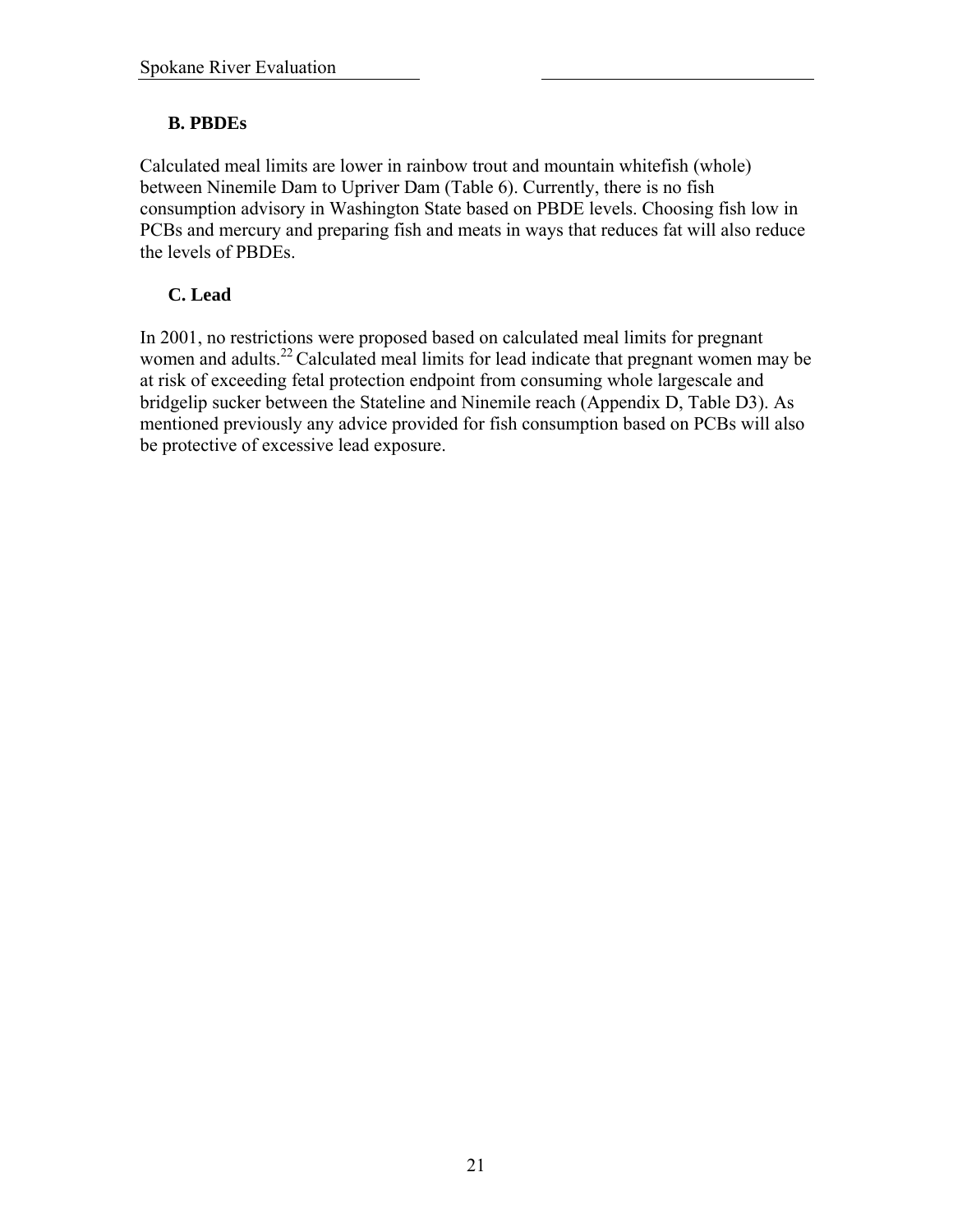### B. PBDEs

Calculated meal limits are lower in rainbow trout and mountain whitefish (whole) between Ninemile Dam to Upriver Dam (Table 6). Currently, there is no fish consumption advisory in Washington State based on PBDE levels. Choosing fish low in PCBs and mercury and preparing fish and meats in ways that reduces fat will also reduce the levels of PBDEs.

### C. Lead

In 2001, no restrictions were proposed based on calculated meal limits for pregnant women and adults.[22] Calculated meal limits for lead indicate that pregnant women may be at risk of exceeding fetal protection endpoint from consuming whole largescale and bridgelip sucker between the Stateline and Ninemile reach (Appendix D, Table D3). As mentioned previously any advice provided for fish consumption based on PCBs will also be protective of excessive lead exposure.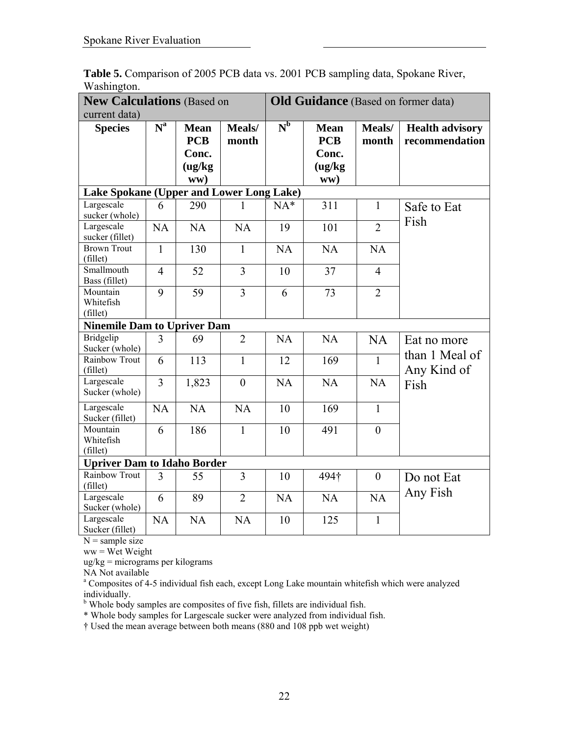**Table 5.** Comparison of 2005 PCB data vs. 2001 PCB sampling data, Spokane River, Washington.

| **New Calculations** (Based on current data) | | | | **Old Guidance** (Based on former data) | | | |
|---|---|---|---|---|---|---|---|
| **Species** | **N[a]** | **Mean PCB Conc. (ug/kg ww)** | **Meals/ month** | **N[b]** | **Mean PCB Conc. (ug/kg ww)** | **Meals/ month** | **Health advisory recommendation** |
| **Lake Spokane (Upper and Lower Long Lake)** | | | | | | | |
| Largescale sucker (whole) | 6 | 290 | 1 | NA* | 311 | 1 | Safe to Eat Fish |
| Largescale sucker (fillet) | NA | NA | NA | 19 | 101 | 2 | |
| Brown Trout (fillet) | 1 | 130 | 1 | NA | NA | NA | |
| Smallmouth Bass (fillet) | 4 | 52 | 3 | 10 | 37 | 4 | |
| Mountain Whitefish (fillet) | 9 | 59 | 3 | 6 | 73 | 2 | |
| **Ninemile Dam to Upriver Dam** | | | | | | | |
| Bridgelip Sucker (whole) | 3 | 69 | 2 | NA | NA | NA | Eat no more than 1 Meal of Any Kind of Fish |
| Rainbow Trout (fillet) | 6 | 113 | 1 | 12 | 169 | 1 | |
| Largescale Sucker (whole) | 3 | 1,823 | 0 | NA | NA | NA | |
| Largescale Sucker (fillet) | NA | NA | NA | 10 | 169 | 1 | |
| Mountain Whitefish (fillet) | 6 | 186 | 1 | 10 | 491 | 0 | |
| **Upriver Dam to Idaho Border** | | | | | | | |
| Rainbow Trout (fillet) | 3 | 55 | 3 | 10 | 494† | 0 | Do not Eat Any Fish |
| Largescale Sucker (whole) | 6 | 89 | 2 | NA | NA | NA | |
| Largescale Sucker (fillet) | NA | NA | NA | 10 | 125 | 1 | |

N = sample size
ww = Wet Weight
ug/kg = micrograms per kilograms
NA Not available
[a] Composites of 4-5 individual fish each, except Long Lake mountain whitefish which were analyzed individually.
[b] Whole body samples are composites of five fish, fillets are individual fish.
* Whole body samples for Largescale sucker were analyzed from individual fish.
† Used the mean average between both means (880 and 108 ppb wet weight)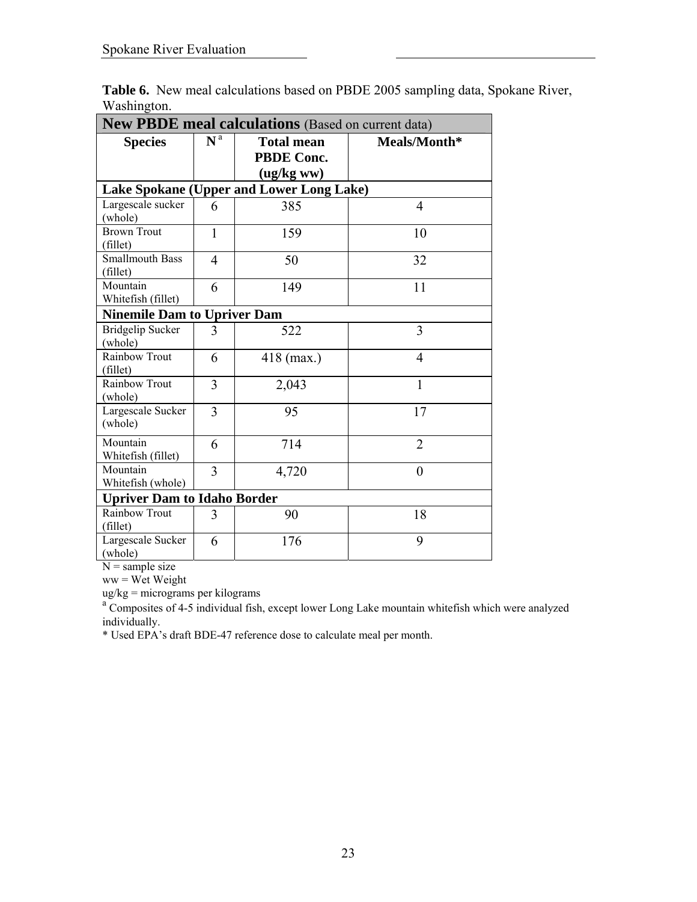**Table 6.** New meal calculations based on PBDE 2005 sampling data, Spokane River, Washington.

| **New PBDE meal calculations** (Based on current data) | | | |
|---|---|---|---|
| **Species** | **N** [a] | **Total mean PBDE Conc. (ug/kg ww)** | **Meals/Month*** |
| **Lake Spokane (Upper and Lower Long Lake)** | | | |
| Largescale sucker (whole) | 6 | 385 | 4 |
| Brown Trout (fillet) | 1 | 159 | 10 |
| Smallmouth Bass (fillet) | 4 | 50 | 32 |
| Mountain Whitefish (fillet) | 6 | 149 | 11 |
| **Ninemile Dam to Upriver Dam** | | | |
| Bridgelip Sucker (whole) | 3 | 522 | 3 |
| Rainbow Trout (fillet) | 6 | 418 (max.) | 4 |
| Rainbow Trout (whole) | 3 | 2,043 | 1 |
| Largescale Sucker (whole) | 3 | 95 | 17 |
| Mountain Whitefish (fillet) | 6 | 714 | 2 |
| Mountain Whitefish (whole) | 3 | 4,720 | 0 |
| **Upriver Dam to Idaho Border** | | | |
| Rainbow Trout (fillet) | 3 | 90 | 18 |
| Largescale Sucker (whole) | 6 | 176 | 9 |

N = sample size
ww = Wet Weight
ug/kg = micrograms per kilograms
[a] Composites of 4-5 individual fish, except lower Long Lake mountain whitefish which were analyzed individually.
* Used EPA's draft BDE-47 reference dose to calculate meal per month.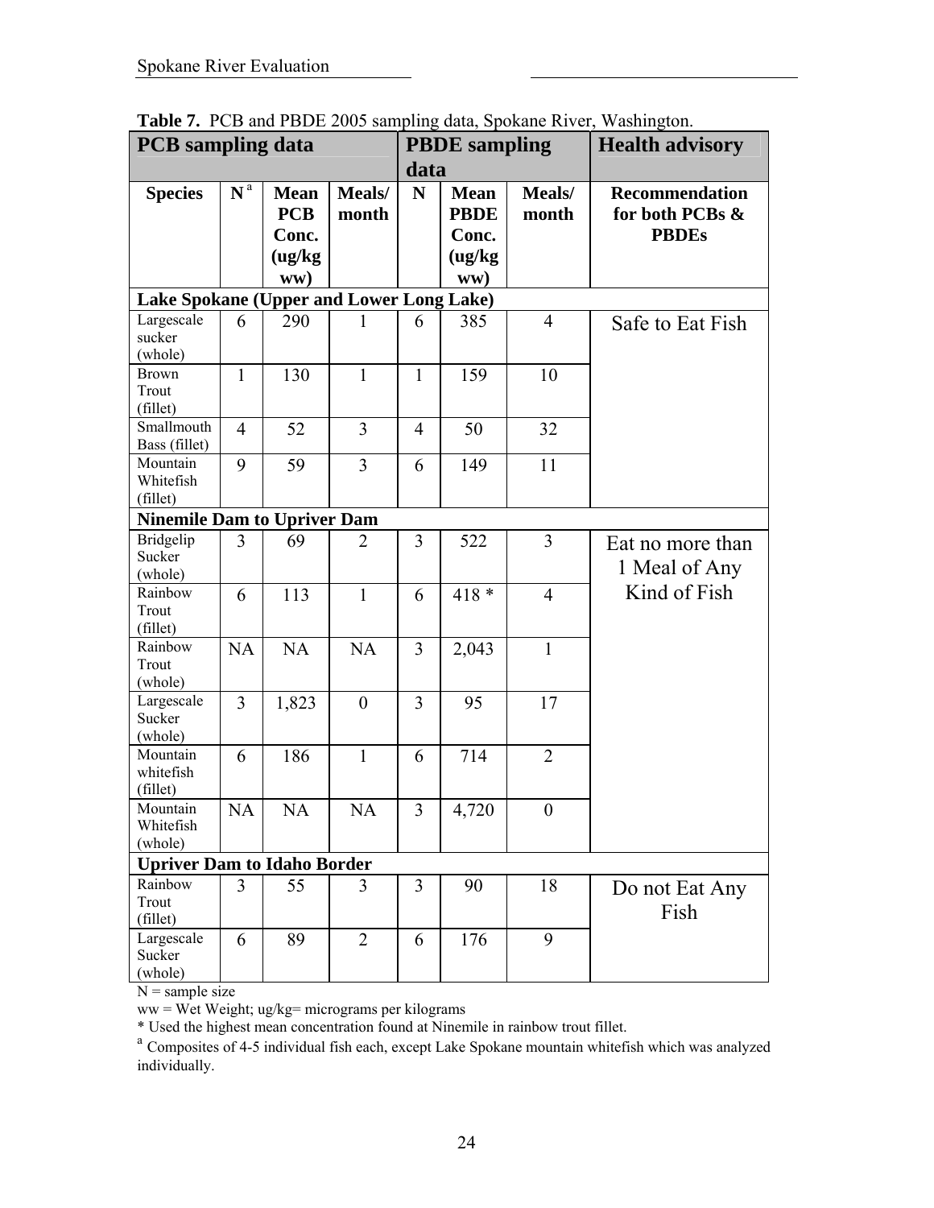**Table 7.** PCB and PBDE 2005 sampling data, Spokane River, Washington.

| **PCB sampling data** | | | | **PBDE sampling data** | | | **Health advisory** |
|---|---|---|---|---|---|---|---|
| **Species** | **N** [a] | **Mean PCB Conc. (ug/kg ww)** | **Meals/ month** | **N** | **Mean PBDE Conc. (ug/kg ww)** | **Meals/ month** | **Recommendation for both PCBs & PBDEs** |
| **Lake Spokane (Upper and Lower Long Lake)** | | | | | | | |
| Largescale sucker (whole) | 6 | 290 | 1 | 6 | 385 | 4 | Safe to Eat Fish |
| Brown Trout (fillet) | 1 | 130 | 1 | 1 | 159 | 10 | |
| Smallmouth Bass (fillet) | 4 | 52 | 3 | 4 | 50 | 32 | |
| Mountain Whitefish (fillet) | 9 | 59 | 3 | 6 | 149 | 11 | |
| **Ninemile Dam to Upriver Dam** | | | | | | | |
| Bridgelip Sucker (whole) | 3 | 69 | 2 | 3 | 522 | 3 | Eat no more than 1 Meal of Any Kind of Fish |
| Rainbow Trout (fillet) | 6 | 113 | 1 | 6 | 418 * | 4 | |
| Rainbow Trout (whole) | NA | NA | NA | 3 | 2,043 | 1 | |
| Largescale Sucker (whole) | 3 | 1,823 | 0 | 3 | 95 | 17 | |
| Mountain whitefish (fillet) | 6 | 186 | 1 | 6 | 714 | 2 | |
| Mountain Whitefish (whole) | NA | NA | NA | 3 | 4,720 | 0 | |
| **Upriver Dam to Idaho Border** | | | | | | | |
| Rainbow Trout (fillet) | 3 | 55 | 3 | 3 | 90 | 18 | Do not Eat Any Fish |
| Largescale Sucker (whole) | 6 | 89 | 2 | 6 | 176 | 9 | |

N = sample size

ww = Wet Weight; ug/kg= micrograms per kilograms

\* Used the highest mean concentration found at Ninemile in rainbow trout fillet.

[a] Composites of 4-5 individual fish each, except Lake Spokane mountain whitefish which was analyzed individually.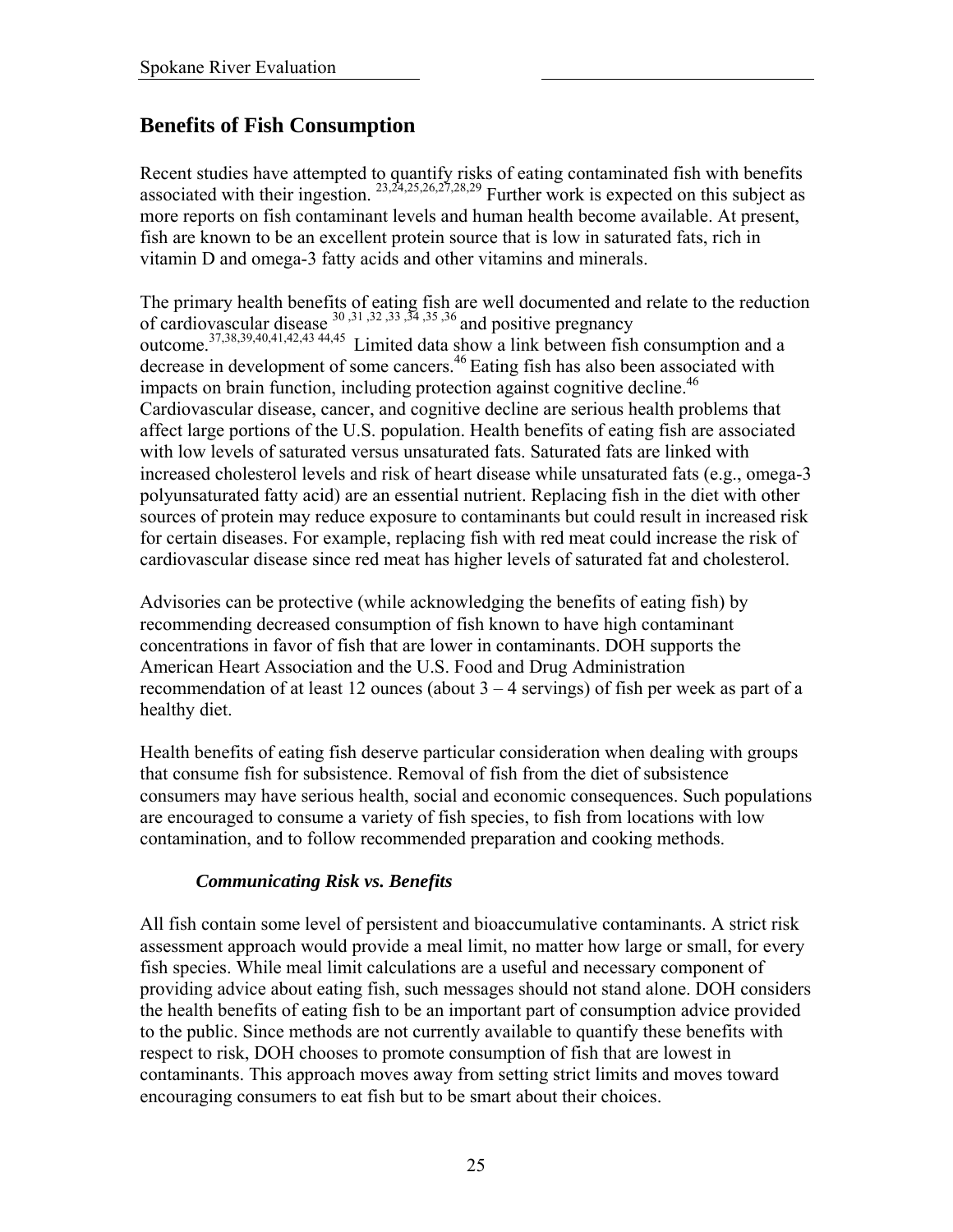## Benefits of Fish Consumption

Recent studies have attempted to quantify risks of eating contaminated fish with benefits associated with their ingestion.[23,24,25,26,27,28,29] Further work is expected on this subject as more reports on fish contaminant levels and human health become available. At present, fish are known to be an excellent protein source that is low in saturated fats, rich in vitamin D and omega-3 fatty acids and other vitamins and minerals.

The primary health benefits of eating fish are well documented and relate to the reduction of cardiovascular disease [30,31,32,33,34,35,36] and positive pregnancy outcome.[37,38,39,40,41,42,43 44,45] Limited data show a link between fish consumption and a decrease in development of some cancers.[46] Eating fish has also been associated with impacts on brain function, including protection against cognitive decline.[46] Cardiovascular disease, cancer, and cognitive decline are serious health problems that affect large portions of the U.S. population. Health benefits of eating fish are associated with low levels of saturated versus unsaturated fats. Saturated fats are linked with increased cholesterol levels and risk of heart disease while unsaturated fats (e.g., omega-3 polyunsaturated fatty acid) are an essential nutrient. Replacing fish in the diet with other sources of protein may reduce exposure to contaminants but could result in increased risk for certain diseases. For example, replacing fish with red meat could increase the risk of cardiovascular disease since red meat has higher levels of saturated fat and cholesterol.

Advisories can be protective (while acknowledging the benefits of eating fish) by recommending decreased consumption of fish known to have high contaminant concentrations in favor of fish that are lower in contaminants. DOH supports the American Heart Association and the U.S. Food and Drug Administration recommendation of at least 12 ounces (about 3 – 4 servings) of fish per week as part of a healthy diet.

Health benefits of eating fish deserve particular consideration when dealing with groups that consume fish for subsistence. Removal of fish from the diet of subsistence consumers may have serious health, social and economic consequences. Such populations are encouraged to consume a variety of fish species, to fish from locations with low contamination, and to follow recommended preparation and cooking methods.

### *Communicating Risk vs. Benefits*

All fish contain some level of persistent and bioaccumulative contaminants. A strict risk assessment approach would provide a meal limit, no matter how large or small, for every fish species. While meal limit calculations are a useful and necessary component of providing advice about eating fish, such messages should not stand alone. DOH considers the health benefits of eating fish to be an important part of consumption advice provided to the public. Since methods are not currently available to quantify these benefits with respect to risk, DOH chooses to promote consumption of fish that are lowest in contaminants. This approach moves away from setting strict limits and moves toward encouraging consumers to eat fish but to be smart about their choices.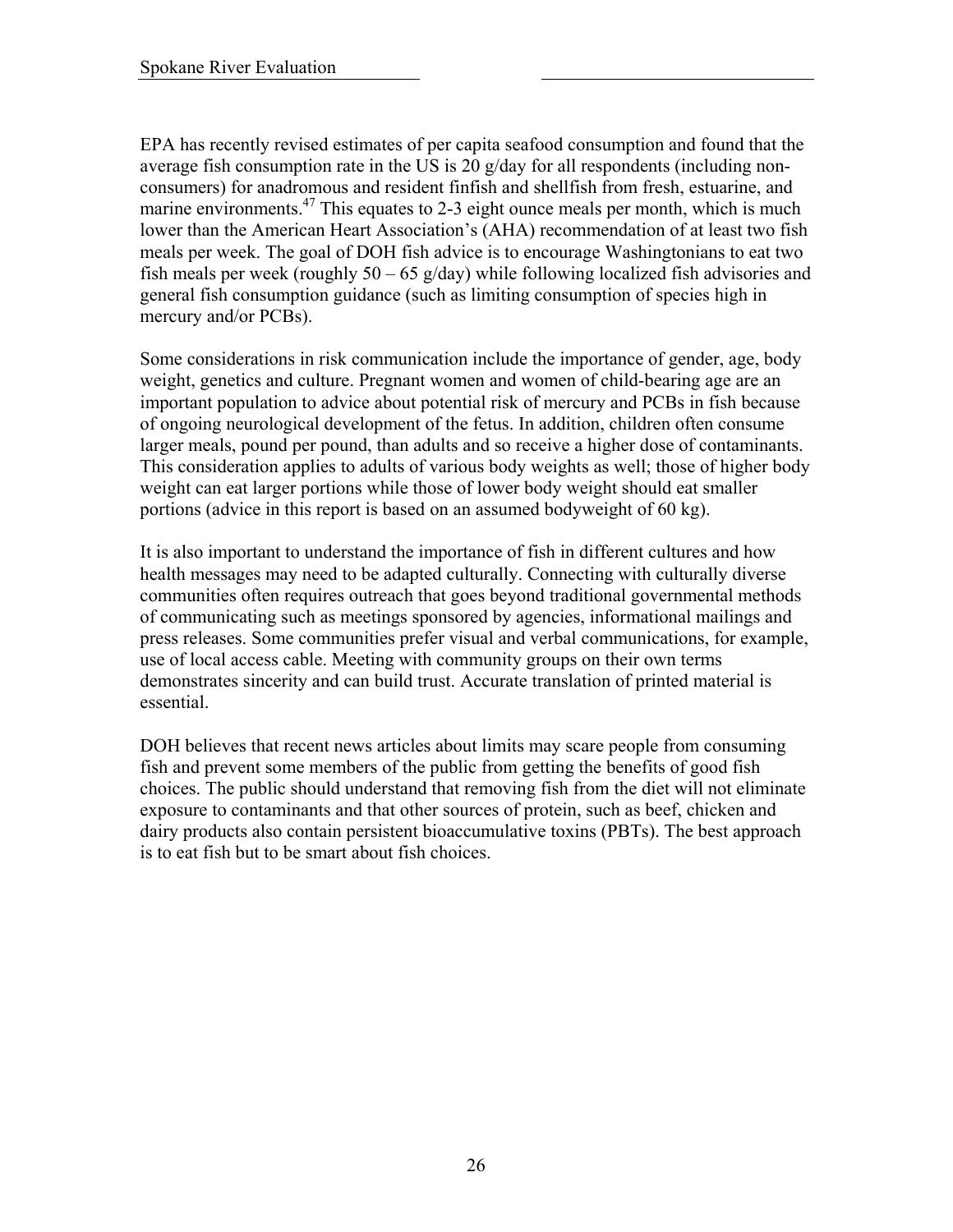EPA has recently revised estimates of per capita seafood consumption and found that the average fish consumption rate in the US is 20 g/day for all respondents (including non-consumers) for anadromous and resident finfish and shellfish from fresh, estuarine, and marine environments.[47] This equates to 2-3 eight ounce meals per month, which is much lower than the American Heart Association's (AHA) recommendation of at least two fish meals per week. The goal of DOH fish advice is to encourage Washingtonians to eat two fish meals per week (roughly 50 – 65 g/day) while following localized fish advisories and general fish consumption guidance (such as limiting consumption of species high in mercury and/or PCBs).

Some considerations in risk communication include the importance of gender, age, body weight, genetics and culture. Pregnant women and women of child-bearing age are an important population to advice about potential risk of mercury and PCBs in fish because of ongoing neurological development of the fetus. In addition, children often consume larger meals, pound per pound, than adults and so receive a higher dose of contaminants. This consideration applies to adults of various body weights as well; those of higher body weight can eat larger portions while those of lower body weight should eat smaller portions (advice in this report is based on an assumed bodyweight of 60 kg).

It is also important to understand the importance of fish in different cultures and how health messages may need to be adapted culturally. Connecting with culturally diverse communities often requires outreach that goes beyond traditional governmental methods of communicating such as meetings sponsored by agencies, informational mailings and press releases. Some communities prefer visual and verbal communications, for example, use of local access cable. Meeting with community groups on their own terms demonstrates sincerity and can build trust. Accurate translation of printed material is essential.

DOH believes that recent news articles about limits may scare people from consuming fish and prevent some members of the public from getting the benefits of good fish choices. The public should understand that removing fish from the diet will not eliminate exposure to contaminants and that other sources of protein, such as beef, chicken and dairy products also contain persistent bioaccumulative toxins (PBTs). The best approach is to eat fish but to be smart about fish choices.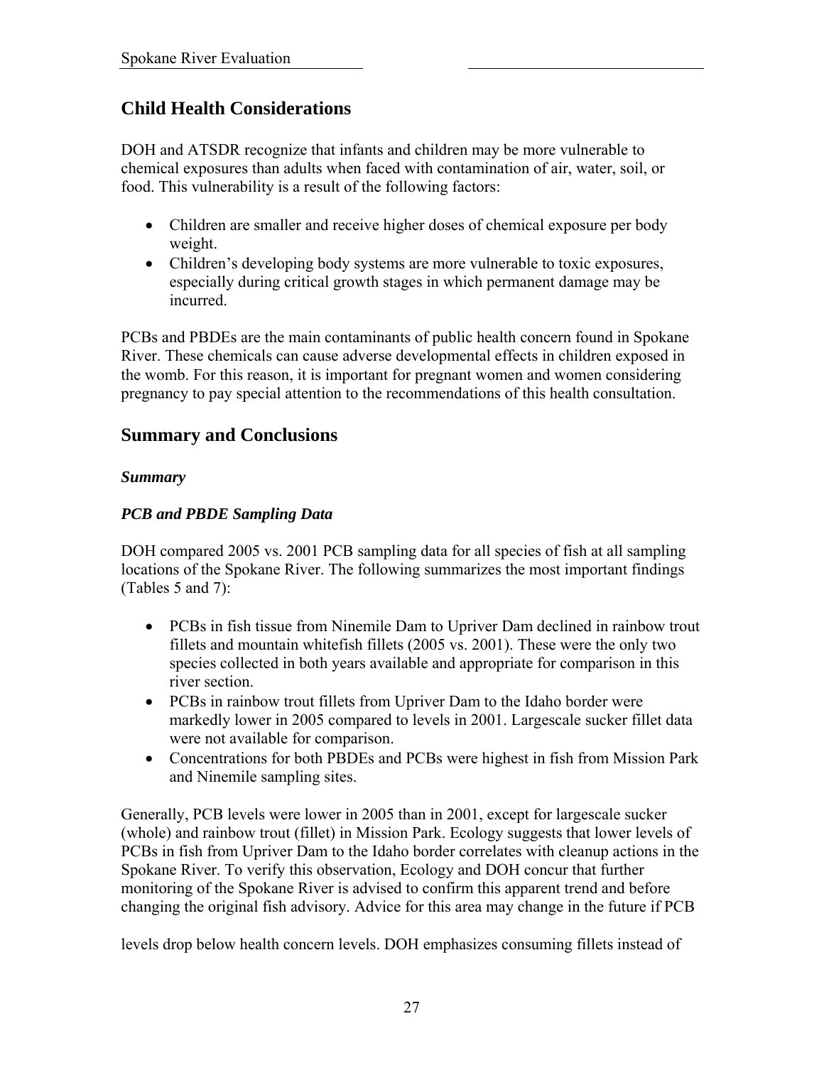## Child Health Considerations

DOH and ATSDR recognize that infants and children may be more vulnerable to chemical exposures than adults when faced with contamination of air, water, soil, or food. This vulnerability is a result of the following factors:

- Children are smaller and receive higher doses of chemical exposure per body weight.
- Children's developing body systems are more vulnerable to toxic exposures, especially during critical growth stages in which permanent damage may be incurred.

PCBs and PBDEs are the main contaminants of public health concern found in Spokane River. These chemicals can cause adverse developmental effects in children exposed in the womb. For this reason, it is important for pregnant women and women considering pregnancy to pay special attention to the recommendations of this health consultation.

## Summary and Conclusions

### *Summary*

### *PCB and PBDE Sampling Data*

DOH compared 2005 vs. 2001 PCB sampling data for all species of fish at all sampling locations of the Spokane River. The following summarizes the most important findings (Tables 5 and 7):

- PCBs in fish tissue from Ninemile Dam to Upriver Dam declined in rainbow trout fillets and mountain whitefish fillets (2005 vs. 2001). These were the only two species collected in both years available and appropriate for comparison in this river section.
- PCBs in rainbow trout fillets from Upriver Dam to the Idaho border were markedly lower in 2005 compared to levels in 2001. Largescale sucker fillet data were not available for comparison.
- Concentrations for both PBDEs and PCBs were highest in fish from Mission Park and Ninemile sampling sites.

Generally, PCB levels were lower in 2005 than in 2001, except for largescale sucker (whole) and rainbow trout (fillet) in Mission Park. Ecology suggests that lower levels of PCBs in fish from Upriver Dam to the Idaho border correlates with cleanup actions in the Spokane River. To verify this observation, Ecology and DOH concur that further monitoring of the Spokane River is advised to confirm this apparent trend and before changing the original fish advisory. Advice for this area may change in the future if PCB levels drop below health concern levels. DOH emphasizes consuming fillets instead of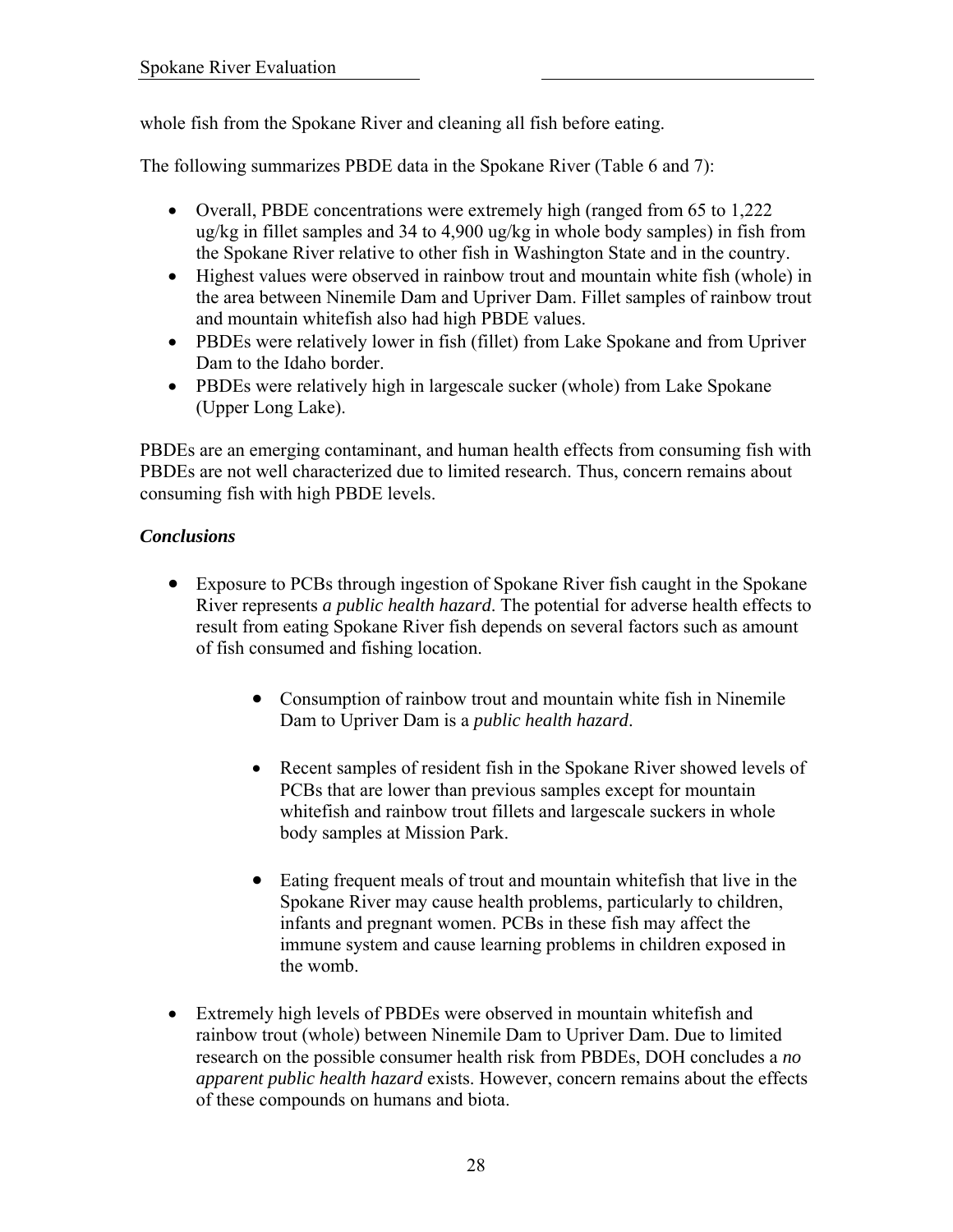whole fish from the Spokane River and cleaning all fish before eating.

The following summarizes PBDE data in the Spokane River (Table 6 and 7):

- Overall, PBDE concentrations were extremely high (ranged from 65 to 1,222 ug/kg in fillet samples and 34 to 4,900 ug/kg in whole body samples) in fish from the Spokane River relative to other fish in Washington State and in the country.
- Highest values were observed in rainbow trout and mountain white fish (whole) in the area between Ninemile Dam and Upriver Dam. Fillet samples of rainbow trout and mountain whitefish also had high PBDE values.
- PBDEs were relatively lower in fish (fillet) from Lake Spokane and from Upriver Dam to the Idaho border.
- PBDEs were relatively high in largescale sucker (whole) from Lake Spokane (Upper Long Lake).

PBDEs are an emerging contaminant, and human health effects from consuming fish with PBDEs are not well characterized due to limited research. Thus, concern remains about consuming fish with high PBDE levels.

### *Conclusions*

- Exposure to PCBs through ingestion of Spokane River fish caught in the Spokane River represents *a public health hazard*. The potential for adverse health effects to result from eating Spokane River fish depends on several factors such as amount of fish consumed and fishing location.
    - Consumption of rainbow trout and mountain white fish in Ninemile Dam to Upriver Dam is a *public health hazard*.
    - Recent samples of resident fish in the Spokane River showed levels of PCBs that are lower than previous samples except for mountain whitefish and rainbow trout fillets and largescale suckers in whole body samples at Mission Park.
    - Eating frequent meals of trout and mountain whitefish that live in the Spokane River may cause health problems, particularly to children, infants and pregnant women. PCBs in these fish may affect the immune system and cause learning problems in children exposed in the womb.
- Extremely high levels of PBDEs were observed in mountain whitefish and rainbow trout (whole) between Ninemile Dam to Upriver Dam. Due to limited research on the possible consumer health risk from PBDEs, DOH concludes a *no apparent public health hazard* exists. However, concern remains about the effects of these compounds on humans and biota.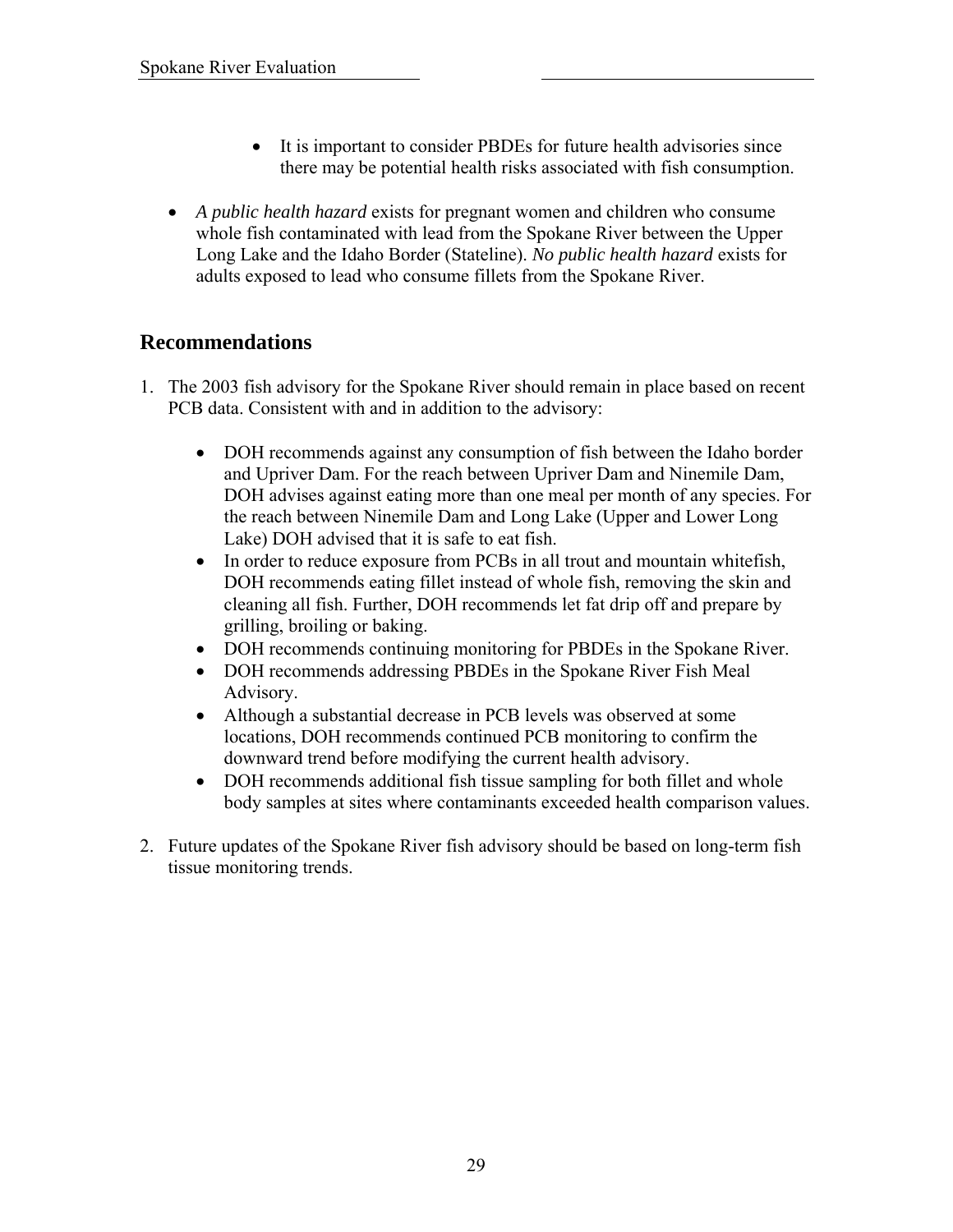- It is important to consider PBDEs for future health advisories since there may be potential health risks associated with fish consumption.

- *A public health hazard* exists for pregnant women and children who consume whole fish contaminated with lead from the Spokane River between the Upper Long Lake and the Idaho Border (Stateline). *No public health hazard* exists for adults exposed to lead who consume fillets from the Spokane River.

## Recommendations

1. The 2003 fish advisory for the Spokane River should remain in place based on recent PCB data. Consistent with and in addition to the advisory:

    - DOH recommends against any consumption of fish between the Idaho border and Upriver Dam. For the reach between Upriver Dam and Ninemile Dam, DOH advises against eating more than one meal per month of any species. For the reach between Ninemile Dam and Long Lake (Upper and Lower Long Lake) DOH advised that it is safe to eat fish.
    - In order to reduce exposure from PCBs in all trout and mountain whitefish, DOH recommends eating fillet instead of whole fish, removing the skin and cleaning all fish. Further, DOH recommends let fat drip off and prepare by grilling, broiling or baking.
    - DOH recommends continuing monitoring for PBDEs in the Spokane River.
    - DOH recommends addressing PBDEs in the Spokane River Fish Meal Advisory.
    - Although a substantial decrease in PCB levels was observed at some locations, DOH recommends continued PCB monitoring to confirm the downward trend before modifying the current health advisory.
    - DOH recommends additional fish tissue sampling for both fillet and whole body samples at sites where contaminants exceeded health comparison values.

2. Future updates of the Spokane River fish advisory should be based on long-term fish tissue monitoring trends.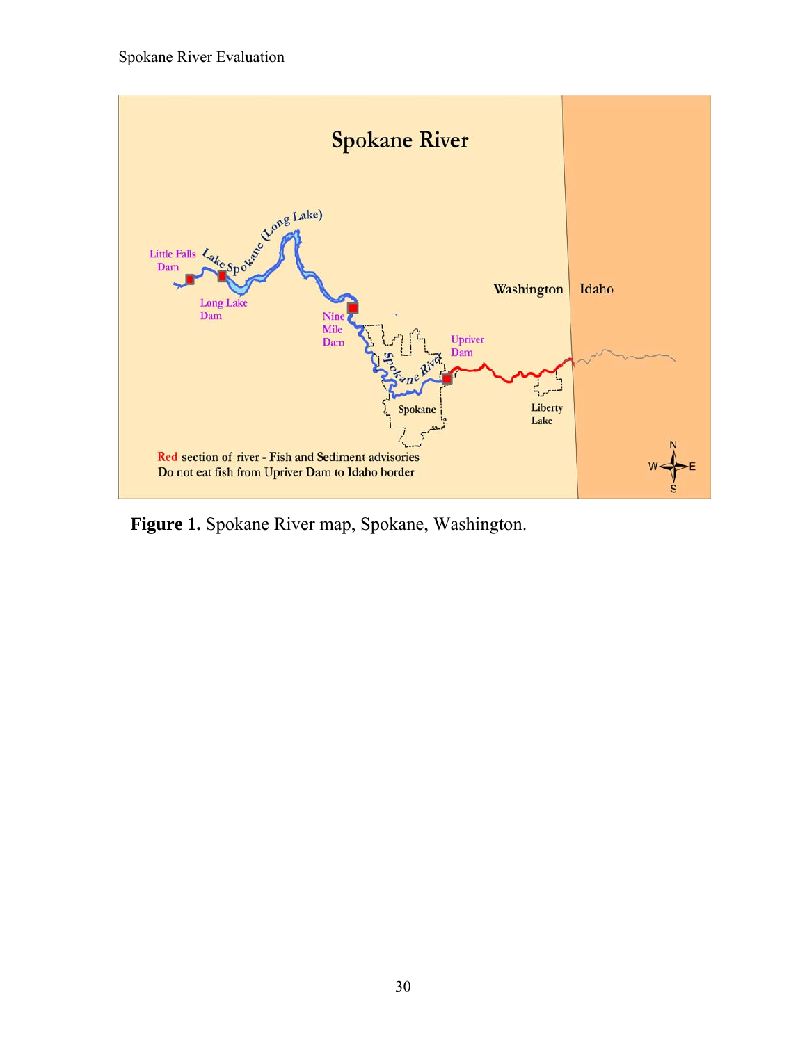**Spokane River**

Red section of river - Fish and Sediment advisories
Do not eat fish from Upriver Dam to Idaho border

**Figure 1.** Spokane River map, Spokane, Washington.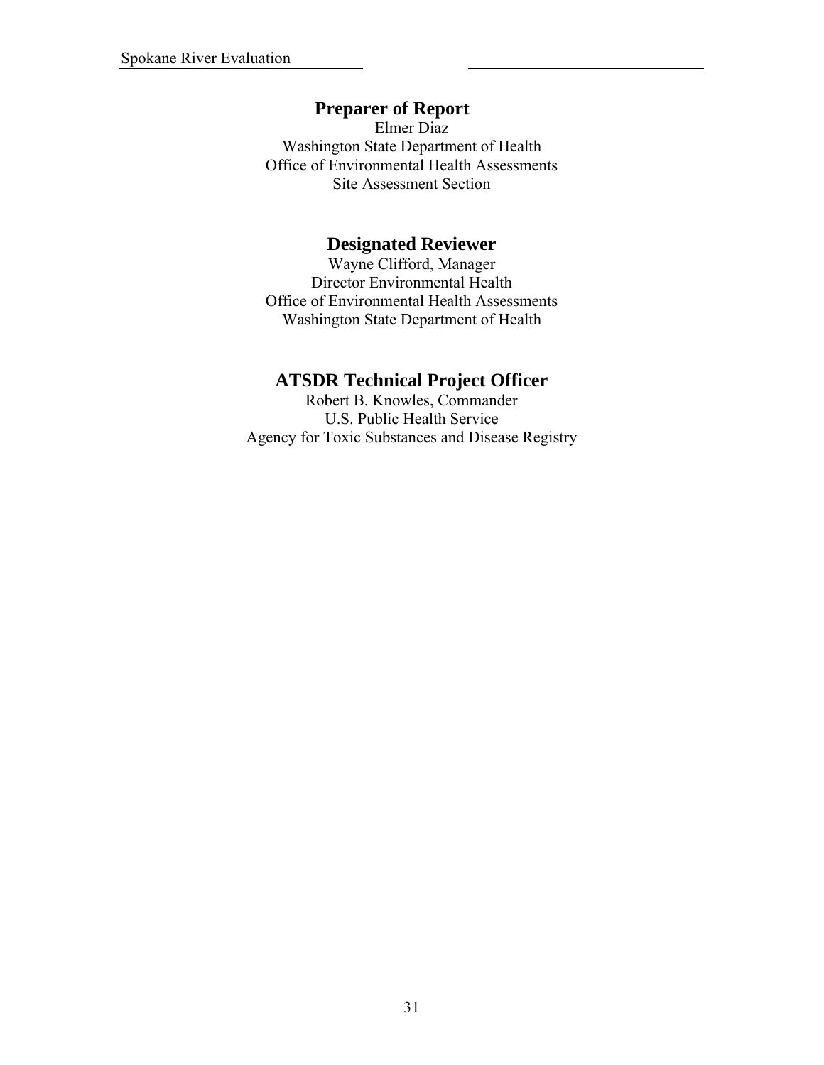## Preparer of Report

Elmer Diaz
Washington State Department of Health
Office of Environmental Health Assessments
Site Assessment Section

## Designated Reviewer

Wayne Clifford, Manager
Director Environmental Health
Office of Environmental Health Assessments
Washington State Department of Health

## ATSDR Technical Project Officer

Robert B. Knowles, Commander
U.S. Public Health Service
Agency for Toxic Substances and Disease Registry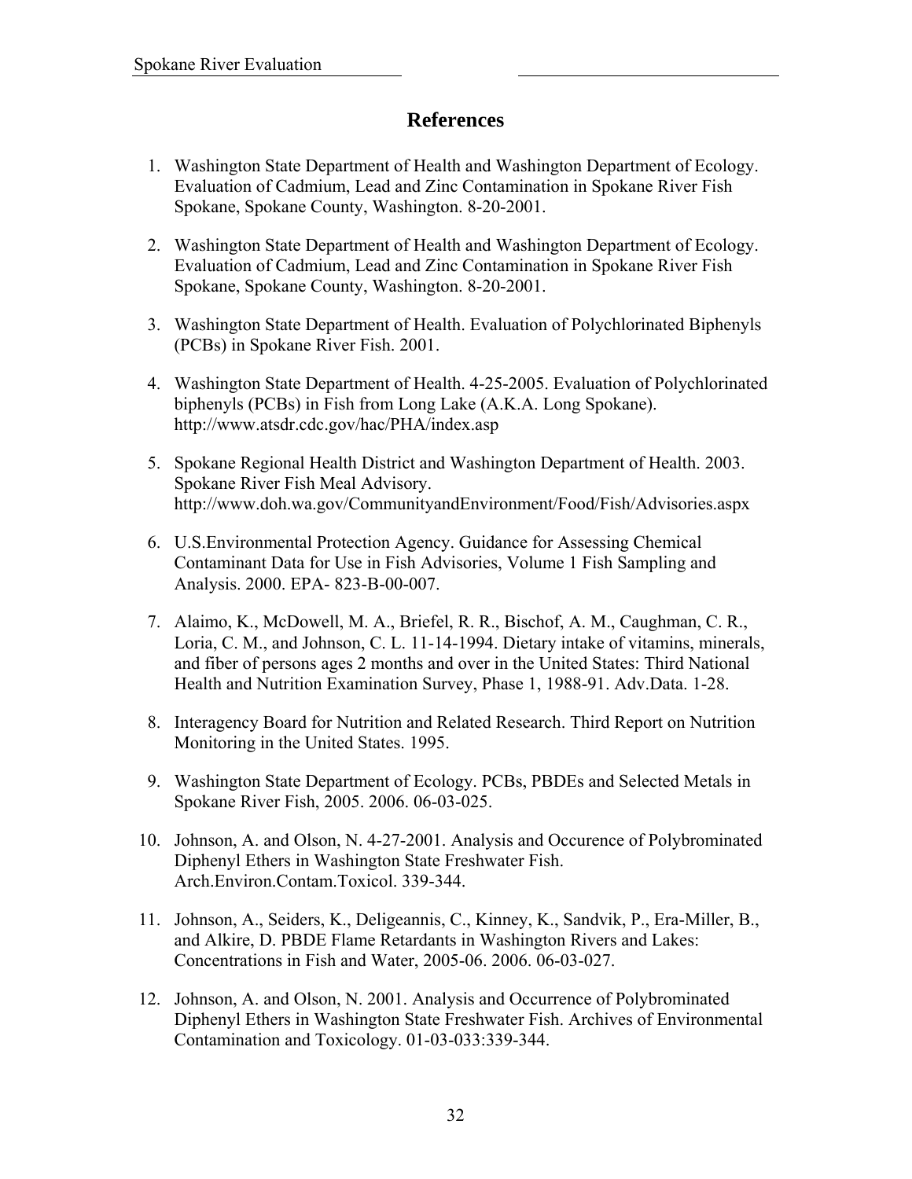## References

1. Washington State Department of Health and Washington Department of Ecology. Evaluation of Cadmium, Lead and Zinc Contamination in Spokane River Fish Spokane, Spokane County, Washington. 8-20-2001.

2. Washington State Department of Health and Washington Department of Ecology. Evaluation of Cadmium, Lead and Zinc Contamination in Spokane River Fish Spokane, Spokane County, Washington. 8-20-2001.

3. Washington State Department of Health. Evaluation of Polychlorinated Biphenyls (PCBs) in Spokane River Fish. 2001.

4. Washington State Department of Health. 4-25-2005. Evaluation of Polychlorinated biphenyls (PCBs) in Fish from Long Lake (A.K.A. Long Spokane). http://www.atsdr.cdc.gov/hac/PHA/index.asp

5. Spokane Regional Health District and Washington Department of Health. 2003. Spokane River Fish Meal Advisory. http://www.doh.wa.gov/CommunityandEnvironment/Food/Fish/Advisories.aspx

6. U.S.Environmental Protection Agency. Guidance for Assessing Chemical Contaminant Data for Use in Fish Advisories, Volume 1 Fish Sampling and Analysis. 2000. EPA- 823-B-00-007.

7. Alaimo, K., McDowell, M. A., Briefel, R. R., Bischof, A. M., Caughman, C. R., Loria, C. M., and Johnson, C. L. 11-14-1994. Dietary intake of vitamins, minerals, and fiber of persons ages 2 months and over in the United States: Third National Health and Nutrition Examination Survey, Phase 1, 1988-91. Adv.Data. 1-28.

8. Interagency Board for Nutrition and Related Research. Third Report on Nutrition Monitoring in the United States. 1995.

9. Washington State Department of Ecology. PCBs, PBDEs and Selected Metals in Spokane River Fish, 2005. 2006. 06-03-025.

10. Johnson, A. and Olson, N. 4-27-2001. Analysis and Occurence of Polybrominated Diphenyl Ethers in Washington State Freshwater Fish. Arch.Environ.Contam.Toxicol. 339-344.

11. Johnson, A., Seiders, K., Deligeannis, C., Kinney, K., Sandvik, P., Era-Miller, B., and Alkire, D. PBDE Flame Retardants in Washington Rivers and Lakes: Concentrations in Fish and Water, 2005-06. 2006. 06-03-027.

12. Johnson, A. and Olson, N. 2001. Analysis and Occurrence of Polybrominated Diphenyl Ethers in Washington State Freshwater Fish. Archives of Environmental Contamination and Toxicology. 01-03-033:339-344.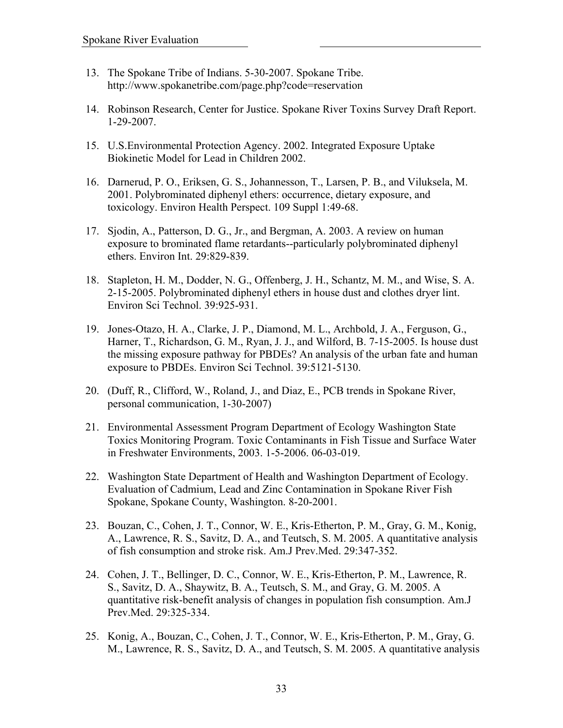13. The Spokane Tribe of Indians. 5-30-2007. Spokane Tribe. http://www.spokanetribe.com/page.php?code=reservation

14. Robinson Research, Center for Justice. Spokane River Toxins Survey Draft Report. 1-29-2007.

15. U.S.Environmental Protection Agency. 2002. Integrated Exposure Uptake Biokinetic Model for Lead in Children 2002.

16. Darnerud, P. O., Eriksen, G. S., Johannesson, T., Larsen, P. B., and Viluksela, M. 2001. Polybrominated diphenyl ethers: occurrence, dietary exposure, and toxicology. Environ Health Perspect. 109 Suppl 1:49-68.

17. Sjodin, A., Patterson, D. G., Jr., and Bergman, A. 2003. A review on human exposure to brominated flame retardants--particularly polybrominated diphenyl ethers. Environ Int. 29:829-839.

18. Stapleton, H. M., Dodder, N. G., Offenberg, J. H., Schantz, M. M., and Wise, S. A. 2-15-2005. Polybrominated diphenyl ethers in house dust and clothes dryer lint. Environ Sci Technol. 39:925-931.

19. Jones-Otazo, H. A., Clarke, J. P., Diamond, M. L., Archbold, J. A., Ferguson, G., Harner, T., Richardson, G. M., Ryan, J. J., and Wilford, B. 7-15-2005. Is house dust the missing exposure pathway for PBDEs? An analysis of the urban fate and human exposure to PBDEs. Environ Sci Technol. 39:5121-5130.

20. (Duff, R., Clifford, W., Roland, J., and Diaz, E., PCB trends in Spokane River, personal communication, 1-30-2007)

21. Environmental Assessment Program Department of Ecology Washington State Toxics Monitoring Program. Toxic Contaminants in Fish Tissue and Surface Water in Freshwater Environments, 2003. 1-5-2006. 06-03-019.

22. Washington State Department of Health and Washington Department of Ecology. Evaluation of Cadmium, Lead and Zinc Contamination in Spokane River Fish Spokane, Spokane County, Washington. 8-20-2001.

23. Bouzan, C., Cohen, J. T., Connor, W. E., Kris-Etherton, P. M., Gray, G. M., Konig, A., Lawrence, R. S., Savitz, D. A., and Teutsch, S. M. 2005. A quantitative analysis of fish consumption and stroke risk. Am.J Prev.Med. 29:347-352.

24. Cohen, J. T., Bellinger, D. C., Connor, W. E., Kris-Etherton, P. M., Lawrence, R. S., Savitz, D. A., Shaywitz, B. A., Teutsch, S. M., and Gray, G. M. 2005. A quantitative risk-benefit analysis of changes in population fish consumption. Am.J Prev.Med. 29:325-334.

25. Konig, A., Bouzan, C., Cohen, J. T., Connor, W. E., Kris-Etherton, P. M., Gray, G. M., Lawrence, R. S., Savitz, D. A., and Teutsch, S. M. 2005. A quantitative analysis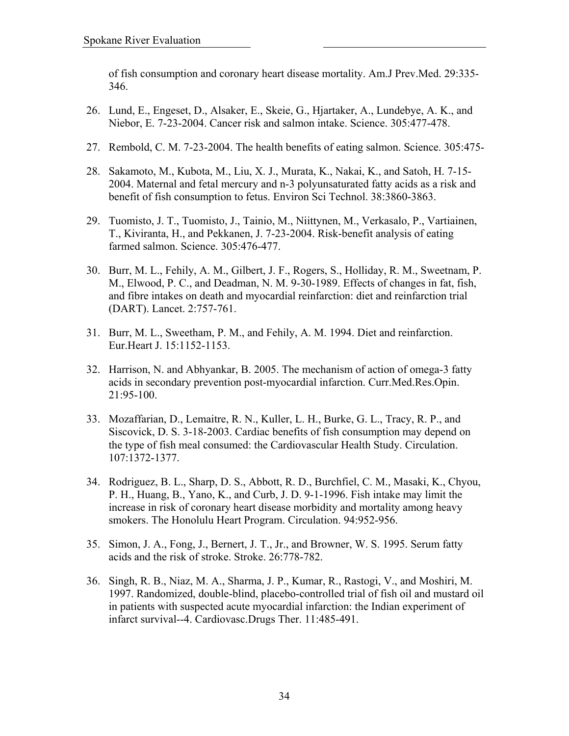of fish consumption and coronary heart disease mortality. Am.J Prev.Med. 29:335-346.

26. Lund, E., Engeset, D., Alsaker, E., Skeie, G., Hjartaker, A., Lundebye, A. K., and Niebor, E. 7-23-2004. Cancer risk and salmon intake. Science. 305:477-478.

27. Rembold, C. M. 7-23-2004. The health benefits of eating salmon. Science. 305:475-

28. Sakamoto, M., Kubota, M., Liu, X. J., Murata, K., Nakai, K., and Satoh, H. 7-15-2004. Maternal and fetal mercury and n-3 polyunsaturated fatty acids as a risk and benefit of fish consumption to fetus. Environ Sci Technol. 38:3860-3863.

29. Tuomisto, J. T., Tuomisto, J., Tainio, M., Niittynen, M., Verkasalo, P., Vartiainen, T., Kiviranta, H., and Pekkanen, J. 7-23-2004. Risk-benefit analysis of eating farmed salmon. Science. 305:476-477.

30. Burr, M. L., Fehily, A. M., Gilbert, J. F., Rogers, S., Holliday, R. M., Sweetnam, P. M., Elwood, P. C., and Deadman, N. M. 9-30-1989. Effects of changes in fat, fish, and fibre intakes on death and myocardial reinfarction: diet and reinfarction trial (DART). Lancet. 2:757-761.

31. Burr, M. L., Sweetham, P. M., and Fehily, A. M. 1994. Diet and reinfarction. Eur.Heart J. 15:1152-1153.

32. Harrison, N. and Abhyankar, B. 2005. The mechanism of action of omega-3 fatty acids in secondary prevention post-myocardial infarction. Curr.Med.Res.Opin. 21:95-100.

33. Mozaffarian, D., Lemaitre, R. N., Kuller, L. H., Burke, G. L., Tracy, R. P., and Siscovick, D. S. 3-18-2003. Cardiac benefits of fish consumption may depend on the type of fish meal consumed: the Cardiovascular Health Study. Circulation. 107:1372-1377.

34. Rodriguez, B. L., Sharp, D. S., Abbott, R. D., Burchfiel, C. M., Masaki, K., Chyou, P. H., Huang, B., Yano, K., and Curb, J. D. 9-1-1996. Fish intake may limit the increase in risk of coronary heart disease morbidity and mortality among heavy smokers. The Honolulu Heart Program. Circulation. 94:952-956.

35. Simon, J. A., Fong, J., Bernert, J. T., Jr., and Browner, W. S. 1995. Serum fatty acids and the risk of stroke. Stroke. 26:778-782.

36. Singh, R. B., Niaz, M. A., Sharma, J. P., Kumar, R., Rastogi, V., and Moshiri, M. 1997. Randomized, double-blind, placebo-controlled trial of fish oil and mustard oil in patients with suspected acute myocardial infarction: the Indian experiment of infarct survival--4. Cardiovasc.Drugs Ther. 11:485-491.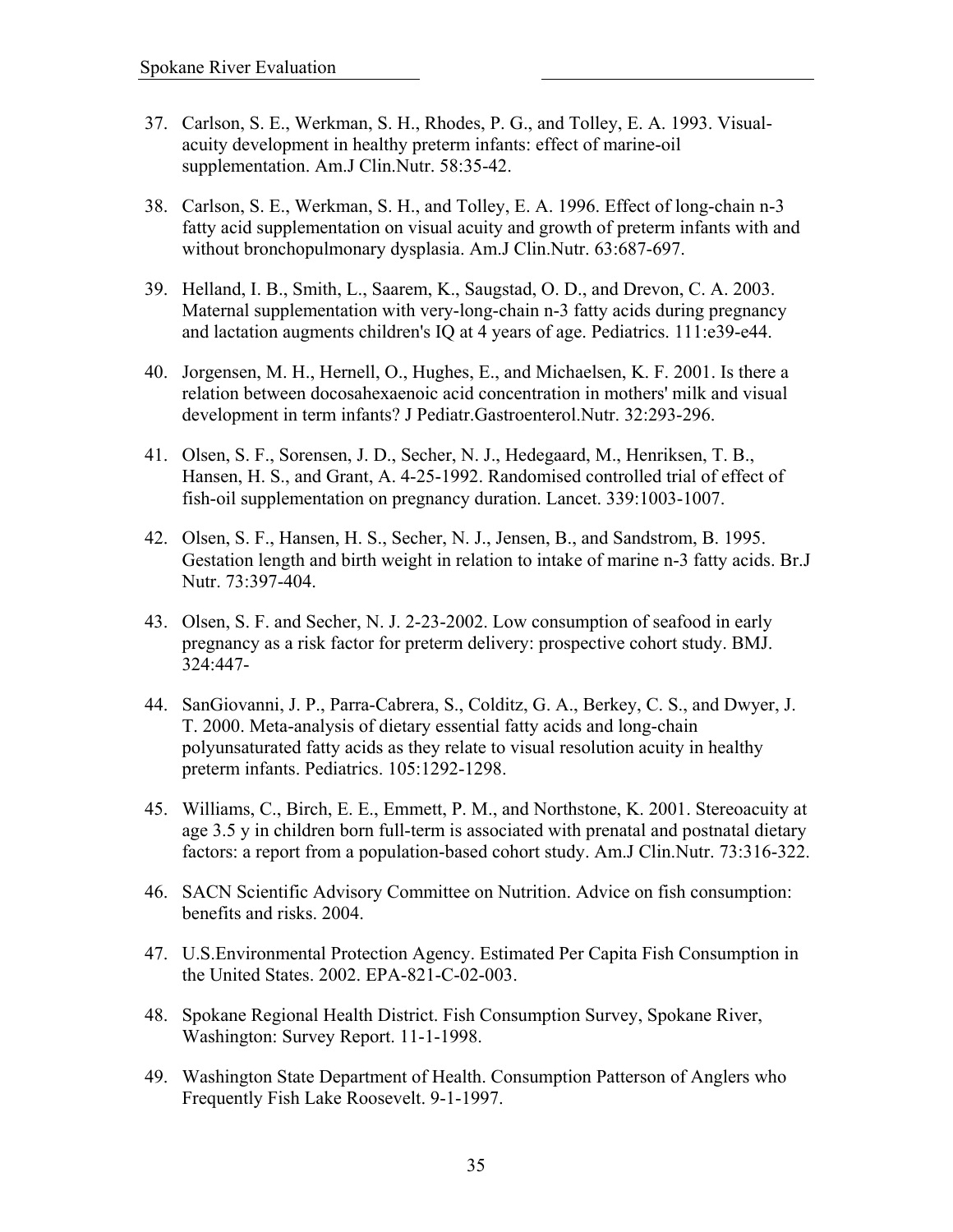37. Carlson, S. E., Werkman, S. H., Rhodes, P. G., and Tolley, E. A. 1993. Visual-acuity development in healthy preterm infants: effect of marine-oil supplementation. Am.J Clin.Nutr. 58:35-42.

38. Carlson, S. E., Werkman, S. H., and Tolley, E. A. 1996. Effect of long-chain n-3 fatty acid supplementation on visual acuity and growth of preterm infants with and without bronchopulmonary dysplasia. Am.J Clin.Nutr. 63:687-697.

39. Helland, I. B., Smith, L., Saarem, K., Saugstad, O. D., and Drevon, C. A. 2003. Maternal supplementation with very-long-chain n-3 fatty acids during pregnancy and lactation augments children's IQ at 4 years of age. Pediatrics. 111:e39-e44.

40. Jorgensen, M. H., Hernell, O., Hughes, E., and Michaelsen, K. F. 2001. Is there a relation between docosahexaenoic acid concentration in mothers' milk and visual development in term infants? J Pediatr.Gastroenterol.Nutr. 32:293-296.

41. Olsen, S. F., Sorensen, J. D., Secher, N. J., Hedegaard, M., Henriksen, T. B., Hansen, H. S., and Grant, A. 4-25-1992. Randomised controlled trial of effect of fish-oil supplementation on pregnancy duration. Lancet. 339:1003-1007.

42. Olsen, S. F., Hansen, H. S., Secher, N. J., Jensen, B., and Sandstrom, B. 1995. Gestation length and birth weight in relation to intake of marine n-3 fatty acids. Br.J Nutr. 73:397-404.

43. Olsen, S. F. and Secher, N. J. 2-23-2002. Low consumption of seafood in early pregnancy as a risk factor for preterm delivery: prospective cohort study. BMJ. 324:447-

44. SanGiovanni, J. P., Parra-Cabrera, S., Colditz, G. A., Berkey, C. S., and Dwyer, J. T. 2000. Meta-analysis of dietary essential fatty acids and long-chain polyunsaturated fatty acids as they relate to visual resolution acuity in healthy preterm infants. Pediatrics. 105:1292-1298.

45. Williams, C., Birch, E. E., Emmett, P. M., and Northstone, K. 2001. Stereoacuity at age 3.5 y in children born full-term is associated with prenatal and postnatal dietary factors: a report from a population-based cohort study. Am.J Clin.Nutr. 73:316-322.

46. SACN Scientific Advisory Committee on Nutrition. Advice on fish consumption: benefits and risks. 2004.

47. U.S.Environmental Protection Agency. Estimated Per Capita Fish Consumption in the United States. 2002. EPA-821-C-02-003.

48. Spokane Regional Health District. Fish Consumption Survey, Spokane River, Washington: Survey Report. 11-1-1998.

49. Washington State Department of Health. Consumption Patterson of Anglers who Frequently Fish Lake Roosevelt. 9-1-1997.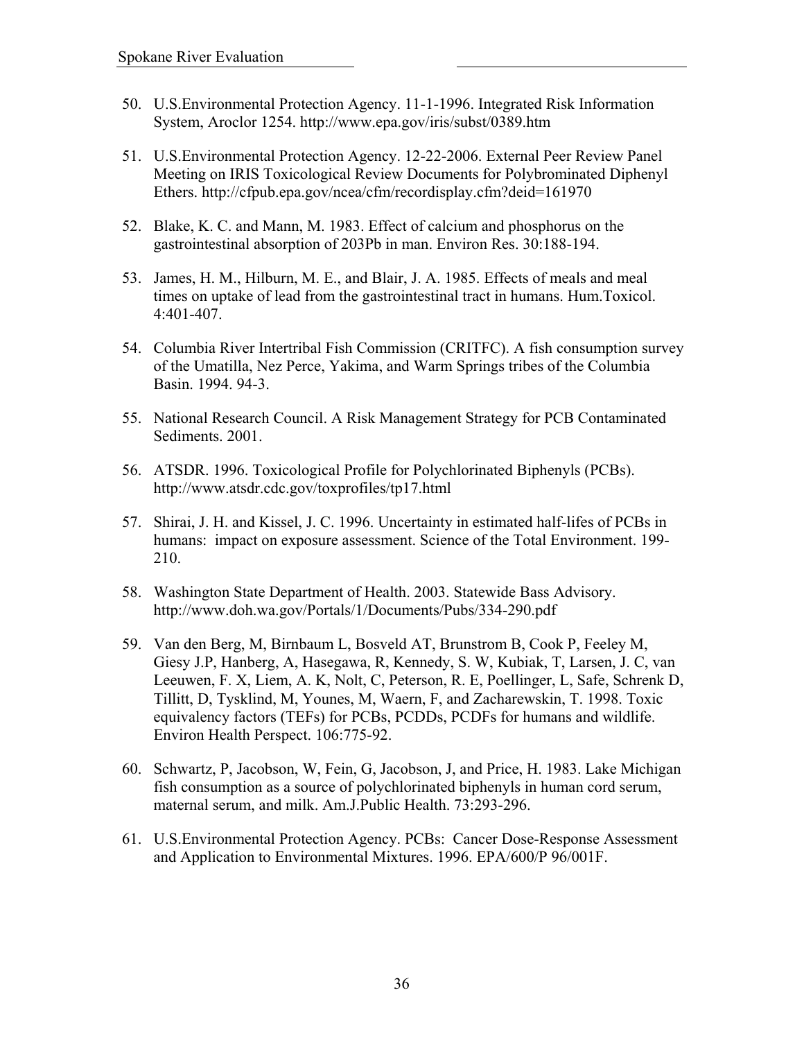50. U.S.Environmental Protection Agency. 11-1-1996. Integrated Risk Information System, Aroclor 1254. http://www.epa.gov/iris/subst/0389.htm

51. U.S.Environmental Protection Agency. 12-22-2006. External Peer Review Panel Meeting on IRIS Toxicological Review Documents for Polybrominated Diphenyl Ethers. http://cfpub.epa.gov/ncea/cfm/recordisplay.cfm?deid=161970

52. Blake, K. C. and Mann, M. 1983. Effect of calcium and phosphorus on the gastrointestinal absorption of 203Pb in man. Environ Res. 30:188-194.

53. James, H. M., Hilburn, M. E., and Blair, J. A. 1985. Effects of meals and meal times on uptake of lead from the gastrointestinal tract in humans. Hum.Toxicol. 4:401-407.

54. Columbia River Intertribal Fish Commission (CRITFC). A fish consumption survey of the Umatilla, Nez Perce, Yakima, and Warm Springs tribes of the Columbia Basin. 1994. 94-3.

55. National Research Council. A Risk Management Strategy for PCB Contaminated Sediments. 2001.

56. ATSDR. 1996. Toxicological Profile for Polychlorinated Biphenyls (PCBs). http://www.atsdr.cdc.gov/toxprofiles/tp17.html

57. Shirai, J. H. and Kissel, J. C. 1996. Uncertainty in estimated half-lifes of PCBs in humans: impact on exposure assessment. Science of the Total Environment. 199-210.

58. Washington State Department of Health. 2003. Statewide Bass Advisory. http://www.doh.wa.gov/Portals/1/Documents/Pubs/334-290.pdf

59. Van den Berg, M, Birnbaum L, Bosveld AT, Brunstrom B, Cook P, Feeley M, Giesy J.P, Hanberg, A, Hasegawa, R, Kennedy, S. W, Kubiak, T, Larsen, J. C, van Leeuwen, F. X, Liem, A. K, Nolt, C, Peterson, R. E, Poellinger, L, Safe, Schrenk D, Tillitt, D, Tysklind, M, Younes, M, Waern, F, and Zacharewskin, T. 1998. Toxic equivalency factors (TEFs) for PCBs, PCDDs, PCDFs for humans and wildlife. Environ Health Perspect. 106:775-92.

60. Schwartz, P, Jacobson, W, Fein, G, Jacobson, J, and Price, H. 1983. Lake Michigan fish consumption as a source of polychlorinated biphenyls in human cord serum, maternal serum, and milk. Am.J.Public Health. 73:293-296.

61. U.S.Environmental Protection Agency. PCBs: Cancer Dose-Response Assessment and Application to Environmental Mixtures. 1996. EPA/600/P 96/001F.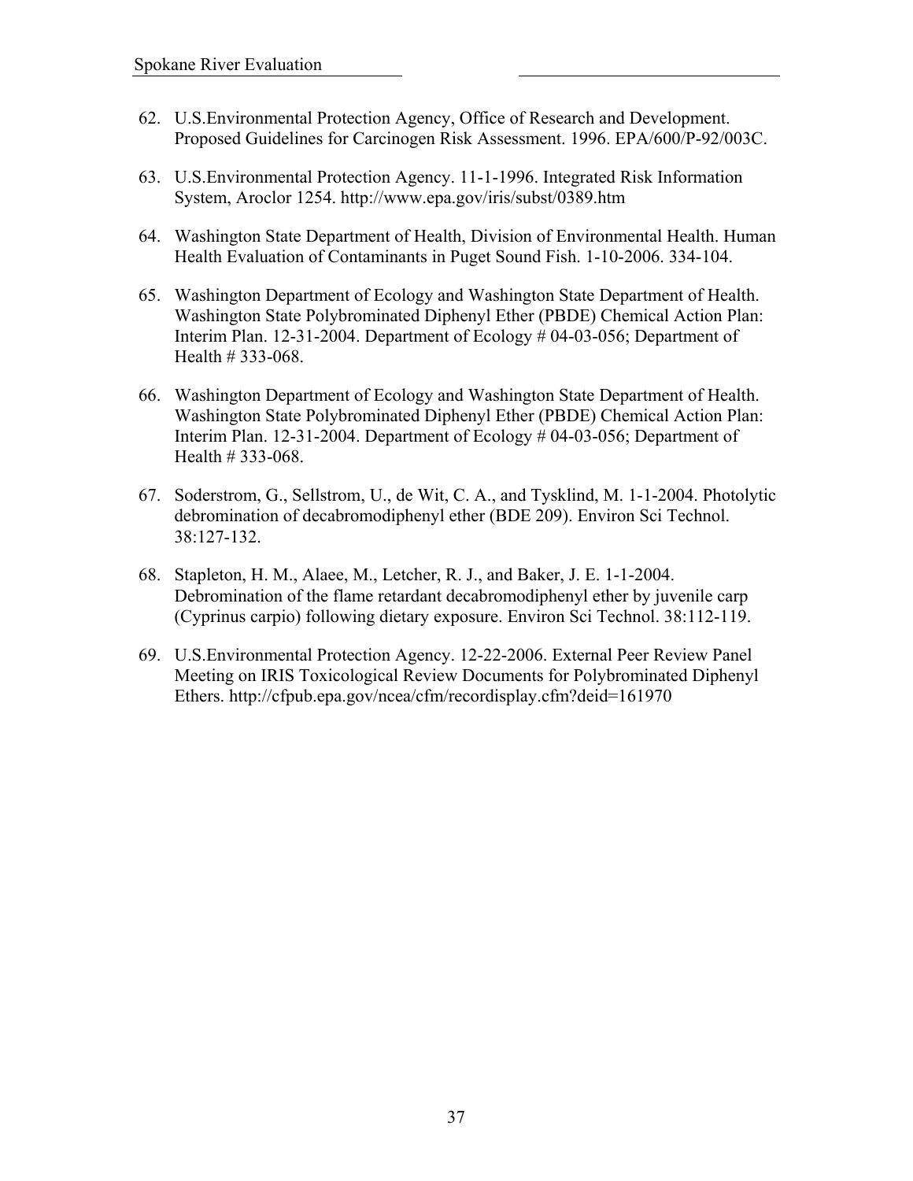62. U.S.Environmental Protection Agency, Office of Research and Development. Proposed Guidelines for Carcinogen Risk Assessment. 1996. EPA/600/P-92/003C.

63. U.S.Environmental Protection Agency. 11-1-1996. Integrated Risk Information System, Aroclor 1254. http://www.epa.gov/iris/subst/0389.htm

64. Washington State Department of Health, Division of Environmental Health. Human Health Evaluation of Contaminants in Puget Sound Fish. 1-10-2006. 334-104.

65. Washington Department of Ecology and Washington State Department of Health. Washington State Polybrominated Diphenyl Ether (PBDE) Chemical Action Plan: Interim Plan. 12-31-2004. Department of Ecology # 04-03-056; Department of Health # 333-068.

66. Washington Department of Ecology and Washington State Department of Health. Washington State Polybrominated Diphenyl Ether (PBDE) Chemical Action Plan: Interim Plan. 12-31-2004. Department of Ecology # 04-03-056; Department of Health # 333-068.

67. Soderstrom, G., Sellstrom, U., de Wit, C. A., and Tysklind, M. 1-1-2004. Photolytic debromination of decabromodiphenyl ether (BDE 209). Environ Sci Technol. 38:127-132.

68. Stapleton, H. M., Alaee, M., Letcher, R. J., and Baker, J. E. 1-1-2004. Debromination of the flame retardant decabromodiphenyl ether by juvenile carp (Cyprinus carpio) following dietary exposure. Environ Sci Technol. 38:112-119.

69. U.S.Environmental Protection Agency. 12-22-2006. External Peer Review Panel Meeting on IRIS Toxicological Review Documents for Polybrominated Diphenyl Ethers. http://cfpub.epa.gov/ncea/cfm/recordisplay.cfm?deid=161970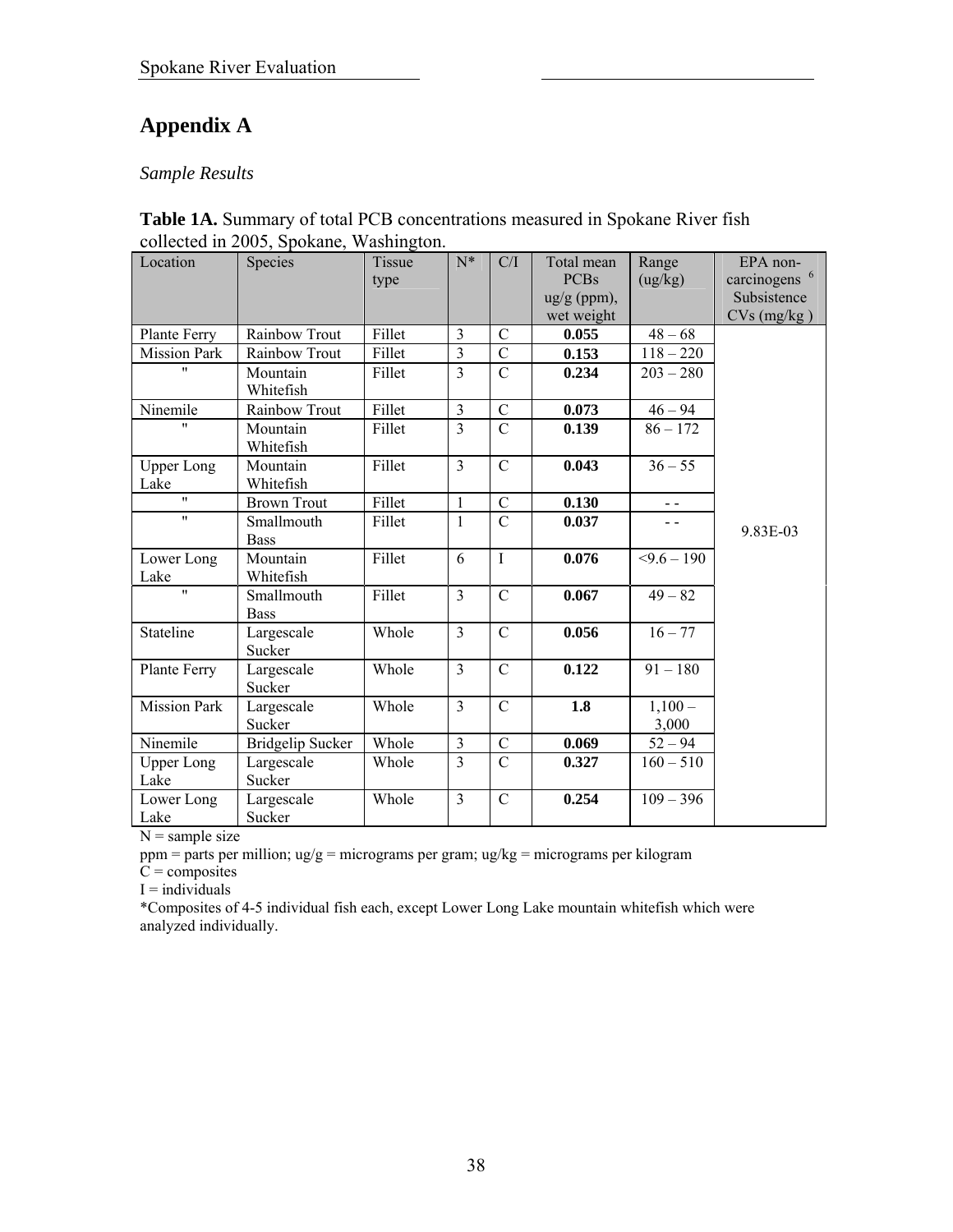# Appendix A

*Sample Results*

**Table 1A.** Summary of total PCB concentrations measured in Spokane River fish collected in 2005, Spokane, Washington.

| Location | Species | Tissue type | N* | C/I | Total mean PCBs ug/g (ppm), wet weight | Range (ug/kg) | EPA non-carcinogens [6] Subsistence CVs (mg/kg ) |
|---|---|---|---|---|---|---|---|
| Plante Ferry | Rainbow Trout | Fillet | 3 | C | **0.055** | 48 – 68 | 9.83E-03 |
| Mission Park | Rainbow Trout | Fillet | 3 | C | **0.153** | 118 – 220 | |
| " | Mountain Whitefish | Fillet | 3 | C | **0.234** | 203 – 280 | |
| Ninemile | Rainbow Trout | Fillet | 3 | C | **0.073** | 46 – 94 | |
| " | Mountain Whitefish | Fillet | 3 | C | **0.139** | 86 – 172 | |
| Upper Long Lake | Mountain Whitefish | Fillet | 3 | C | **0.043** | 36 – 55 | |
| " | Brown Trout | Fillet | 1 | C | **0.130** | - - | |
| " | Smallmouth Bass | Fillet | 1 | C | **0.037** | - - | |
| Lower Long Lake | Mountain Whitefish | Fillet | 6 | I | **0.076** | <9.6 – 190 | |
| " | Smallmouth Bass | Fillet | 3 | C | **0.067** | 49 – 82 | |
| Stateline | Largescale Sucker | Whole | 3 | C | **0.056** | 16 – 77 | |
| Plante Ferry | Largescale Sucker | Whole | 3 | C | **0.122** | 91 – 180 | |
| Mission Park | Largescale Sucker | Whole | 3 | C | **1.8** | 1,100 – 3,000 | |
| Ninemile | Bridgelip Sucker | Whole | 3 | C | **0.069** | 52 – 94 | |
| Upper Long Lake | Largescale Sucker | Whole | 3 | C | **0.327** | 160 – 510 | |
| Lower Long Lake | Largescale Sucker | Whole | 3 | C | **0.254** | 109 – 396 | |

N = sample size

ppm = parts per million; ug/g = micrograms per gram; ug/kg = micrograms per kilogram

C = composites

I = individuals

*Composites of 4-5 individual fish each, except Lower Long Lake mountain whitefish which were analyzed individually.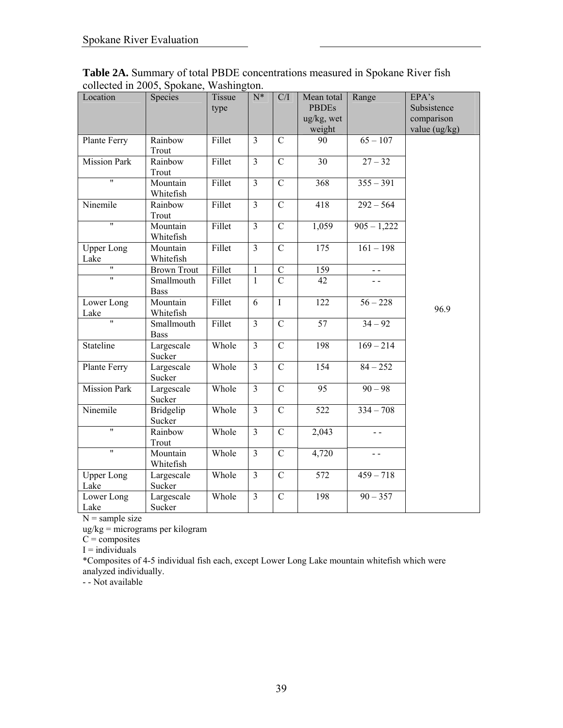**Table 2A.** Summary of total PBDE concentrations measured in Spokane River fish collected in 2005, Spokane, Washington.

| Location | Species | Tissue type | N* | C/I | Mean total PBDEs ug/kg, wet weight | Range | EPA's Subsistence comparison value (ug/kg) |
|---|---|---|---|---|---|---|---|
| Plante Ferry | Rainbow Trout | Fillet | 3 | C | 90 | 65 – 107 | 96.9 |
| Mission Park | Rainbow Trout | Fillet | 3 | C | 30 | 27 – 32 | |
| " | Mountain Whitefish | Fillet | 3 | C | 368 | 355 – 391 | |
| Ninemile | Rainbow Trout | Fillet | 3 | C | 418 | 292 – 564 | |
| " | Mountain Whitefish | Fillet | 3 | C | 1,059 | 905 – 1,222 | |
| Upper Long Lake | Mountain Whitefish | Fillet | 3 | C | 175 | 161 – 198 | |
| " | Brown Trout | Fillet | 1 | C | 159 | - - | |
| " | Smallmouth Bass | Fillet | 1 | C | 42 | - - | |
| Lower Long Lake | Mountain Whitefish | Fillet | 6 | I | 122 | 56 – 228 | |
| " | Smallmouth Bass | Fillet | 3 | C | 57 | 34 – 92 | |
| Stateline | Largescale Sucker | Whole | 3 | C | 198 | 169 – 214 | |
| Plante Ferry | Largescale Sucker | Whole | 3 | C | 154 | 84 – 252 | |
| Mission Park | Largescale Sucker | Whole | 3 | C | 95 | 90 – 98 | |
| Ninemile | Bridgelip Sucker | Whole | 3 | C | 522 | 334 – 708 | |
| " | Rainbow Trout | Whole | 3 | C | 2,043 | - - | |
| " | Mountain Whitefish | Whole | 3 | C | 4,720 | - - | |
| Upper Long Lake | Largescale Sucker | Whole | 3 | C | 572 | 459 – 718 | |
| Lower Long Lake | Largescale Sucker | Whole | 3 | C | 198 | 90 – 357 | |

N = sample size
ug/kg = micrograms per kilogram
C = composites
I = individuals
*Composites of 4-5 individual fish each, except Lower Long Lake mountain whitefish which were analyzed individually.
- - Not available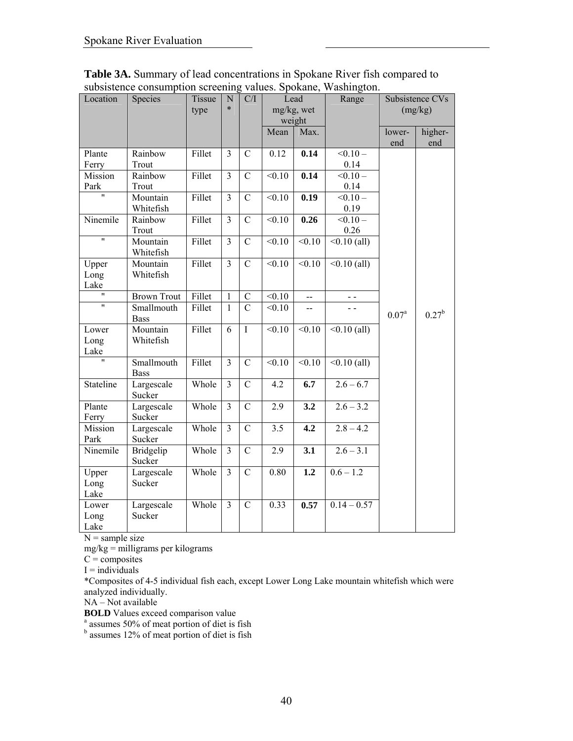**Table 3A.** Summary of lead concentrations in Spokane River fish compared to subsistence consumption screening values. Spokane, Washington.

| Location | Species | Tissue type | N * | C/I | Lead mg/kg, wet weight | | Range | Subsistence CVs (mg/kg) | |
|---|---|---|---|---|---|---|---|---|---|
| | | | | | Mean | Max. | | lower-end | higher-end |
| Plante Ferry | Rainbow Trout | Fillet | 3 | C | 0.12 | **0.14** | <0.10 – 0.14 | 0.07[a] | 0.27[b] |
| Mission Park | Rainbow Trout | Fillet | 3 | C | <0.10 | **0.14** | <0.10 – 0.14 | | |
| " | Mountain Whitefish | Fillet | 3 | C | <0.10 | **0.19** | <0.10 – 0.19 | | |
| Ninemile | Rainbow Trout | Fillet | 3 | C | <0.10 | **0.26** | <0.10 – 0.26 | | |
| " | Mountain Whitefish | Fillet | 3 | C | <0.10 | <0.10 | <0.10 (all) | | |
| Upper Long Lake | Mountain Whitefish | Fillet | 3 | C | <0.10 | <0.10 | <0.10 (all) | | |
| " | Brown Trout | Fillet | 1 | C | <0.10 | -- | - - | | |
| " | Smallmouth Bass | Fillet | 1 | C | <0.10 | -- | - - | | |
| Lower Long Lake | Mountain Whitefish | Fillet | 6 | I | <0.10 | <0.10 | <0.10 (all) | | |
| " | Smallmouth Bass | Fillet | 3 | C | <0.10 | <0.10 | <0.10 (all) | | |
| Stateline | Largescale Sucker | Whole | 3 | C | 4.2 | **6.7** | 2.6 – 6.7 | | |
| Plante Ferry | Largescale Sucker | Whole | 3 | C | 2.9 | **3.2** | 2.6 – 3.2 | | |
| Mission Park | Largescale Sucker | Whole | 3 | C | 3.5 | **4.2** | 2.8 – 4.2 | | |
| Ninemile | Bridgelip Sucker | Whole | 3 | C | 2.9 | **3.1** | 2.6 – 3.1 | | |
| Upper Long Lake | Largescale Sucker | Whole | 3 | C | 0.80 | **1.2** | 0.6 – 1.2 | | |
| Lower Long Lake | Largescale Sucker | Whole | 3 | C | 0.33 | **0.57** | 0.14 – 0.57 | | |

N = sample size
mg/kg = milligrams per kilograms
C = composites
I = individuals
*Composites of 4-5 individual fish each, except Lower Long Lake mountain whitefish which were analyzed individually.
NA – Not available
**BOLD** Values exceed comparison value
[a] assumes 50% of meat portion of diet is fish
[b] assumes 12% of meat portion of diet is fish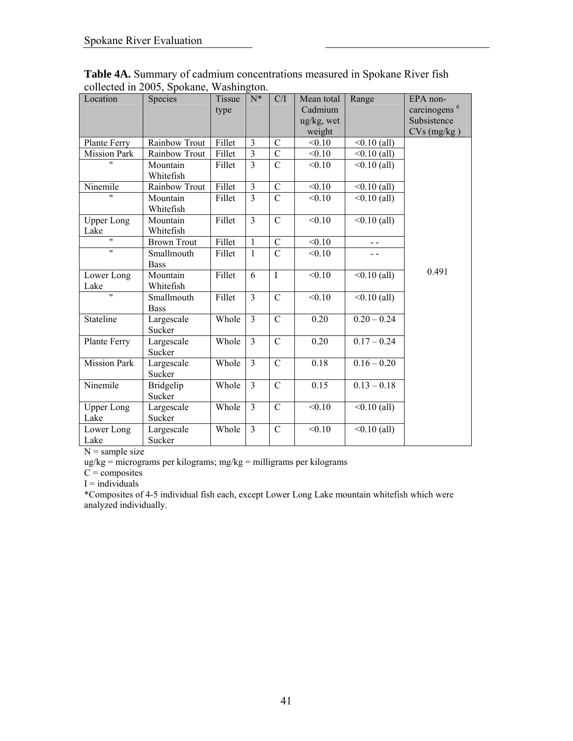**Table 4A.** Summary of cadmium concentrations measured in Spokane River fish collected in 2005, Spokane, Washington.

| Location | Species | Tissue type | N* | C/I | Mean total Cadmium ug/kg, wet weight | Range | EPA non-carcinogens [6] Subsistence CVs (mg/kg ) |
|---|---|---|---|---|---|---|---|
| Plante Ferry | Rainbow Trout | Fillet | 3 | C | <0.10 | <0.10 (all) | 0.491 |
| Mission Park | Rainbow Trout | Fillet | 3 | C | <0.10 | <0.10 (all) | |
| " | Mountain Whitefish | Fillet | 3 | C | <0.10 | <0.10 (all) | |
| Ninemile | Rainbow Trout | Fillet | 3 | C | <0.10 | <0.10 (all) | |
| " | Mountain Whitefish | Fillet | 3 | C | <0.10 | <0.10 (all) | |
| Upper Long Lake | Mountain Whitefish | Fillet | 3 | C | <0.10 | <0.10 (all) | |
| " | Brown Trout | Fillet | 1 | C | <0.10 | - - | |
| " | Smallmouth Bass | Fillet | 1 | C | <0.10 | - - | |
| Lower Long Lake | Mountain Whitefish | Fillet | 6 | I | <0.10 | <0.10 (all) | |
| " | Smallmouth Bass | Fillet | 3 | C | <0.10 | <0.10 (all) | |
| Stateline | Largescale Sucker | Whole | 3 | C | 0.20 | 0.20 – 0.24 | |
| Plante Ferry | Largescale Sucker | Whole | 3 | C | 0.20 | 0.17 – 0.24 | |
| Mission Park | Largescale Sucker | Whole | 3 | C | 0.18 | 0.16 – 0.20 | |
| Ninemile | Bridgelip Sucker | Whole | 3 | C | 0.15 | 0.13 – 0.18 | |
| Upper Long Lake | Largescale Sucker | Whole | 3 | C | <0.10 | <0.10 (all) | |
| Lower Long Lake | Largescale Sucker | Whole | 3 | C | <0.10 | <0.10 (all) | |

N = sample size

ug/kg = micrograms per kilograms; mg/kg = milligrams per kilograms

C = composites

I = individuals

*Composites of 4-5 individual fish each, except Lower Long Lake mountain whitefish which were analyzed individually.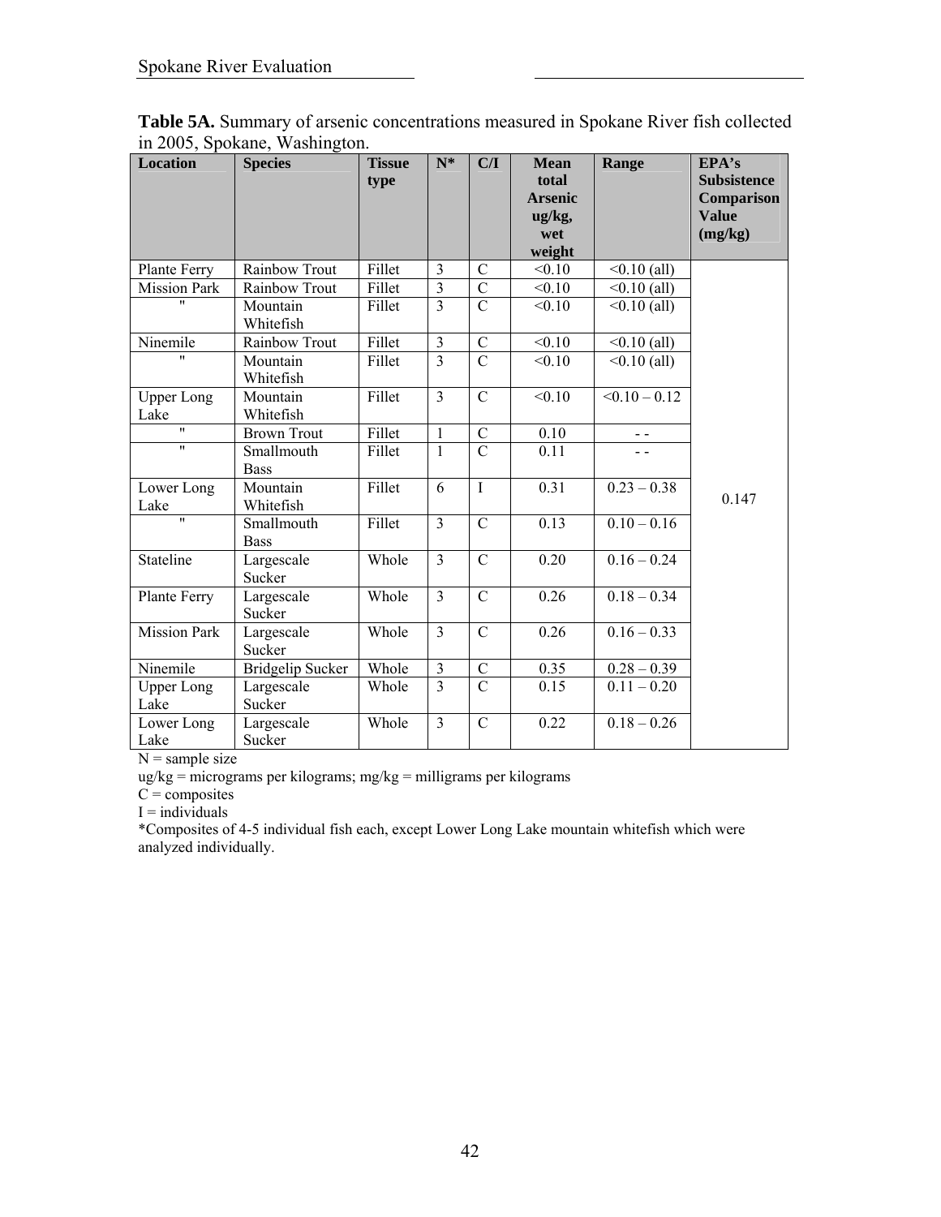**Table 5A.** Summary of arsenic concentrations measured in Spokane River fish collected in 2005, Spokane, Washington.

| Location | Species | Tissue type | N* | C/I | Mean total Arsenic ug/kg, wet weight | Range | EPA's Subsistence Comparison Value (mg/kg) |
|---|---|---|---|---|---|---|---|
| Plante Ferry | Rainbow Trout | Fillet | 3 | C | <0.10 | <0.10 (all) | 0.147 |
| Mission Park | Rainbow Trout | Fillet | 3 | C | <0.10 | <0.10 (all) | |
| " | Mountain Whitefish | Fillet | 3 | C | <0.10 | <0.10 (all) | |
| Ninemile | Rainbow Trout | Fillet | 3 | C | <0.10 | <0.10 (all) | |
| " | Mountain Whitefish | Fillet | 3 | C | <0.10 | <0.10 (all) | |
| Upper Long Lake | Mountain Whitefish | Fillet | 3 | C | <0.10 | <0.10 – 0.12 | |
| " | Brown Trout | Fillet | 1 | C | 0.10 | - - | |
| " | Smallmouth Bass | Fillet | 1 | C | 0.11 | - - | |
| Lower Long Lake | Mountain Whitefish | Fillet | 6 | I | 0.31 | 0.23 – 0.38 | |
| " | Smallmouth Bass | Fillet | 3 | C | 0.13 | 0.10 – 0.16 | |
| Stateline | Largescale Sucker | Whole | 3 | C | 0.20 | 0.16 – 0.24 | |
| Plante Ferry | Largescale Sucker | Whole | 3 | C | 0.26 | 0.18 – 0.34 | |
| Mission Park | Largescale Sucker | Whole | 3 | C | 0.26 | 0.16 – 0.33 | |
| Ninemile | Bridgelip Sucker | Whole | 3 | C | 0.35 | 0.28 – 0.39 | |
| Upper Long Lake | Largescale Sucker | Whole | 3 | C | 0.15 | 0.11 – 0.20 | |
| Lower Long Lake | Largescale Sucker | Whole | 3 | C | 0.22 | 0.18 – 0.26 | |

N = sample size

ug/kg = micrograms per kilograms; mg/kg = milligrams per kilograms

C = composites

I = individuals

*Composites of 4-5 individual fish each, except Lower Long Lake mountain whitefish which were analyzed individually.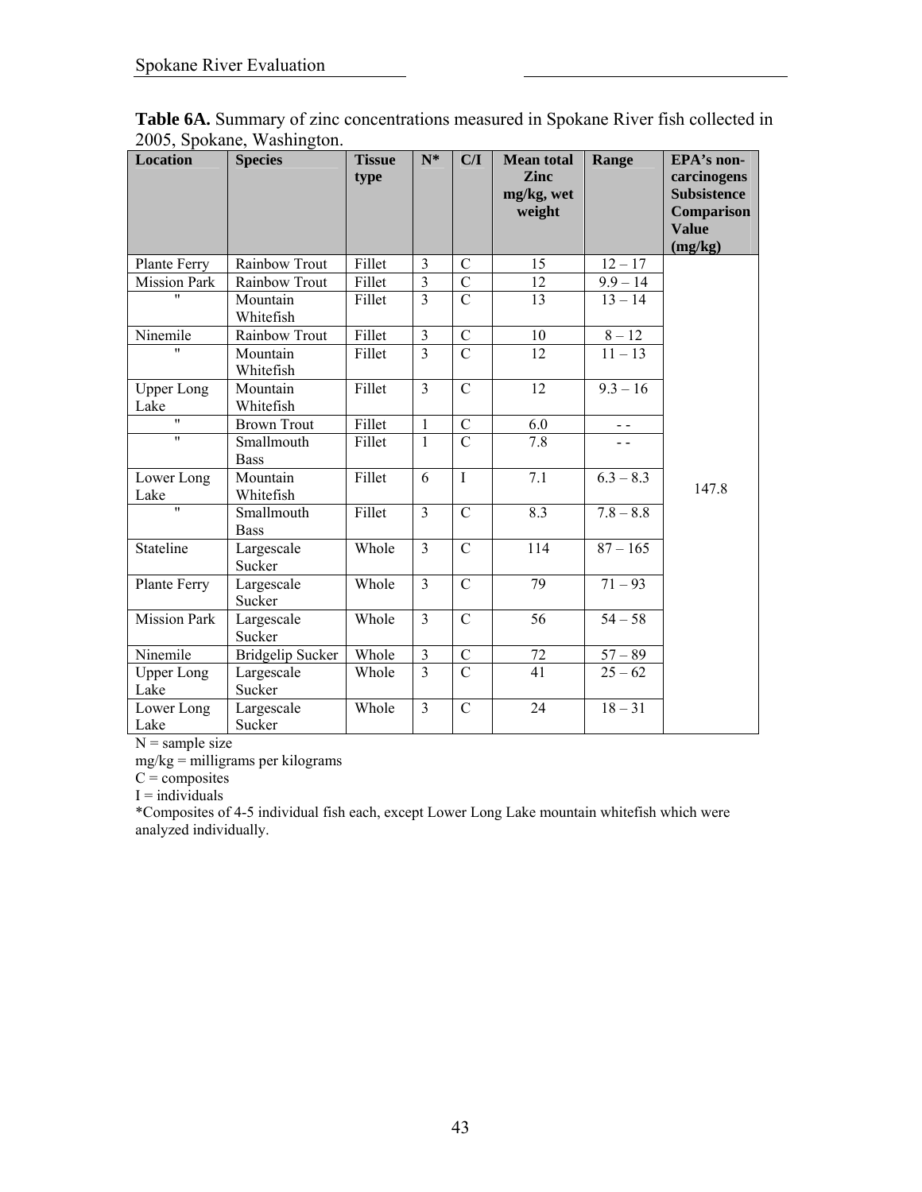**Table 6A.** Summary of zinc concentrations measured in Spokane River fish collected in 2005, Spokane, Washington.

| Location | Species | Tissue type | N* | C/I | Mean total Zinc mg/kg, wet weight | Range | EPA's non-carcinogens Subsistence Comparison Value (mg/kg) |
|---|---|---|---|---|---|---|---|
| Plante Ferry | Rainbow Trout | Fillet | 3 | C | 15 | 12 – 17 | 147.8 |
| Mission Park | Rainbow Trout | Fillet | 3 | C | 12 | 9.9 – 14 | |
| " | Mountain Whitefish | Fillet | 3 | C | 13 | 13 – 14 | |
| Ninemile | Rainbow Trout | Fillet | 3 | C | 10 | 8 – 12 | |
| " | Mountain Whitefish | Fillet | 3 | C | 12 | 11 – 13 | |
| Upper Long Lake | Mountain Whitefish | Fillet | 3 | C | 12 | 9.3 – 16 | |
| " | Brown Trout | Fillet | 1 | C | 6.0 | - - | |
| " | Smallmouth Bass | Fillet | 1 | C | 7.8 | - - | |
| Lower Long Lake | Mountain Whitefish | Fillet | 6 | I | 7.1 | 6.3 – 8.3 | |
| " | Smallmouth Bass | Fillet | 3 | C | 8.3 | 7.8 – 8.8 | |
| Stateline | Largescale Sucker | Whole | 3 | C | 114 | 87 – 165 | |
| Plante Ferry | Largescale Sucker | Whole | 3 | C | 79 | 71 – 93 | |
| Mission Park | Largescale Sucker | Whole | 3 | C | 56 | 54 – 58 | |
| Ninemile | Bridgelip Sucker | Whole | 3 | C | 72 | 57 – 89 | |
| Upper Long Lake | Largescale Sucker | Whole | 3 | C | 41 | 25 – 62 | |
| Lower Long Lake | Largescale Sucker | Whole | 3 | C | 24 | 18 – 31 | |

N = sample size

mg/kg = milligrams per kilograms

C = composites

I = individuals

*Composites of 4-5 individual fish each, except Lower Long Lake mountain whitefish which were analyzed individually.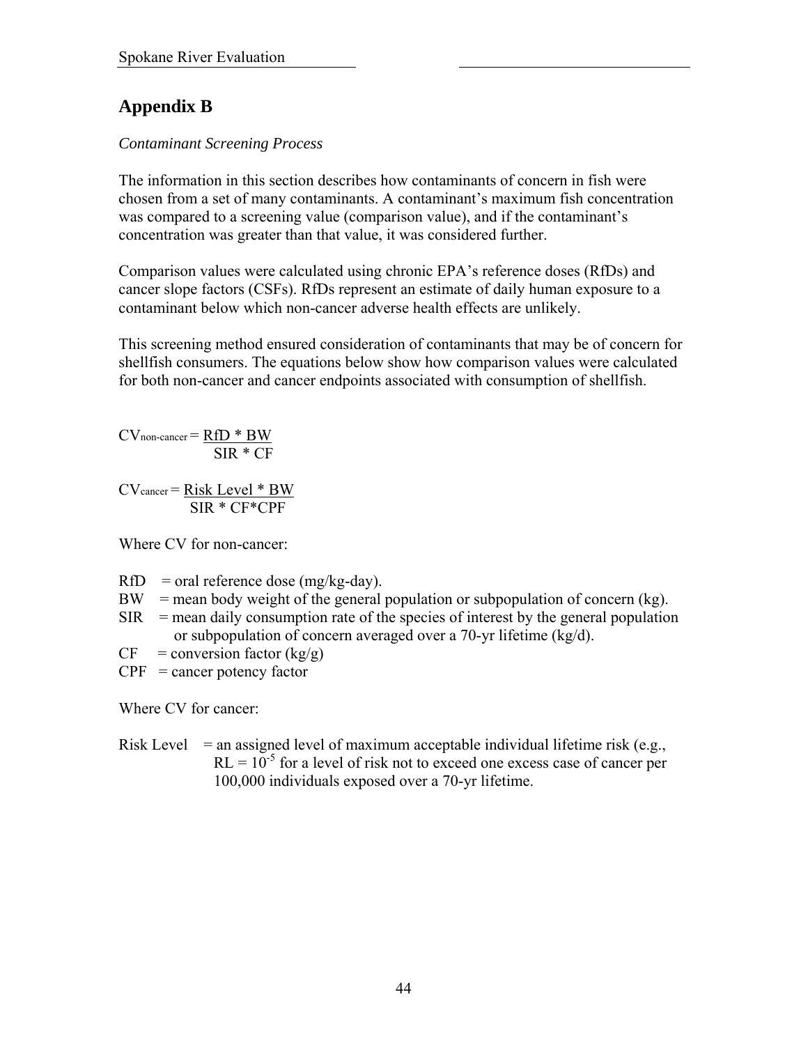# Appendix B

*Contaminant Screening Process*

The information in this section describes how contaminants of concern in fish were chosen from a set of many contaminants. A contaminant's maximum fish concentration was compared to a screening value (comparison value), and if the contaminant's concentration was greater than that value, it was considered further.

Comparison values were calculated using chronic EPA's reference doses (RfDs) and cancer slope factors (CSFs). RfDs represent an estimate of daily human exposure to a contaminant below which non-cancer adverse health effects are unlikely.

This screening method ensured consideration of contaminants that may be of concern for shellfish consumers. The equations below show how comparison values were calculated for both non-cancer and cancer endpoints associated with consumption of shellfish.

$$CV_{non\text{-}cancer} = \frac{RfD * BW}{SIR * CF}$$

$$CV_{cancer} = \frac{Risk\ Level * BW}{SIR * CF * CPF}$$

Where CV for non-cancer:

RfD = oral reference dose (mg/kg-day).
BW = mean body weight of the general population or subpopulation of concern (kg).
SIR = mean daily consumption rate of the species of interest by the general population or subpopulation of concern averaged over a 70-yr lifetime (kg/d).
CF = conversion factor (kg/g)
CPF = cancer potency factor

Where CV for cancer:

Risk Level = an assigned level of maximum acceptable individual lifetime risk (e.g., $RL = 10^{-5}$ for a level of risk not to exceed one excess case of cancer per 100,000 individuals exposed over a 70-yr lifetime.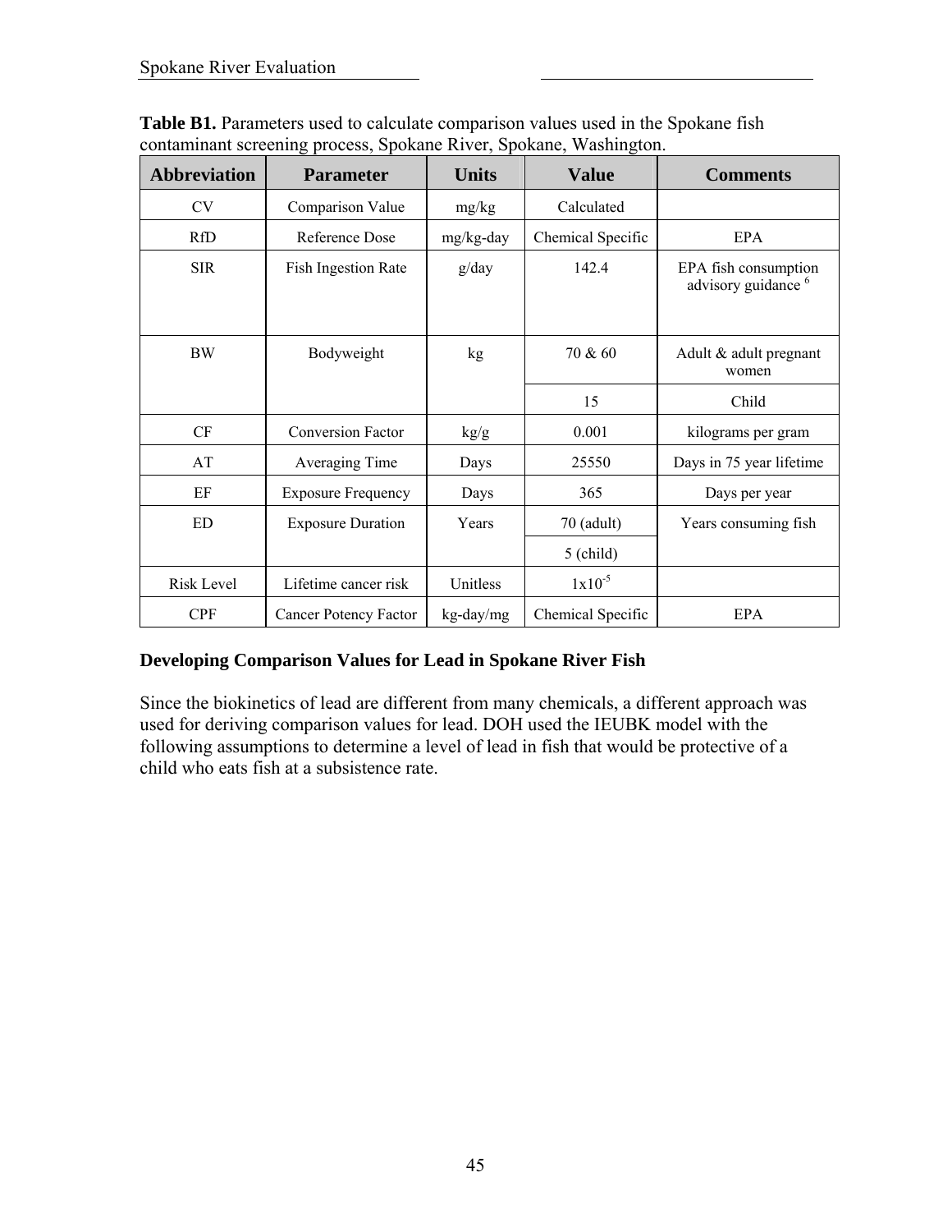**Table B1.** Parameters used to calculate comparison values used in the Spokane fish contaminant screening process, Spokane River, Spokane, Washington.

| Abbreviation | Parameter | Units | Value | Comments |
|---|---|---|---|---|
| CV | Comparison Value | mg/kg | Calculated | |
| RfD | Reference Dose | mg/kg-day | Chemical Specific | EPA |
| SIR | Fish Ingestion Rate | g/day | 142.4 | EPA fish consumption advisory guidance [6] |
| BW | Bodyweight | kg | 70 & 60 | Adult & adult pregnant women |
| | | | 15 | Child |
| CF | Conversion Factor | kg/g | 0.001 | kilograms per gram |
| AT | Averaging Time | Days | 25550 | Days in 75 year lifetime |
| EF | Exposure Frequency | Days | 365 | Days per year |
| ED | Exposure Duration | Years | 70 (adult) | Years consuming fish |
| | | | 5 (child) | |
| Risk Level | Lifetime cancer risk | Unitless | $1x10^{-5}$ | |
| CPF | Cancer Potency Factor | kg-day/mg | Chemical Specific | EPA |

**Developing Comparison Values for Lead in Spokane River Fish**

Since the biokinetics of lead are different from many chemicals, a different approach was used for deriving comparison values for lead. DOH used the IEUBK model with the following assumptions to determine a level of lead in fish that would be protective of a child who eats fish at a subsistence rate.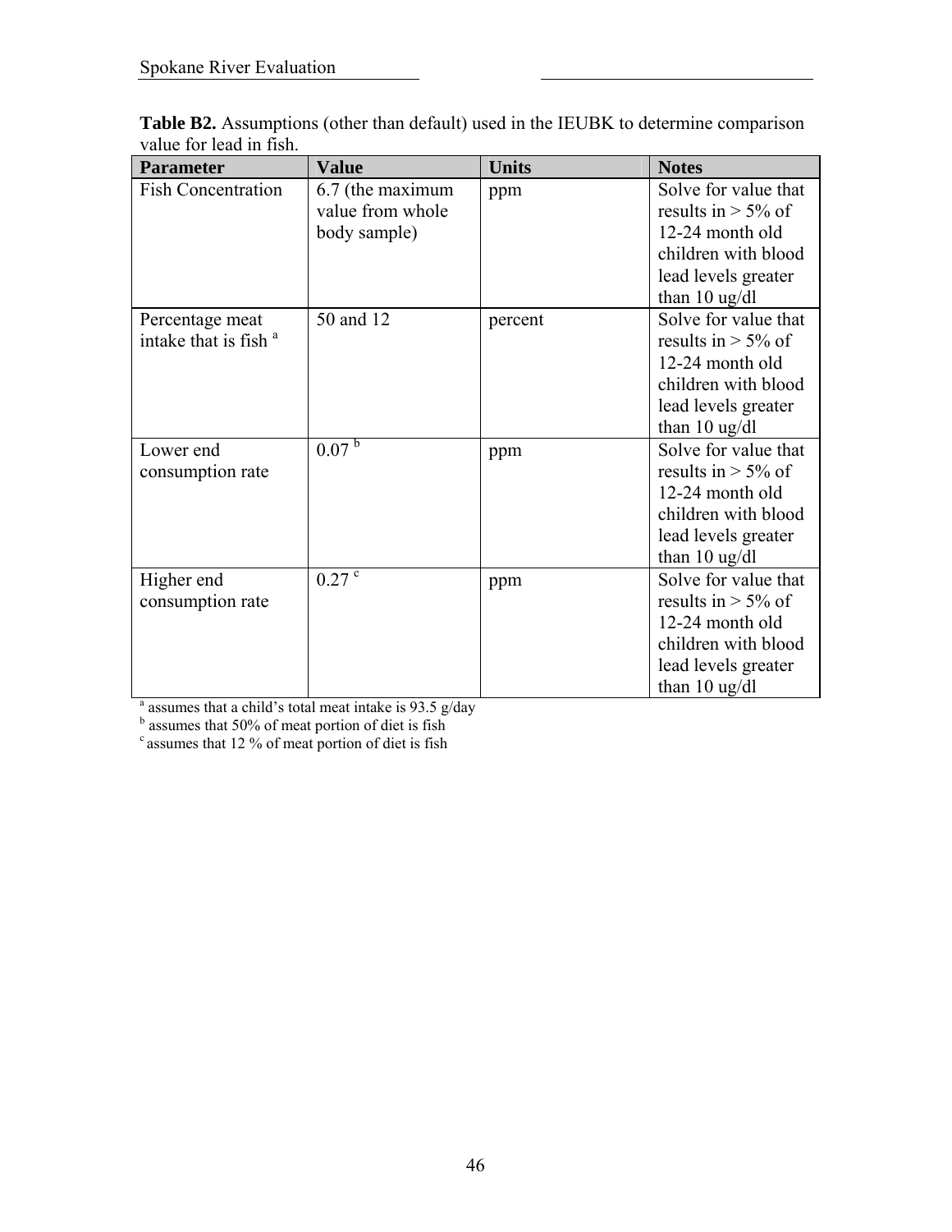**Table B2.** Assumptions (other than default) used in the IEUBK to determine comparison value for lead in fish.

| Parameter | Value | Units | Notes |
|---|---|---|---|
| Fish Concentration | 6.7 (the maximum value from whole body sample) | ppm | Solve for value that results in > 5% of 12-24 month old children with blood lead levels greater than 10 ug/dl |
| Percentage meat intake that is fish [a] | 50 and 12 | percent | Solve for value that results in > 5% of 12-24 month old children with blood lead levels greater than 10 ug/dl |
| Lower end consumption rate | 0.07 [b] | ppm | Solve for value that results in > 5% of 12-24 month old children with blood lead levels greater than 10 ug/dl |
| Higher end consumption rate | 0.27 [c] | ppm | Solve for value that results in > 5% of 12-24 month old children with blood lead levels greater than 10 ug/dl |

[a] assumes that a child's total meat intake is 93.5 g/day
[b] assumes that 50% of meat portion of diet is fish
[c] assumes that 12 % of meat portion of diet is fish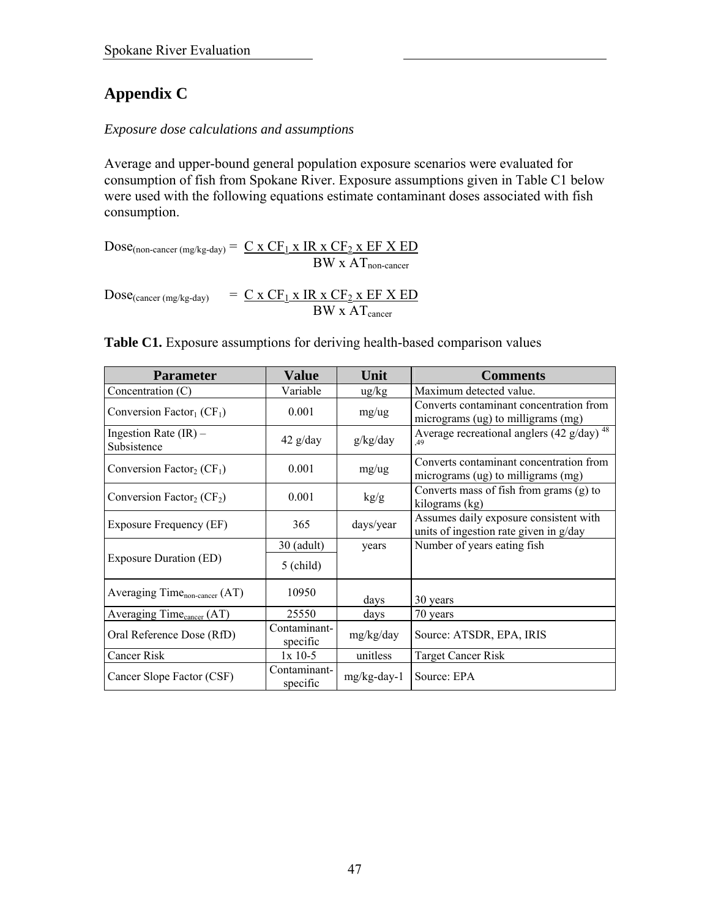## Appendix C

*Exposure dose calculations and assumptions*

Average and upper-bound general population exposure scenarios were evaluated for consumption of fish from Spokane River. Exposure assumptions given in Table C1 below were used with the following equations estimate contaminant doses associated with fish consumption.

$$\text{Dose}_{(\text{non-cancer (mg/kg-day)})} = \frac{C \times CF_1 \times IR \times CF_2 \times EF \times ED}{BW \times AT_{\text{non-cancer}}}$$

$$\text{Dose}_{(\text{cancer (mg/kg-day)})} = \frac{C \times CF_1 \times IR \times CF_2 \times EF \times ED}{BW \times AT_{\text{cancer}}}$$

**Table C1.** Exposure assumptions for deriving health-based comparison values

| Parameter | Value | Unit | Comments |
|---|---|---|---|
| Concentration (C) | Variable | ug/kg | Maximum detected value. |
| Conversion Factor$_1$ ($CF_1$) | 0.001 | mg/ug | Converts contaminant concentration from micrograms (ug) to milligrams (mg) |
| Ingestion Rate (IR) – Subsistence | 42 g/day | g/kg/day | Average recreational anglers (42 g/day) [48,49] |
| Conversion Factor$_2$ ($CF_1$) | 0.001 | mg/ug | Converts contaminant concentration from micrograms (ug) to milligrams (mg) |
| Conversion Factor$_2$ ($CF_2$) | 0.001 | kg/g | Converts mass of fish from grams (g) to kilograms (kg) |
| Exposure Frequency (EF) | 365 | days/year | Assumes daily exposure consistent with units of ingestion rate given in g/day |
| Exposure Duration (ED) | 30 (adult) | years | Number of years eating fish |
| | 5 (child) | | |
| Averaging Time$_{\text{non-cancer}}$ (AT) | 10950 | days | 30 years |
| Averaging Time$_{\text{cancer}}$ (AT) | 25550 | days | 70 years |
| Oral Reference Dose (RfD) | Contaminant-specific | mg/kg/day | Source: ATSDR, EPA, IRIS |
| Cancer Risk | 1x 10-5 | unitless | Target Cancer Risk |
| Cancer Slope Factor (CSF) | Contaminant-specific | mg/kg-day-1 | Source: EPA |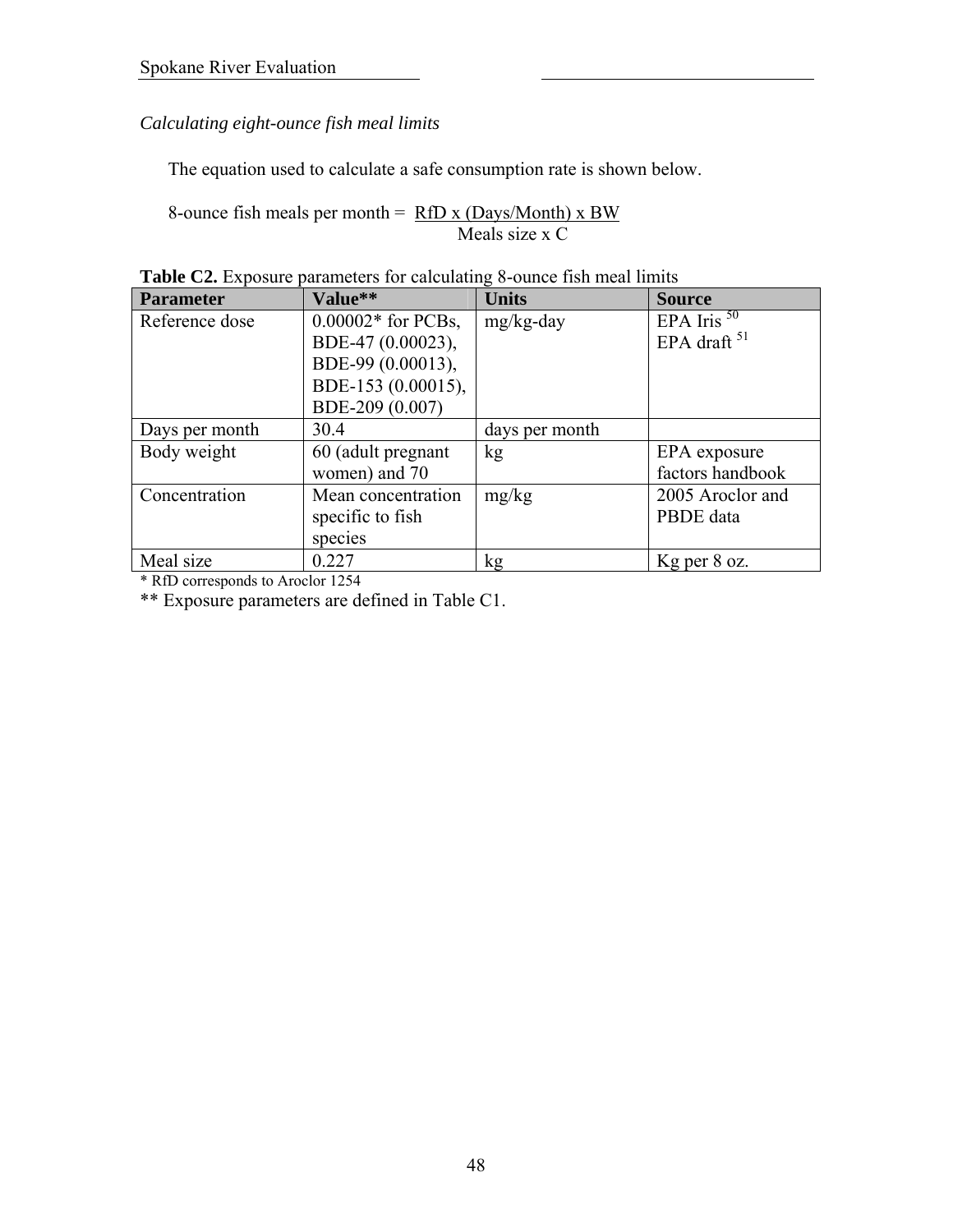*Calculating eight-ounce fish meal limits*

The equation used to calculate a safe consumption rate is shown below.

$$\text{8-ounce fish meals per month} = \frac{\text{RfD} \times (\text{Days/Month}) \times \text{BW}}{\text{Meals size} \times \text{C}}$$

**Table C2.** Exposure parameters for calculating 8-ounce fish meal limits

| Parameter | Value** | Units | Source |
|---|---|---|---|
| Reference dose | 0.00002* for PCBs, BDE-47 (0.00023), BDE-99 (0.00013), BDE-153 (0.00015), BDE-209 (0.007) | mg/kg-day | EPA Iris [50] EPA draft [51] |
| Days per month | 30.4 | days per month | |
| Body weight | 60 (adult pregnant women) and 70 | kg | EPA exposure factors handbook |
| Concentration | Mean concentration specific to fish species | mg/kg | 2005 Aroclor and PBDE data |
| Meal size | 0.227 | kg | Kg per 8 oz. |

* RfD corresponds to Aroclor 1254

** Exposure parameters are defined in Table C1.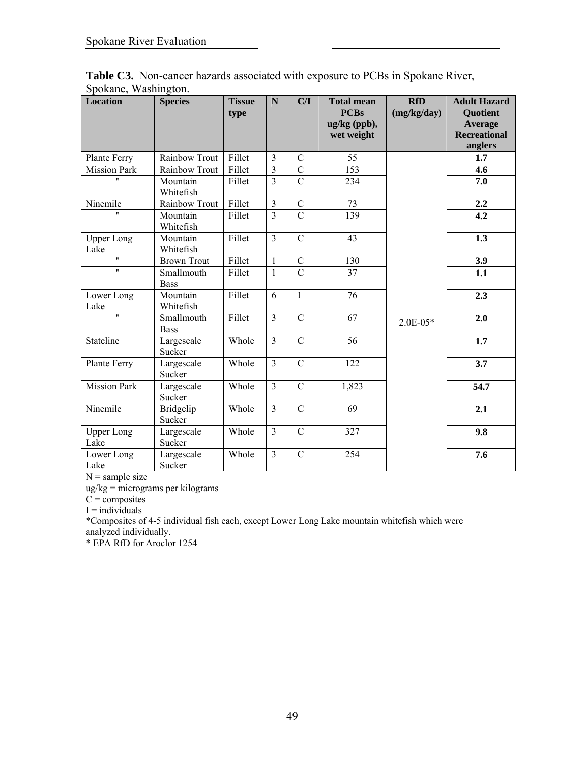**Table C3.** Non-cancer hazards associated with exposure to PCBs in Spokane River, Spokane, Washington.

| Location | Species | Tissue type | N | C/I | Total mean PCBs ug/kg (ppb), wet weight | RfD (mg/kg/day) | Adult Hazard Quotient Average Recreational anglers |
|---|---|---|---|---|---|---|---|
| Plante Ferry | Rainbow Trout | Fillet | 3 | C | 55 | 2.0E-05* | **1.7** |
| Mission Park | Rainbow Trout | Fillet | 3 | C | 153 | | **4.6** |
| " | Mountain Whitefish | Fillet | 3 | C | 234 | | **7.0** |
| Ninemile | Rainbow Trout | Fillet | 3 | C | 73 | | **2.2** |
| " | Mountain Whitefish | Fillet | 3 | C | 139 | | **4.2** |
| Upper Long Lake | Mountain Whitefish | Fillet | 3 | C | 43 | | **1.3** |
| " | Brown Trout | Fillet | 1 | C | 130 | | **3.9** |
| " | Smallmouth Bass | Fillet | 1 | C | 37 | | **1.1** |
| Lower Long Lake | Mountain Whitefish | Fillet | 6 | I | 76 | | **2.3** |
| " | Smallmouth Bass | Fillet | 3 | C | 67 | | **2.0** |
| Stateline | Largescale Sucker | Whole | 3 | C | 56 | | **1.7** |
| Plante Ferry | Largescale Sucker | Whole | 3 | C | 122 | | **3.7** |
| Mission Park | Largescale Sucker | Whole | 3 | C | 1,823 | | **54.7** |
| Ninemile | Bridgelip Sucker | Whole | 3 | C | 69 | | **2.1** |
| Upper Long Lake | Largescale Sucker | Whole | 3 | C | 327 | | **9.8** |
| Lower Long Lake | Largescale Sucker | Whole | 3 | C | 254 | | **7.6** |

N = sample size  
ug/kg = micrograms per kilograms  
C = composites  
I = individuals  
*Composites of 4-5 individual fish each, except Lower Long Lake mountain whitefish which were analyzed individually.  
* EPA RfD for Aroclor 1254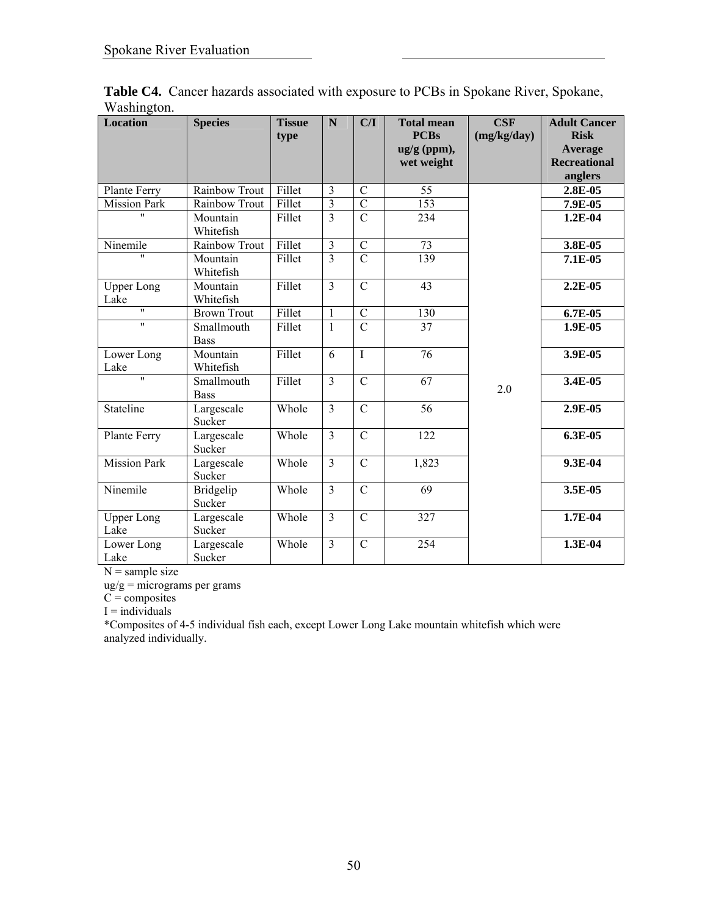**Table C4.** Cancer hazards associated with exposure to PCBs in Spokane River, Spokane, Washington.

| Location | Species | Tissue type | N | C/I | Total mean PCBs ug/g (ppm), wet weight | CSF (mg/kg/day) | Adult Cancer Risk Average Recreational anglers |
|---|---|---|---|---|---|---|---|
| Plante Ferry | Rainbow Trout | Fillet | 3 | C | 55 | 2.0 | **2.8E-05** |
| Mission Park | Rainbow Trout | Fillet | 3 | C | 153 | | **7.9E-05** |
| " | Mountain Whitefish | Fillet | 3 | C | 234 | | **1.2E-04** |
| Ninemile | Rainbow Trout | Fillet | 3 | C | 73 | | **3.8E-05** |
| " | Mountain Whitefish | Fillet | 3 | C | 139 | | **7.1E-05** |
| Upper Long Lake | Mountain Whitefish | Fillet | 3 | C | 43 | | **2.2E-05** |
| " | Brown Trout | Fillet | 1 | C | 130 | | **6.7E-05** |
| " | Smallmouth Bass | Fillet | 1 | C | 37 | | **1.9E-05** |
| Lower Long Lake | Mountain Whitefish | Fillet | 6 | I | 76 | | **3.9E-05** |
| " | Smallmouth Bass | Fillet | 3 | C | 67 | | **3.4E-05** |
| Stateline | Largescale Sucker | Whole | 3 | C | 56 | | **2.9E-05** |
| Plante Ferry | Largescale Sucker | Whole | 3 | C | 122 | | **6.3E-05** |
| Mission Park | Largescale Sucker | Whole | 3 | C | 1,823 | | **9.3E-04** |
| Ninemile | Bridgelip Sucker | Whole | 3 | C | 69 | | **3.5E-05** |
| Upper Long Lake | Largescale Sucker | Whole | 3 | C | 327 | | **1.7E-04** |
| Lower Long Lake | Largescale Sucker | Whole | 3 | C | 254 | | **1.3E-04** |

N = sample size
ug/g = micrograms per grams
C = composites
I = individuals
*Composites of 4-5 individual fish each, except Lower Long Lake mountain whitefish which were analyzed individually.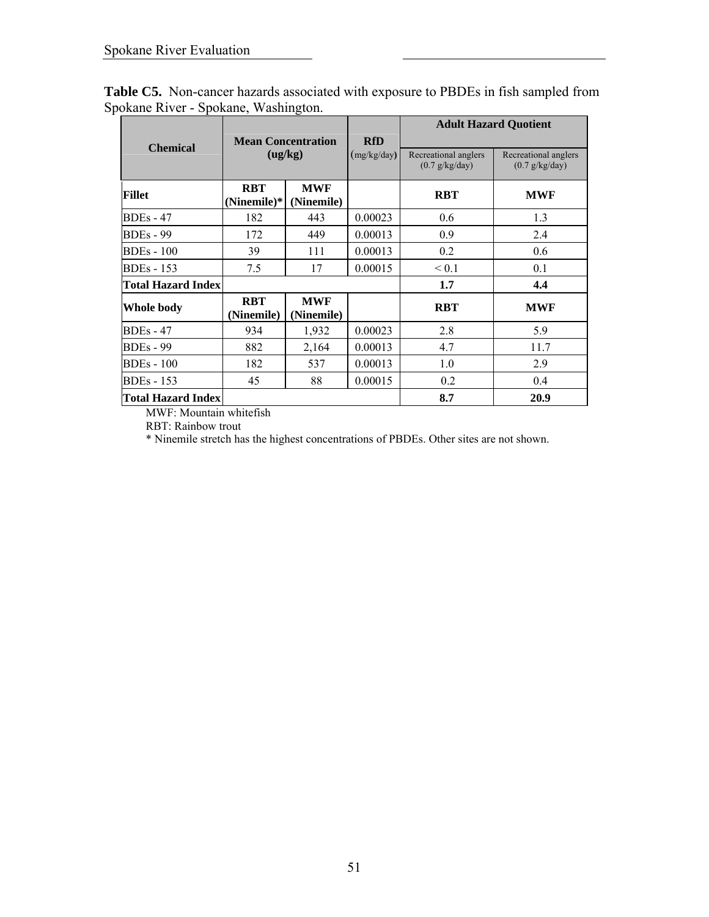**Table C5.** Non-cancer hazards associated with exposure to PBDEs in fish sampled from Spokane River - Spokane, Washington.

| Chemical | Mean Concentration (ug/kg) | | RfD (mg/kg/day) | Adult Hazard Quotient | |
|---|---|---|---|---|---|
| | | | | Recreational anglers (0.7 g/kg/day) | Recreational anglers (0.7 g/kg/day) |
| **Fillet** | **RBT (Ninemile)*** | **MWF (Ninemile)** | | **RBT** | **MWF** |
| BDEs - 47 | 182 | 443 | 0.00023 | 0.6 | 1.3 |
| BDEs - 99 | 172 | 449 | 0.00013 | 0.9 | 2.4 |
| BDEs - 100 | 39 | 111 | 0.00013 | 0.2 | 0.6 |
| BDEs - 153 | 7.5 | 17 | 0.00015 | < 0.1 | 0.1 |
| **Total Hazard Index** | | | | **1.7** | **4.4** |
| **Whole body** | **RBT (Ninemile)** | **MWF (Ninemile)** | | **RBT** | **MWF** |
| BDEs - 47 | 934 | 1,932 | 0.00023 | 2.8 | 5.9 |
| BDEs - 99 | 882 | 2,164 | 0.00013 | 4.7 | 11.7 |
| BDEs - 100 | 182 | 537 | 0.00013 | 1.0 | 2.9 |
| BDEs - 153 | 45 | 88 | 0.00015 | 0.2 | 0.4 |
| **Total Hazard Index** | | | | **8.7** | **20.9** |

MWF: Mountain whitefish

RBT: Rainbow trout

* Ninemile stretch has the highest concentrations of PBDEs. Other sites are not shown.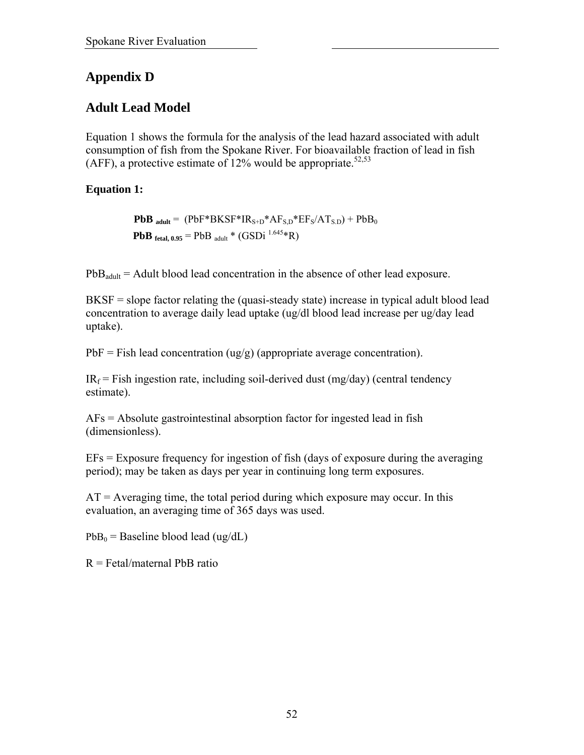# Appendix D

## Adult Lead Model

Equation 1 shows the formula for the analysis of the lead hazard associated with adult consumption of fish from the Spokane River. For bioavailable fraction of lead in fish (AFF), a protective estimate of 12% would be appropriate.[52,53]

**Equation 1:**

$$\mathbf{PbB}_{\mathbf{adult}} = (PbF*BKSF*IR_{S+D}*AF_{S,D}*EF_S/AT_{S.D}) + PbB_0$$

$$\mathbf{PbB}_{\mathbf{fetal,\ 0.95}} = PbB_{adult} * (GSDi^{1.645}*R)$$

$PbB_{adult}$ = Adult blood lead concentration in the absence of other lead exposure.

BKSF = slope factor relating the (quasi-steady state) increase in typical adult blood lead concentration to average daily lead uptake (ug/dl blood lead increase per ug/day lead uptake).

PbF = Fish lead concentration (ug/g) (appropriate average concentration).

$IR_f$ = Fish ingestion rate, including soil-derived dust (mg/day) (central tendency estimate).

AFs = Absolute gastrointestinal absorption factor for ingested lead in fish (dimensionless).

EFs = Exposure frequency for ingestion of fish (days of exposure during the averaging period); may be taken as days per year in continuing long term exposures.

AT = Averaging time, the total period during which exposure may occur. In this evaluation, an averaging time of 365 days was used.

$PbB_0$ = Baseline blood lead (ug/dL)

R = Fetal/maternal PbB ratio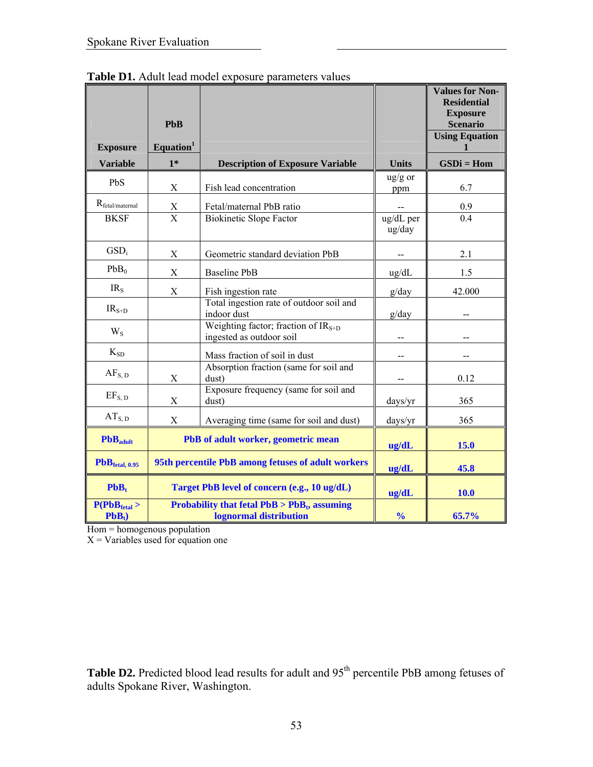**Table D1.** Adult lead model exposure parameters values

| Exposure Variable | PbB Equation[1] 1* | Description of Exposure Variable | Units | Values for Non-Residential Exposure Scenario Using Equation 1 GSDi = Hom |
|---|---|---|---|---|
| PbS | X | Fish lead concentration | ug/g or ppm | 6.7 |
| $R_{fetal/maternal}$ | X | Fetal/maternal PbB ratio | -- | 0.9 |
| BKSF | X | Biokinetic Slope Factor | ug/dL per ug/day | 0.4 |
| $GSD_i$ | X | Geometric standard deviation PbB | -- | 2.1 |
| $PbB_0$ | X | Baseline PbB | ug/dL | 1.5 |
| $IR_S$ | X | Fish ingestion rate | g/day | 42.000 |
| $IR_{S+D}$ | | Total ingestion rate of outdoor soil and indoor dust | g/day | -- |
| $W_S$ | | Weighting factor; fraction of $IR_{S+D}$ ingested as outdoor soil | -- | -- |
| $K_{SD}$ | | Mass fraction of soil in dust | -- | -- |
| $AF_{S,D}$ | X | Absorption fraction (same for soil and dust) | -- | 0.12 |
| $EF_{S,D}$ | X | Exposure frequency (same for soil and dust) | days/yr | 365 |
| $AT_{S,D}$ | X | Averaging time (same for soil and dust) | days/yr | 365 |
| **$PbB_{adult}$** | **PbB of adult worker, geometric mean** | | **ug/dL** | **15.0** |
| **$PbB_{fetal,\,0.95}$** | **95th percentile PbB among fetuses of adult workers** | | **ug/dL** | **45.8** |
| **$PbB_t$** | **Target PbB level of concern (e.g., 10 ug/dL)** | | **ug/dL** | **10.0** |
| **$P(PbB_{fetal} > PbB_t)$** | **Probability that fetal PbB > $PbB_t$, assuming lognormal distribution** | | **%** | **65.7%** |

Hom = homogenous population
X = Variables used for equation one

**Table D2.** Predicted blood lead results for adult and 95th percentile PbB among fetuses of adults Spokane River, Washington.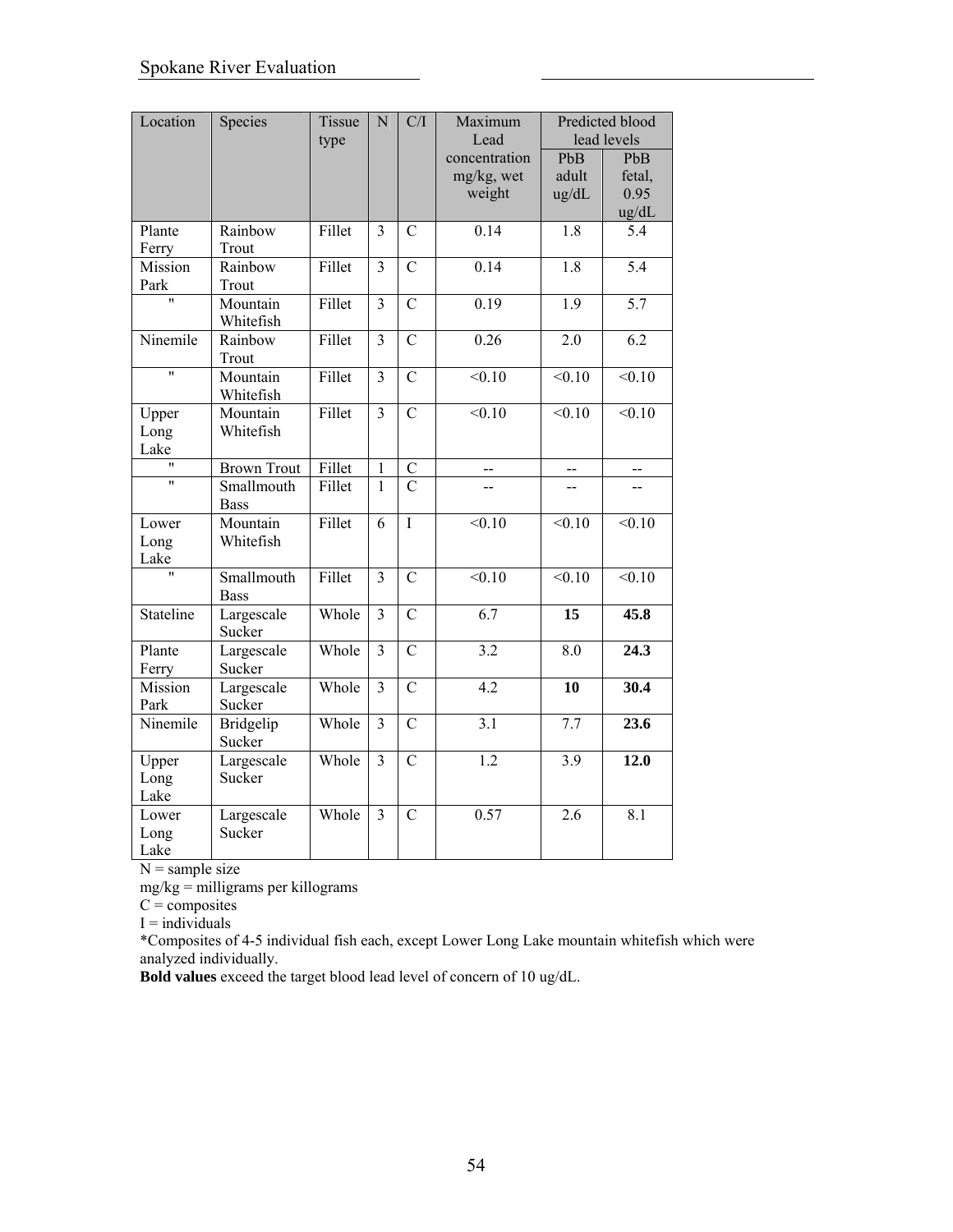| Location | Species | Tissue type | N | C/I | Maximum Lead concentration mg/kg, wet weight | Predicted blood lead levels | |
|---|---|---|---|---|---|---|---|
| | | | | | | PbB adult ug/dL | PbB fetal, 0.95 ug/dL |
| Plante Ferry | Rainbow Trout | Fillet | 3 | C | 0.14 | 1.8 | 5.4 |
| Mission Park | Rainbow Trout | Fillet | 3 | C | 0.14 | 1.8 | 5.4 |
| " | Mountain Whitefish | Fillet | 3 | C | 0.19 | 1.9 | 5.7 |
| Ninemile | Rainbow Trout | Fillet | 3 | C | 0.26 | 2.0 | 6.2 |
| " | Mountain Whitefish | Fillet | 3 | C | <0.10 | <0.10 | <0.10 |
| Upper Long Lake | Mountain Whitefish | Fillet | 3 | C | <0.10 | <0.10 | <0.10 |
| " | Brown Trout | Fillet | 1 | C | -- | -- | -- |
| " | Smallmouth Bass | Fillet | 1 | C | -- | -- | -- |
| Lower Long Lake | Mountain Whitefish | Fillet | 6 | I | <0.10 | <0.10 | <0.10 |
| " | Smallmouth Bass | Fillet | 3 | C | <0.10 | <0.10 | <0.10 |
| Stateline | Largescale Sucker | Whole | 3 | C | 6.7 | **15** | **45.8** |
| Plante Ferry | Largescale Sucker | Whole | 3 | C | 3.2 | 8.0 | **24.3** |
| Mission Park | Largescale Sucker | Whole | 3 | C | 4.2 | **10** | **30.4** |
| Ninemile | Bridgelip Sucker | Whole | 3 | C | 3.1 | 7.7 | **23.6** |
| Upper Long Lake | Largescale Sucker | Whole | 3 | C | 1.2 | 3.9 | **12.0** |
| Lower Long Lake | Largescale Sucker | Whole | 3 | C | 0.57 | 2.6 | 8.1 |

N = sample size
mg/kg = milligrams per killograms
C = composites
I = individuals
*Composites of 4-5 individual fish each, except Lower Long Lake mountain whitefish which were analyzed individually.
**Bold values** exceed the target blood lead level of concern of 10 ug/dL.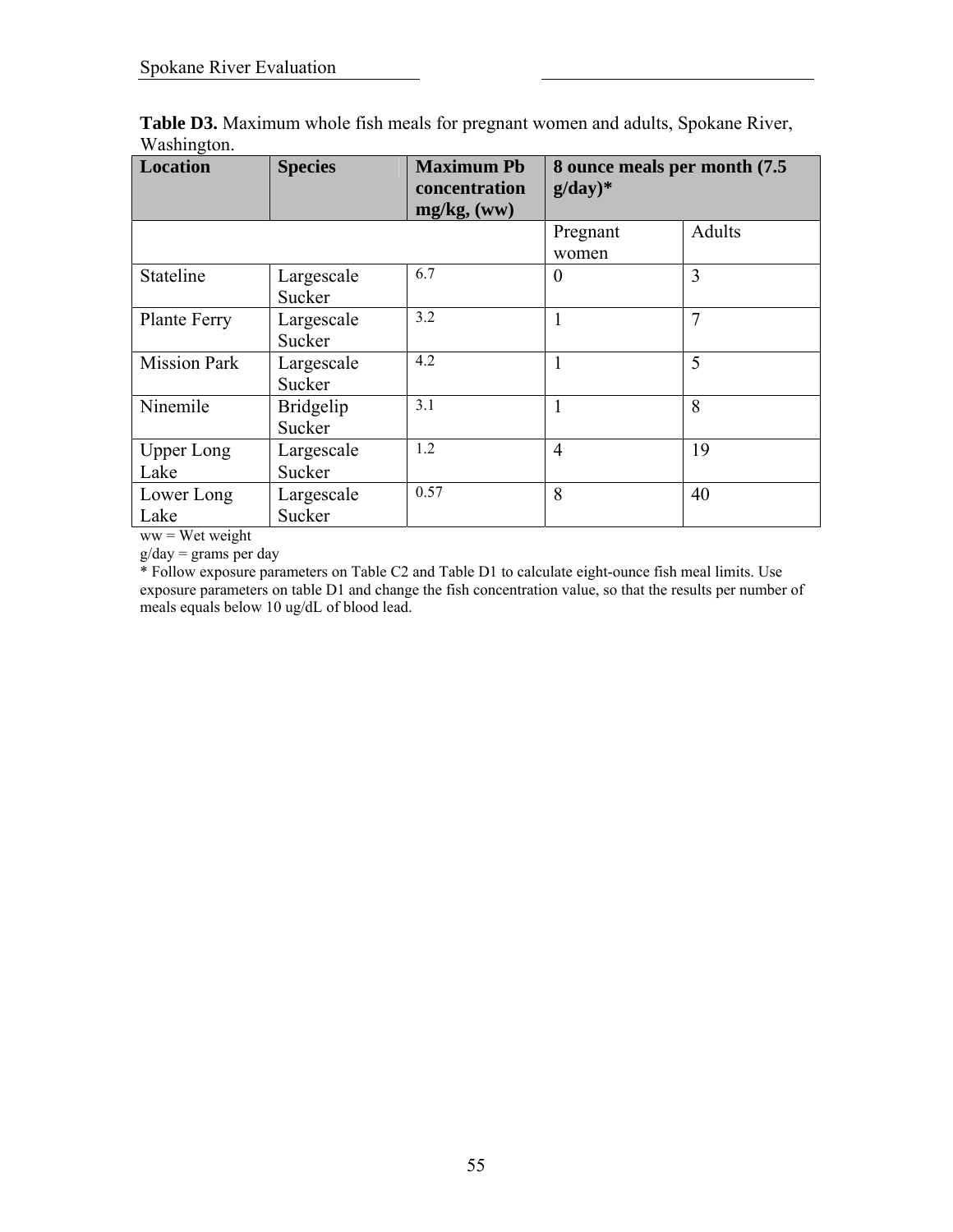**Table D3.** Maximum whole fish meals for pregnant women and adults, Spokane River, Washington.

| Location | Species | Maximum Pb concentration mg/kg, (ww) | 8 ounce meals per month (7.5 g/day)* | |
|---|---|---|---|---|
| | | | Pregnant women | Adults |
| Stateline | Largescale Sucker | 6.7 | 0 | 3 |
| Plante Ferry | Largescale Sucker | 3.2 | 1 | 7 |
| Mission Park | Largescale Sucker | 4.2 | 1 | 5 |
| Ninemile | Bridgelip Sucker | 3.1 | 1 | 8 |
| Upper Long Lake | Largescale Sucker | 1.2 | 4 | 19 |
| Lower Long Lake | Largescale Sucker | 0.57 | 8 | 40 |

ww = Wet weight
g/day = grams per day
* Follow exposure parameters on Table C2 and Table D1 to calculate eight-ounce fish meal limits. Use exposure parameters on table D1 and change the fish concentration value, so that the results per number of meals equals below 10 ug/dL of blood lead.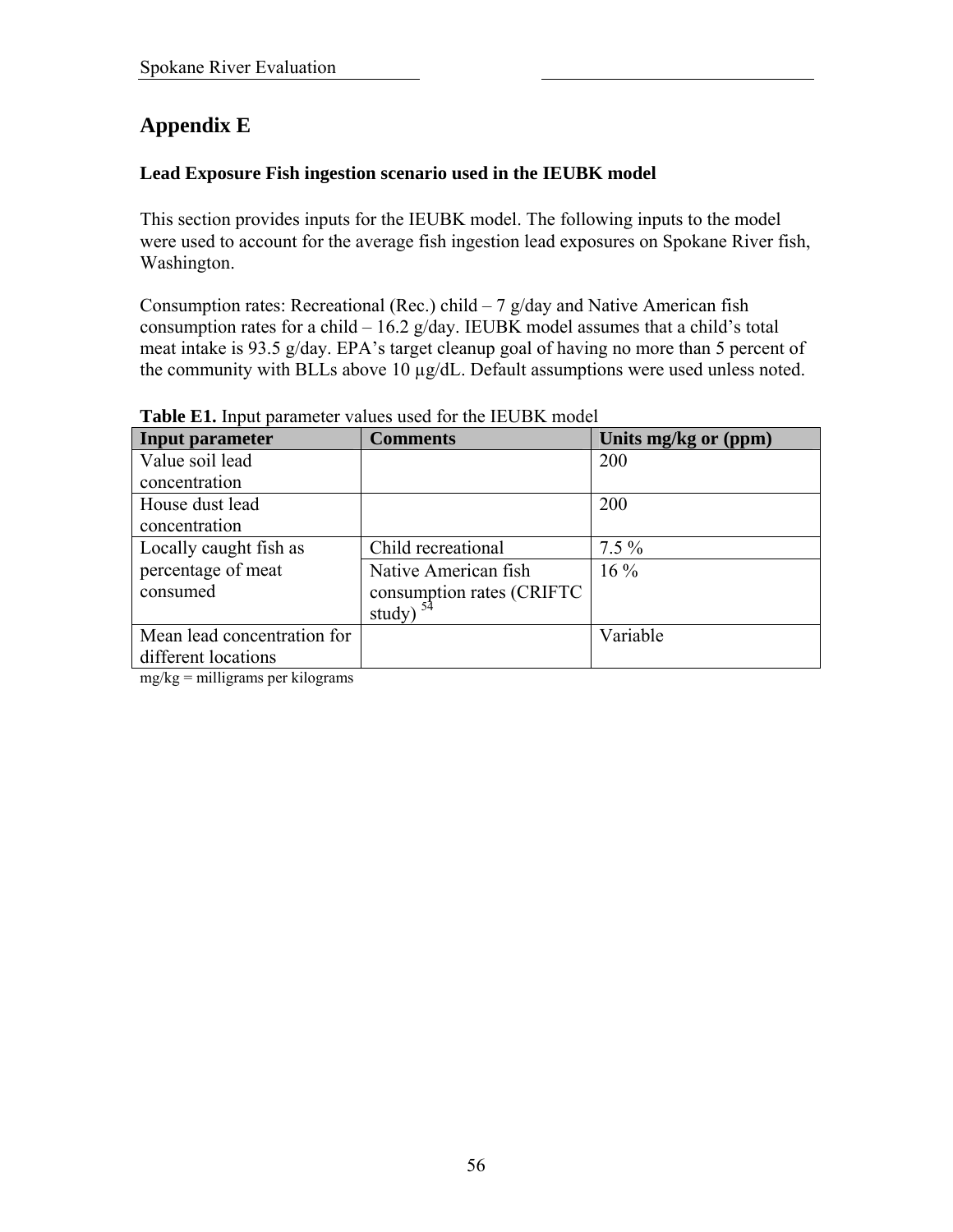# Appendix E

### Lead Exposure Fish ingestion scenario used in the IEUBK model

This section provides inputs for the IEUBK model. The following inputs to the model were used to account for the average fish ingestion lead exposures on Spokane River fish, Washington.

Consumption rates: Recreational (Rec.) child – 7 g/day and Native American fish consumption rates for a child – 16.2 g/day. IEUBK model assumes that a child's total meat intake is 93.5 g/day. EPA's target cleanup goal of having no more than 5 percent of the community with BLLs above 10 µg/dL. Default assumptions were used unless noted.

**Table E1.** Input parameter values used for the IEUBK model

| Input parameter | Comments | Units mg/kg or (ppm) |
|---|---|---|
| Value soil lead concentration | | 200 |
| House dust lead concentration | | 200 |
| Locally caught fish as percentage of meat consumed | Child recreational | 7.5 % |
| | Native American fish consumption rates (CRIFTC study) [54] | 16 % |
| Mean lead concentration for different locations | | Variable |

mg/kg = milligrams per kilograms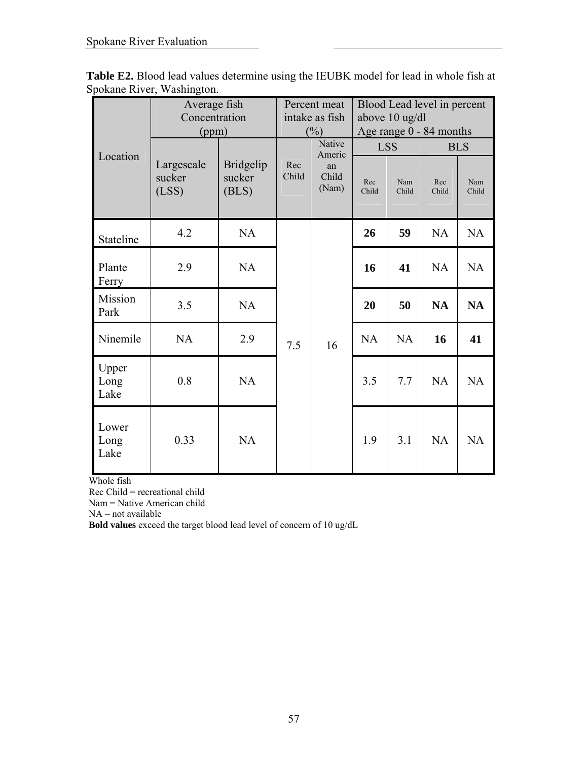**Table E2.** Blood lead values determine using the IEUBK model for lead in whole fish at Spokane River, Washington.

| Location | Average fish Concentration (ppm) | | Percent meat intake as fish (%) | | Blood Lead level in percent above 10 ug/dl Age range 0 - 84 months | | | |
|---|---|---|---|---|---|---|---|---|
| | | | | | LSS | | BLS | |
| | Largescale sucker (LSS) | Bridgelip sucker (BLS) | Rec Child | Native American Child (Nam) | Rec Child | Nam Child | Rec Child | Nam Child |
| Stateline | 4.2 | NA | 7.5 | 16 | **26** | **59** | NA | NA |
| Plante Ferry | 2.9 | NA | 7.5 | 16 | **16** | **41** | NA | NA |
| Mission Park | 3.5 | NA | 7.5 | 16 | **20** | **50** | **NA** | **NA** |
| Ninemile | NA | 2.9 | 7.5 | 16 | NA | NA | **16** | **41** |
| Upper Long Lake | 0.8 | NA | 7.5 | 16 | 3.5 | 7.7 | NA | NA |
| Lower Long Lake | 0.33 | NA | 7.5 | 16 | 1.9 | 3.1 | NA | NA |

Whole fish
Rec Child = recreational child
Nam = Native American child
NA – not available
**Bold values** exceed the target blood lead level of concern of 10 ug/dL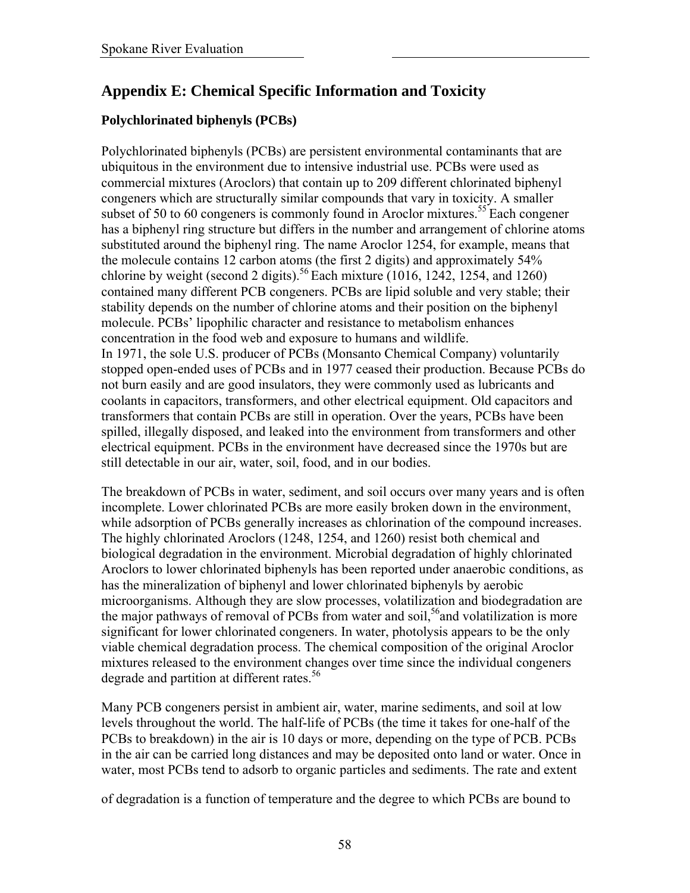# Appendix E: Chemical Specific Information and Toxicity

### Polychlorinated biphenyls (PCBs)

Polychlorinated biphenyls (PCBs) are persistent environmental contaminants that are ubiquitous in the environment due to intensive industrial use. PCBs were used as commercial mixtures (Aroclors) that contain up to 209 different chlorinated biphenyl congeners which are structurally similar compounds that vary in toxicity. A smaller subset of 50 to 60 congeners is commonly found in Aroclor mixtures.[55] Each congener has a biphenyl ring structure but differs in the number and arrangement of chlorine atoms substituted around the biphenyl ring. The name Aroclor 1254, for example, means that the molecule contains 12 carbon atoms (the first 2 digits) and approximately 54% chlorine by weight (second 2 digits).[56] Each mixture (1016, 1242, 1254, and 1260) contained many different PCB congeners. PCBs are lipid soluble and very stable; their stability depends on the number of chlorine atoms and their position on the biphenyl molecule. PCBs' lipophilic character and resistance to metabolism enhances concentration in the food web and exposure to humans and wildlife.

In 1971, the sole U.S. producer of PCBs (Monsanto Chemical Company) voluntarily stopped open-ended uses of PCBs and in 1977 ceased their production. Because PCBs do not burn easily and are good insulators, they were commonly used as lubricants and coolants in capacitors, transformers, and other electrical equipment. Old capacitors and transformers that contain PCBs are still in operation. Over the years, PCBs have been spilled, illegally disposed, and leaked into the environment from transformers and other electrical equipment. PCBs in the environment have decreased since the 1970s but are still detectable in our air, water, soil, food, and in our bodies.

The breakdown of PCBs in water, sediment, and soil occurs over many years and is often incomplete. Lower chlorinated PCBs are more easily broken down in the environment, while adsorption of PCBs generally increases as chlorination of the compound increases. The highly chlorinated Aroclors (1248, 1254, and 1260) resist both chemical and biological degradation in the environment. Microbial degradation of highly chlorinated Aroclors to lower chlorinated biphenyls has been reported under anaerobic conditions, as has the mineralization of biphenyl and lower chlorinated biphenyls by aerobic microorganisms. Although they are slow processes, volatilization and biodegradation are the major pathways of removal of PCBs from water and soil,[56] and volatilization is more significant for lower chlorinated congeners. In water, photolysis appears to be the only viable chemical degradation process. The chemical composition of the original Aroclor mixtures released to the environment changes over time since the individual congeners degrade and partition at different rates.[56]

Many PCB congeners persist in ambient air, water, marine sediments, and soil at low levels throughout the world. The half-life of PCBs (the time it takes for one-half of the PCBs to breakdown) in the air is 10 days or more, depending on the type of PCB. PCBs in the air can be carried long distances and may be deposited onto land or water. Once in water, most PCBs tend to adsorb to organic particles and sediments. The rate and extent

of degradation is a function of temperature and the degree to which PCBs are bound to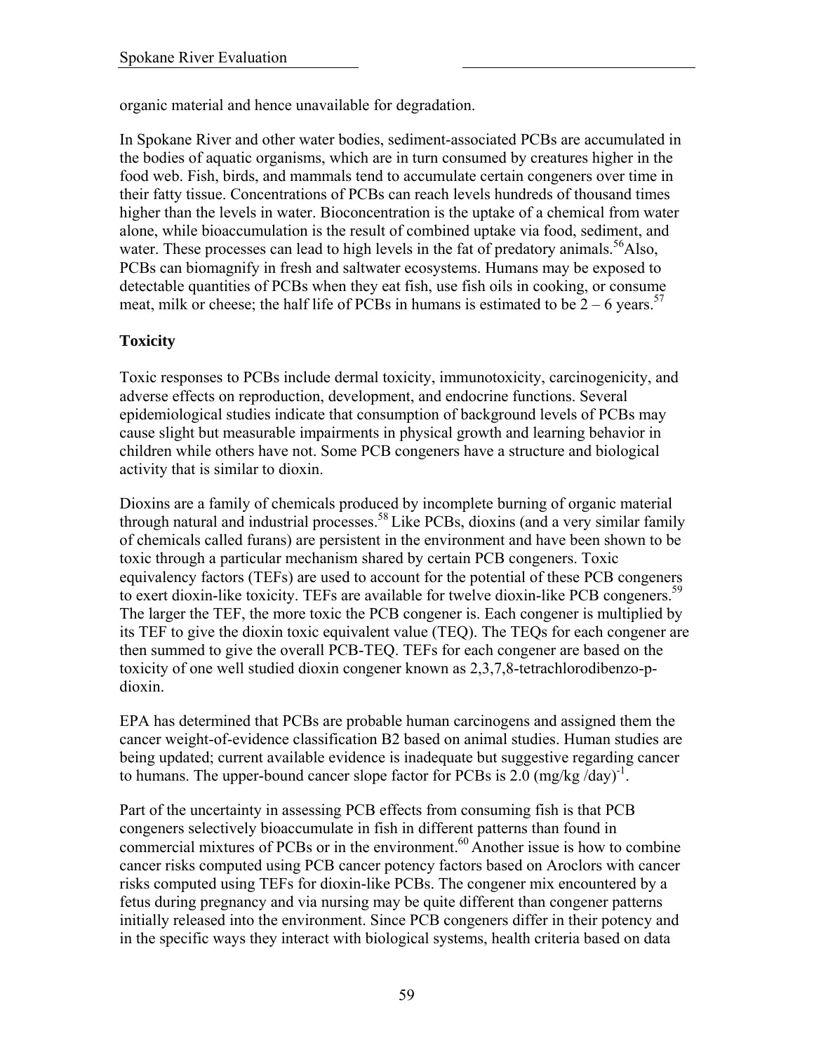organic material and hence unavailable for degradation.

In Spokane River and other water bodies, sediment-associated PCBs are accumulated in the bodies of aquatic organisms, which are in turn consumed by creatures higher in the food web. Fish, birds, and mammals tend to accumulate certain congeners over time in their fatty tissue. Concentrations of PCBs can reach levels hundreds of thousand times higher than the levels in water. Bioconcentration is the uptake of a chemical from water alone, while bioaccumulation is the result of combined uptake via food, sediment, and water. These processes can lead to high levels in the fat of predatory animals.[56] Also, PCBs can biomagnify in fresh and saltwater ecosystems. Humans may be exposed to detectable quantities of PCBs when they eat fish, use fish oils in cooking, or consume meat, milk or cheese; the half life of PCBs in humans is estimated to be 2 – 6 years.[57]

### Toxicity

Toxic responses to PCBs include dermal toxicity, immunotoxicity, carcinogenicity, and adverse effects on reproduction, development, and endocrine functions. Several epidemiological studies indicate that consumption of background levels of PCBs may cause slight but measurable impairments in physical growth and learning behavior in children while others have not. Some PCB congeners have a structure and biological activity that is similar to dioxin.

Dioxins are a family of chemicals produced by incomplete burning of organic material through natural and industrial processes.[58] Like PCBs, dioxins (and a very similar family of chemicals called furans) are persistent in the environment and have been shown to be toxic through a particular mechanism shared by certain PCB congeners. Toxic equivalency factors (TEFs) are used to account for the potential of these PCB congeners to exert dioxin-like toxicity. TEFs are available for twelve dioxin-like PCB congeners.[59] The larger the TEF, the more toxic the PCB congener is. Each congener is multiplied by its TEF to give the dioxin toxic equivalent value (TEQ). The TEQs for each congener are then summed to give the overall PCB-TEQ. TEFs for each congener are based on the toxicity of one well studied dioxin congener known as 2,3,7,8-tetrachlorodibenzo-p-dioxin.

EPA has determined that PCBs are probable human carcinogens and assigned them the cancer weight-of-evidence classification B2 based on animal studies. Human studies are being updated; current available evidence is inadequate but suggestive regarding cancer to humans. The upper-bound cancer slope factor for PCBs is 2.0 $(mg/kg/day)^{-1}$.

Part of the uncertainty in assessing PCB effects from consuming fish is that PCB congeners selectively bioaccumulate in fish in different patterns than found in commercial mixtures of PCBs or in the environment.[60] Another issue is how to combine cancer risks computed using PCB cancer potency factors based on Aroclors with cancer risks computed using TEFs for dioxin-like PCBs. The congener mix encountered by a fetus during pregnancy and via nursing may be quite different than congener patterns initially released into the environment. Since PCB congeners differ in their potency and in the specific ways they interact with biological systems, health criteria based on data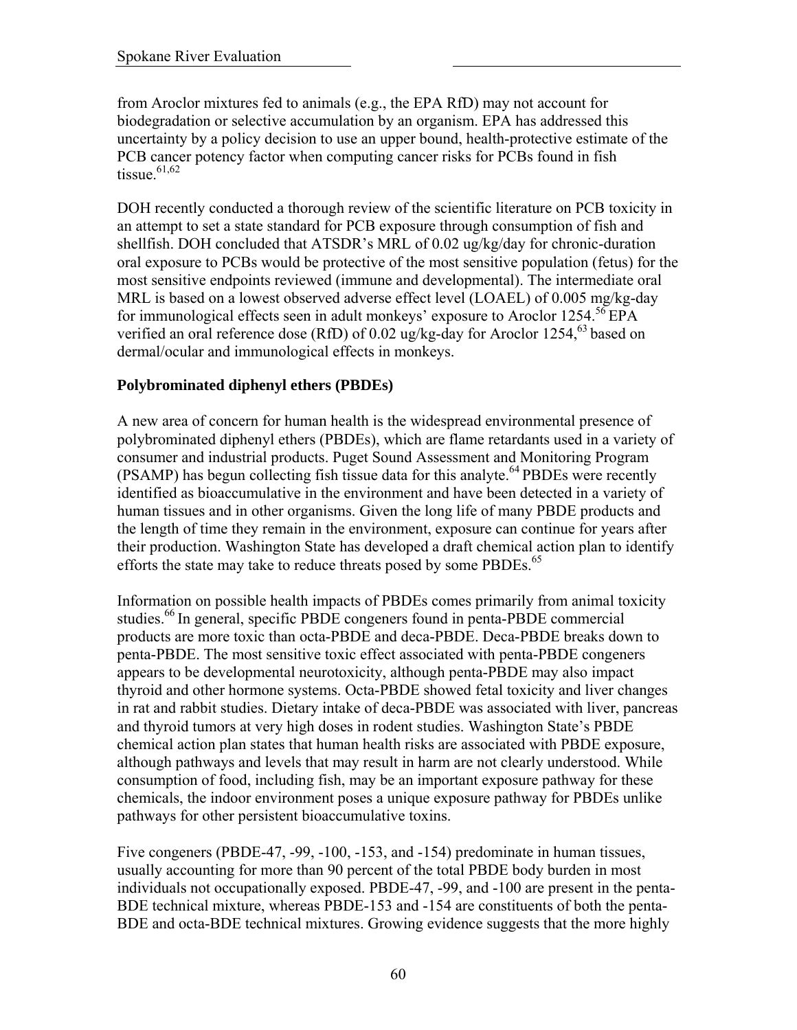from Aroclor mixtures fed to animals (e.g., the EPA RfD) may not account for biodegradation or selective accumulation by an organism. EPA has addressed this uncertainty by a policy decision to use an upper bound, health-protective estimate of the PCB cancer potency factor when computing cancer risks for PCBs found in fish tissue.[61,62]

DOH recently conducted a thorough review of the scientific literature on PCB toxicity in an attempt to set a state standard for PCB exposure through consumption of fish and shellfish. DOH concluded that ATSDR's MRL of 0.02 ug/kg/day for chronic-duration oral exposure to PCBs would be protective of the most sensitive population (fetus) for the most sensitive endpoints reviewed (immune and developmental). The intermediate oral MRL is based on a lowest observed adverse effect level (LOAEL) of 0.005 mg/kg-day for immunological effects seen in adult monkeys' exposure to Aroclor 1254.[56] EPA verified an oral reference dose (RfD) of 0.02 ug/kg-day for Aroclor 1254,[63] based on dermal/ocular and immunological effects in monkeys.

**Polybrominated diphenyl ethers (PBDEs)**

A new area of concern for human health is the widespread environmental presence of polybrominated diphenyl ethers (PBDEs), which are flame retardants used in a variety of consumer and industrial products. Puget Sound Assessment and Monitoring Program (PSAMP) has begun collecting fish tissue data for this analyte.[64] PBDEs were recently identified as bioaccumulative in the environment and have been detected in a variety of human tissues and in other organisms. Given the long life of many PBDE products and the length of time they remain in the environment, exposure can continue for years after their production. Washington State has developed a draft chemical action plan to identify efforts the state may take to reduce threats posed by some PBDEs.[65]

Information on possible health impacts of PBDEs comes primarily from animal toxicity studies.[66] In general, specific PBDE congeners found in penta-PBDE commercial products are more toxic than octa-PBDE and deca-PBDE. Deca-PBDE breaks down to penta-PBDE. The most sensitive toxic effect associated with penta-PBDE congeners appears to be developmental neurotoxicity, although penta-PBDE may also impact thyroid and other hormone systems. Octa-PBDE showed fetal toxicity and liver changes in rat and rabbit studies. Dietary intake of deca-PBDE was associated with liver, pancreas and thyroid tumors at very high doses in rodent studies. Washington State's PBDE chemical action plan states that human health risks are associated with PBDE exposure, although pathways and levels that may result in harm are not clearly understood. While consumption of food, including fish, may be an important exposure pathway for these chemicals, the indoor environment poses a unique exposure pathway for PBDEs unlike pathways for other persistent bioaccumulative toxins.

Five congeners (PBDE-47, -99, -100, -153, and -154) predominate in human tissues, usually accounting for more than 90 percent of the total PBDE body burden in most individuals not occupationally exposed. PBDE-47, -99, and -100 are present in the penta-BDE technical mixture, whereas PBDE-153 and -154 are constituents of both the penta-BDE and octa-BDE technical mixtures. Growing evidence suggests that the more highly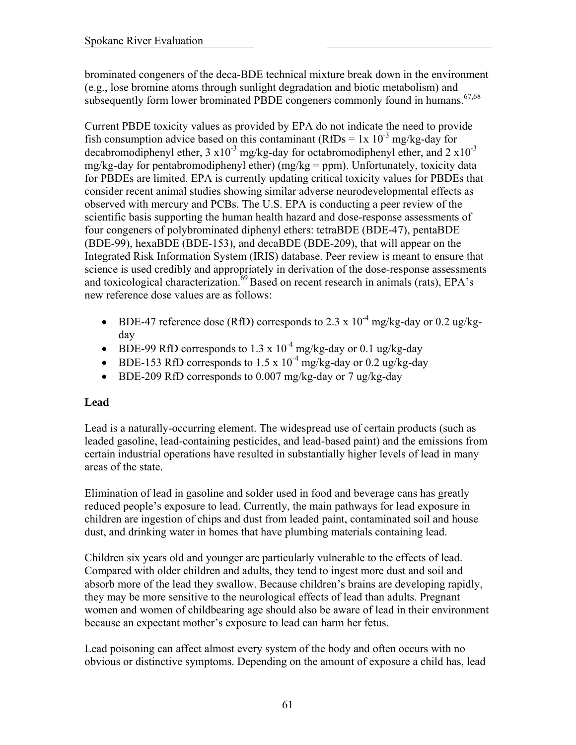brominated congeners of the deca-BDE technical mixture break down in the environment (e.g., lose bromine atoms through sunlight degradation and biotic metabolism) and subsequently form lower brominated PBDE congeners commonly found in humans.[67,68]

Current PBDE toxicity values as provided by EPA do not indicate the need to provide fish consumption advice based on this contaminant (RfDs = $1x\ 10^{-3}$ mg/kg-day for decabromodiphenyl ether, $3\ x10^{-3}$ mg/kg-day for octabromodiphenyl ether, and $2\ x10^{-3}$ mg/kg-day for pentabromodiphenyl ether) (mg/kg = ppm). Unfortunately, toxicity data for PBDEs are limited. EPA is currently updating critical toxicity values for PBDEs that consider recent animal studies showing similar adverse neurodevelopmental effects as observed with mercury and PCBs. The U.S. EPA is conducting a peer review of the scientific basis supporting the human health hazard and dose-response assessments of four congeners of polybrominated diphenyl ethers: tetraBDE (BDE-47), pentaBDE (BDE-99), hexaBDE (BDE-153), and decaBDE (BDE-209), that will appear on the Integrated Risk Information System (IRIS) database. Peer review is meant to ensure that science is used credibly and appropriately in derivation of the dose-response assessments and toxicological characterization.[69] Based on recent research in animals (rats), EPA's new reference dose values are as follows:

- BDE-47 reference dose (RfD) corresponds to $2.3\ x\ 10^{-4}$ mg/kg-day or 0.2 ug/kg-day
- BDE-99 RfD corresponds to $1.3\ x\ 10^{-4}$ mg/kg-day or 0.1 ug/kg-day
- BDE-153 RfD corresponds to $1.5\ x\ 10^{-4}$ mg/kg-day or 0.2 ug/kg-day
- BDE-209 RfD corresponds to 0.007 mg/kg-day or 7 ug/kg-day

**Lead**

Lead is a naturally-occurring element. The widespread use of certain products (such as leaded gasoline, lead-containing pesticides, and lead-based paint) and the emissions from certain industrial operations have resulted in substantially higher levels of lead in many areas of the state.

Elimination of lead in gasoline and solder used in food and beverage cans has greatly reduced people's exposure to lead. Currently, the main pathways for lead exposure in children are ingestion of chips and dust from leaded paint, contaminated soil and house dust, and drinking water in homes that have plumbing materials containing lead.

Children six years old and younger are particularly vulnerable to the effects of lead. Compared with older children and adults, they tend to ingest more dust and soil and absorb more of the lead they swallow. Because children's brains are developing rapidly, they may be more sensitive to the neurological effects of lead than adults. Pregnant women and women of childbearing age should also be aware of lead in their environment because an expectant mother's exposure to lead can harm her fetus.

Lead poisoning can affect almost every system of the body and often occurs with no obvious or distinctive symptoms. Depending on the amount of exposure a child has, lead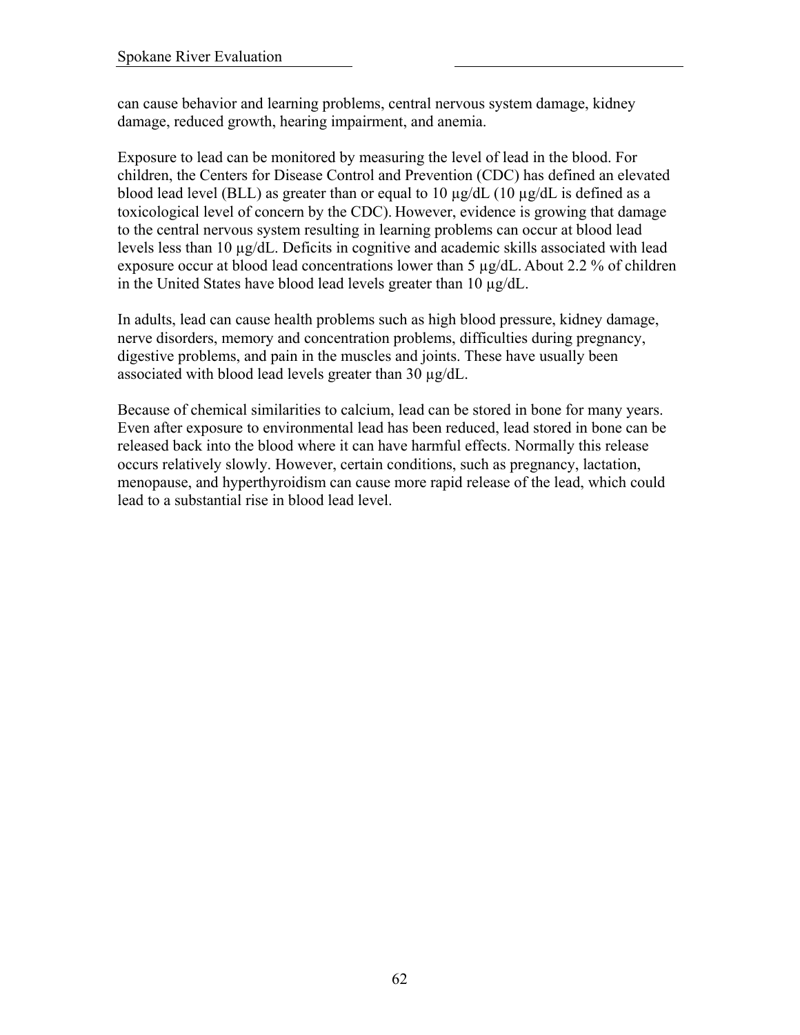can cause behavior and learning problems, central nervous system damage, kidney damage, reduced growth, hearing impairment, and anemia.

Exposure to lead can be monitored by measuring the level of lead in the blood. For children, the Centers for Disease Control and Prevention (CDC) has defined an elevated blood lead level (BLL) as greater than or equal to 10 µg/dL (10 µg/dL is defined as a toxicological level of concern by the CDC). However, evidence is growing that damage to the central nervous system resulting in learning problems can occur at blood lead levels less than 10 µg/dL. Deficits in cognitive and academic skills associated with lead exposure occur at blood lead concentrations lower than 5 µg/dL. About 2.2 % of children in the United States have blood lead levels greater than 10 µg/dL.

In adults, lead can cause health problems such as high blood pressure, kidney damage, nerve disorders, memory and concentration problems, difficulties during pregnancy, digestive problems, and pain in the muscles and joints. These have usually been associated with blood lead levels greater than 30 µg/dL.

Because of chemical similarities to calcium, lead can be stored in bone for many years. Even after exposure to environmental lead has been reduced, lead stored in bone can be released back into the blood where it can have harmful effects. Normally this release occurs relatively slowly. However, certain conditions, such as pregnancy, lactation, menopause, and hyperthyroidism can cause more rapid release of the lead, which could lead to a substantial rise in blood lead level.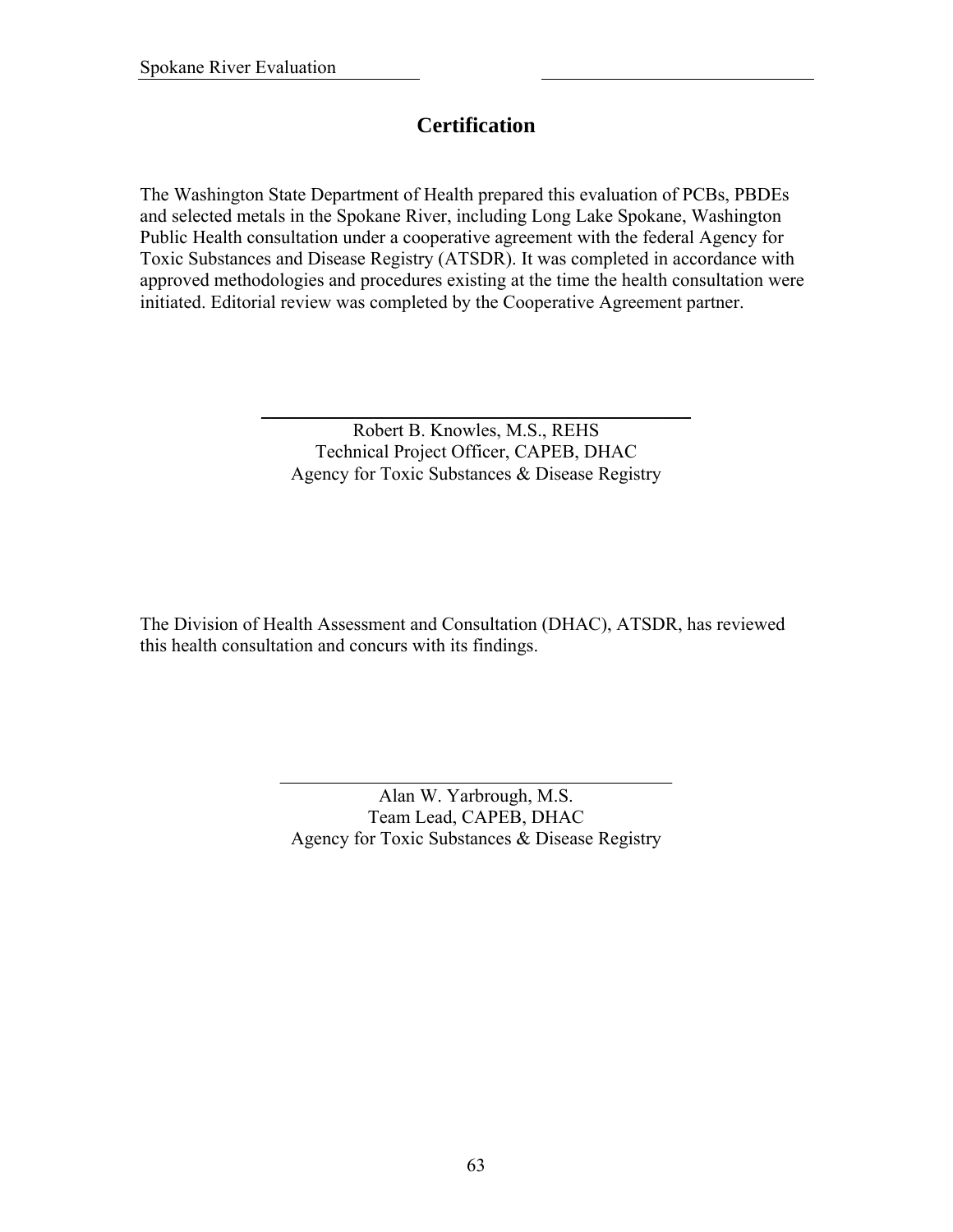# Certification

The Washington State Department of Health prepared this evaluation of PCBs, PBDEs and selected metals in the Spokane River, including Long Lake Spokane, Washington Public Health consultation under a cooperative agreement with the federal Agency for Toxic Substances and Disease Registry (ATSDR). It was completed in accordance with approved methodologies and procedures existing at the time the health consultation were initiated. Editorial review was completed by the Cooperative Agreement partner.

Robert B. Knowles, M.S., REHS
Technical Project Officer, CAPEB, DHAC
Agency for Toxic Substances & Disease Registry

The Division of Health Assessment and Consultation (DHAC), ATSDR, has reviewed this health consultation and concurs with its findings.

Alan W. Yarbrough, M.S.
Team Lead, CAPEB, DHAC
Agency for Toxic Substances & Disease Registry